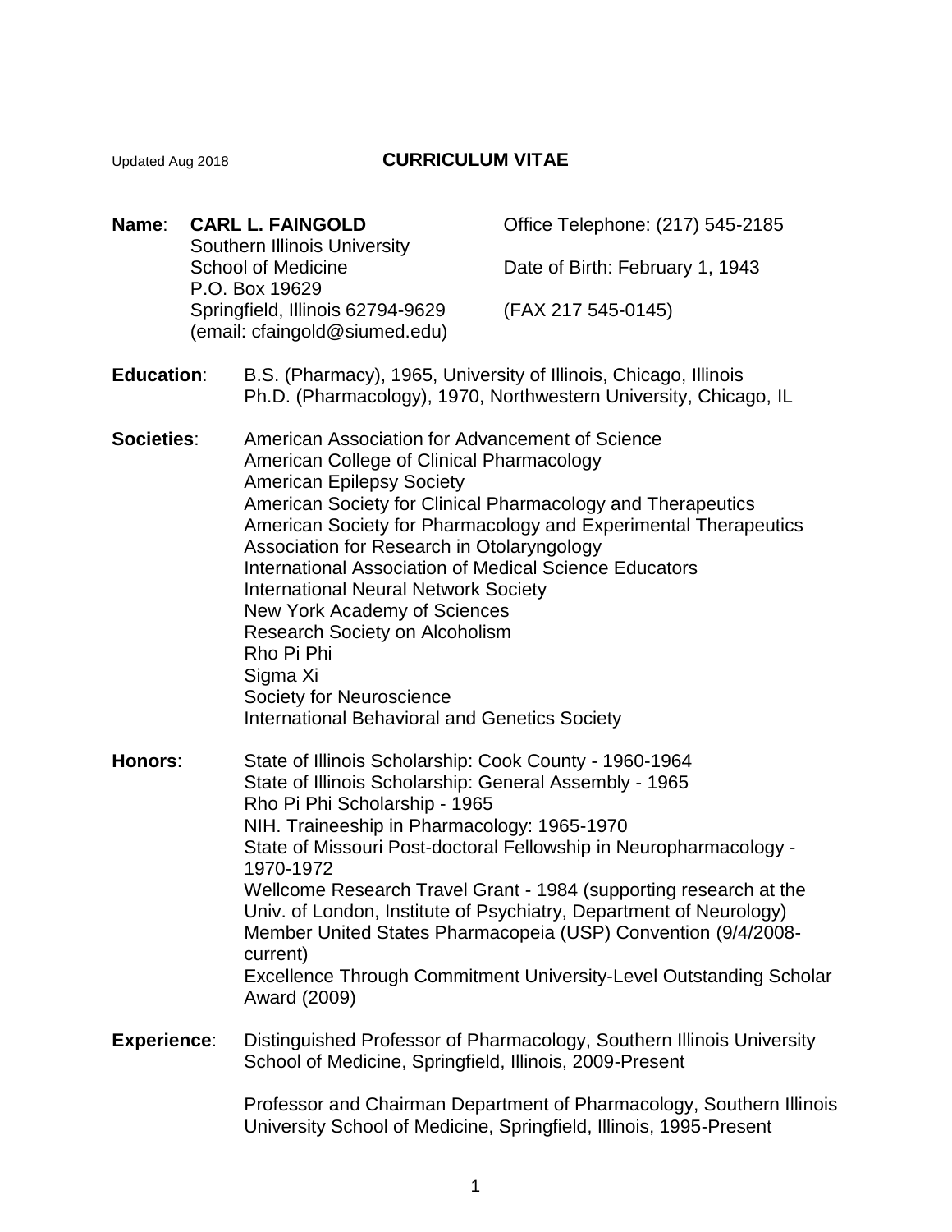Updated Aug 2018

# CURRICULUM VITAE

**Name**: **CARL L. FAINGOLD**
Southern Illinois University
School of Medicine
P.O. Box 19629
Springfield, Illinois 62794-9629
(email: cfaingold@siumed.edu)

Office Telephone: (217) 545-2185

Date of Birth: February 1, 1943

(FAX 217 545-0145)

**Education**:
B.S. (Pharmacy), 1965, University of Illinois, Chicago, Illinois
Ph.D. (Pharmacology), 1970, Northwestern University, Chicago, IL

**Societies**:
American Association for Advancement of Science
American College of Clinical Pharmacology
American Epilepsy Society
American Society for Clinical Pharmacology and Therapeutics
American Society for Pharmacology and Experimental Therapeutics
Association for Research in Otolaryngology
International Association of Medical Science Educators
International Neural Network Society
New York Academy of Sciences
Research Society on Alcoholism
Rho Pi Phi
Sigma Xi
Society for Neuroscience
International Behavioral and Genetics Society

**Honors**:
State of Illinois Scholarship: Cook County - 1960-1964
State of Illinois Scholarship: General Assembly - 1965
Rho Pi Phi Scholarship - 1965
NIH. Traineeship in Pharmacology: 1965-1970
State of Missouri Post-doctoral Fellowship in Neuropharmacology - 1970-1972
Wellcome Research Travel Grant - 1984 (supporting research at the Univ. of London, Institute of Psychiatry, Department of Neurology)
Member United States Pharmacopeia (USP) Convention (9/4/2008-current)
Excellence Through Commitment University-Level Outstanding Scholar Award (2009)

**Experience**:
Distinguished Professor of Pharmacology, Southern Illinois University School of Medicine, Springfield, Illinois, 2009-Present

Professor and Chairman Department of Pharmacology, Southern Illinois University School of Medicine, Springfield, Illinois, 1995-Present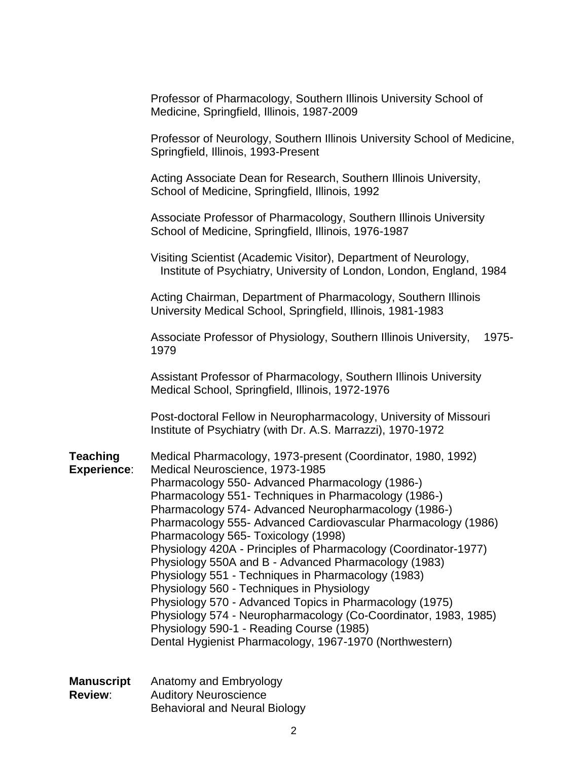Professor of Pharmacology, Southern Illinois University School of Medicine, Springfield, Illinois, 1987-2009

Professor of Neurology, Southern Illinois University School of Medicine, Springfield, Illinois, 1993-Present

Acting Associate Dean for Research, Southern Illinois University, School of Medicine, Springfield, Illinois, 1992

Associate Professor of Pharmacology, Southern Illinois University School of Medicine, Springfield, Illinois, 1976-1987

Visiting Scientist (Academic Visitor), Department of Neurology, Institute of Psychiatry, University of London, London, England, 1984

Acting Chairman, Department of Pharmacology, Southern Illinois University Medical School, Springfield, Illinois, 1981-1983

Associate Professor of Physiology, Southern Illinois University, 1975-1979

Assistant Professor of Pharmacology, Southern Illinois University Medical School, Springfield, Illinois, 1972-1976

Post-doctoral Fellow in Neuropharmacology, University of Missouri Institute of Psychiatry (with Dr. A.S. Marrazzi), 1970-1972

**Teaching Experience**:

Medical Pharmacology, 1973-present (Coordinator, 1980, 1992)
Medical Neuroscience, 1973-1985
Pharmacology 550- Advanced Pharmacology (1986-)
Pharmacology 551- Techniques in Pharmacology (1986-)
Pharmacology 574- Advanced Neuropharmacology (1986-)
Pharmacology 555- Advanced Cardiovascular Pharmacology (1986)
Pharmacology 565- Toxicology (1998)
Physiology 420A - Principles of Pharmacology (Coordinator-1977)
Physiology 550A and B - Advanced Pharmacology (1983)
Physiology 551 - Techniques in Pharmacology (1983)
Physiology 560 - Techniques in Physiology
Physiology 570 - Advanced Topics in Pharmacology (1975)
Physiology 574 - Neuropharmacology (Co-Coordinator, 1983, 1985)
Physiology 590-1 - Reading Course (1985)
Dental Hygienist Pharmacology, 1967-1970 (Northwestern)

**Manuscript Review**:

Anatomy and Embryology
Auditory Neuroscience
Behavioral and Neural Biology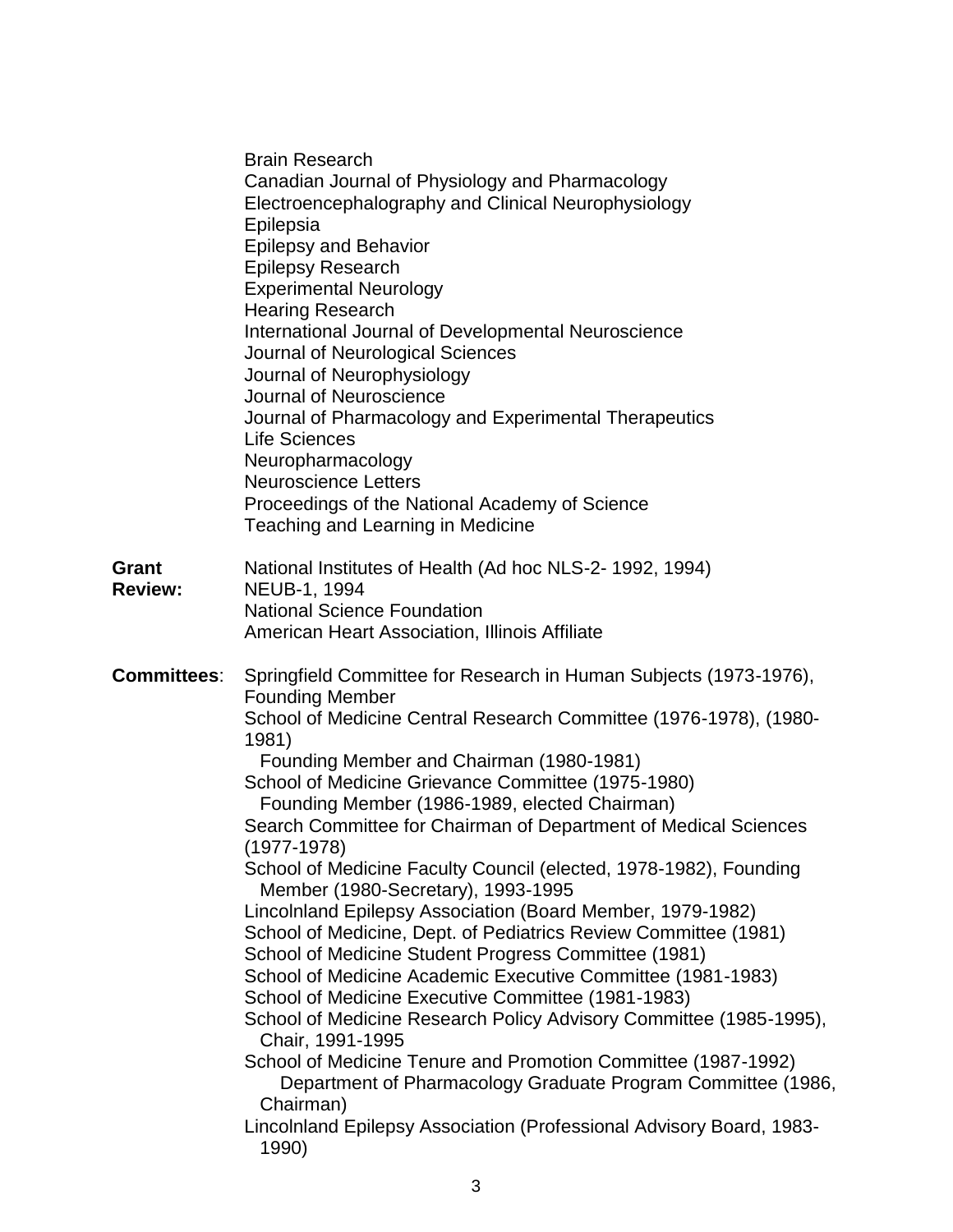Brain Research
Canadian Journal of Physiology and Pharmacology
Electroencephalography and Clinical Neurophysiology
Epilepsia
Epilepsy and Behavior
Epilepsy Research
Experimental Neurology
Hearing Research
International Journal of Developmental Neuroscience
Journal of Neurological Sciences
Journal of Neurophysiology
Journal of Neuroscience
Journal of Pharmacology and Experimental Therapeutics
Life Sciences
Neuropharmacology
Neuroscience Letters
Proceedings of the National Academy of Science
Teaching and Learning in Medicine

**Grant Review:**

National Institutes of Health (Ad hoc NLS-2- 1992, 1994)
NEUB-1, 1994
National Science Foundation
American Heart Association, Illinois Affiliate

**Committees**:

Springfield Committee for Research in Human Subjects (1973-1976), Founding Member
School of Medicine Central Research Committee (1976-1978), (1980-1981)
  Founding Member and Chairman (1980-1981)
School of Medicine Grievance Committee (1975-1980)
  Founding Member (1986-1989, elected Chairman)
Search Committee for Chairman of Department of Medical Sciences (1977-1978)
School of Medicine Faculty Council (elected, 1978-1982), Founding Member (1980-Secretary), 1993-1995
Lincolnland Epilepsy Association (Board Member, 1979-1982)
School of Medicine, Dept. of Pediatrics Review Committee (1981)
School of Medicine Student Progress Committee (1981)
School of Medicine Academic Executive Committee (1981-1983)
School of Medicine Executive Committee (1981-1983)
School of Medicine Research Policy Advisory Committee (1985-1995), Chair, 1991-1995
School of Medicine Tenure and Promotion Committee (1987-1992)
  Department of Pharmacology Graduate Program Committee (1986, Chairman)
Lincolnland Epilepsy Association (Professional Advisory Board, 1983-1990)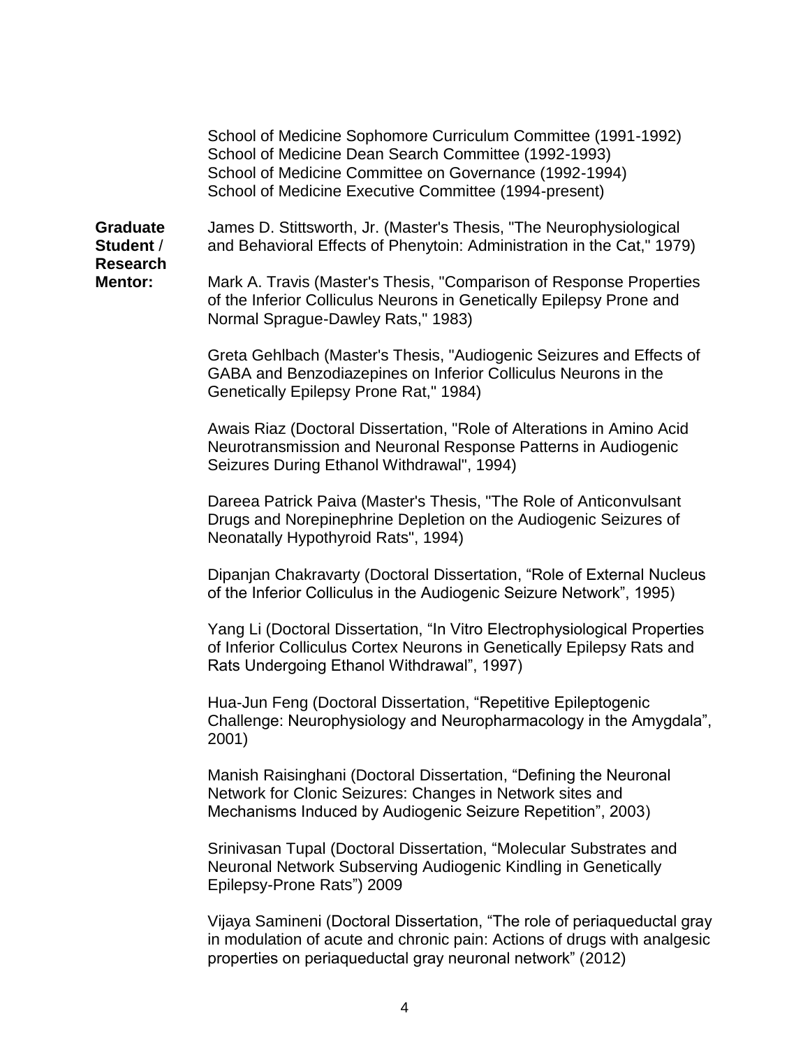School of Medicine Sophomore Curriculum Committee (1991-1992)
School of Medicine Dean Search Committee (1992-1993)
School of Medicine Committee on Governance (1992-1994)
School of Medicine Executive Committee (1994-present)

**Graduate Student / Research Mentor:**

James D. Stittsworth, Jr. (Master's Thesis, "The Neurophysiological and Behavioral Effects of Phenytoin: Administration in the Cat," 1979)

Mark A. Travis (Master's Thesis, "Comparison of Response Properties of the Inferior Colliculus Neurons in Genetically Epilepsy Prone and Normal Sprague-Dawley Rats," 1983)

Greta Gehlbach (Master's Thesis, "Audiogenic Seizures and Effects of GABA and Benzodiazepines on Inferior Colliculus Neurons in the Genetically Epilepsy Prone Rat," 1984)

Awais Riaz (Doctoral Dissertation, "Role of Alterations in Amino Acid Neurotransmission and Neuronal Response Patterns in Audiogenic Seizures During Ethanol Withdrawal", 1994)

Dareea Patrick Paiva (Master's Thesis, "The Role of Anticonvulsant Drugs and Norepinephrine Depletion on the Audiogenic Seizures of Neonatally Hypothyroid Rats", 1994)

Dipanjan Chakravarty (Doctoral Dissertation, "Role of External Nucleus of the Inferior Colliculus in the Audiogenic Seizure Network", 1995)

Yang Li (Doctoral Dissertation, "In Vitro Electrophysiological Properties of Inferior Colliculus Cortex Neurons in Genetically Epilepsy Rats and Rats Undergoing Ethanol Withdrawal", 1997)

Hua-Jun Feng (Doctoral Dissertation, "Repetitive Epileptogenic Challenge: Neurophysiology and Neuropharmacology in the Amygdala", 2001)

Manish Raisinghani (Doctoral Dissertation, "Defining the Neuronal Network for Clonic Seizures: Changes in Network sites and Mechanisms Induced by Audiogenic Seizure Repetition", 2003)

Srinivasan Tupal (Doctoral Dissertation, "Molecular Substrates and Neuronal Network Subserving Audiogenic Kindling in Genetically Epilepsy-Prone Rats") 2009

Vijaya Samineni (Doctoral Dissertation, "The role of periaqueductal gray in modulation of acute and chronic pain: Actions of drugs with analgesic properties on periaqueductal gray neuronal network" (2012)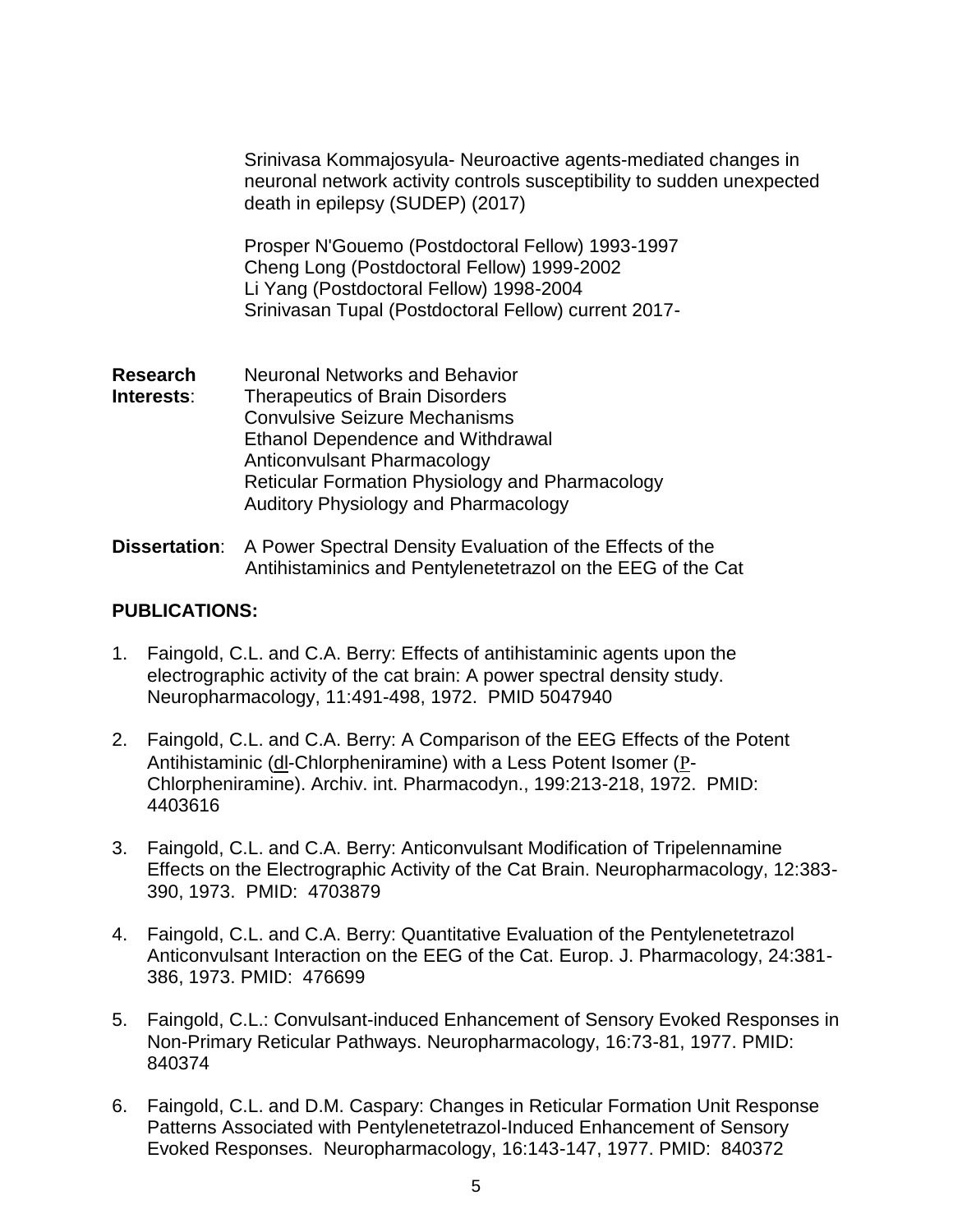Srinivasa Kommajosyula- Neuroactive agents-mediated changes in neuronal network activity controls susceptibility to sudden unexpected death in epilepsy (SUDEP) (2017)

Prosper N'Gouemo (Postdoctoral Fellow) 1993-1997
Cheng Long (Postdoctoral Fellow) 1999-2002
Li Yang (Postdoctoral Fellow) 1998-2004
Srinivasan Tupal (Postdoctoral Fellow) current 2017-

**Research Interests**:
Neuronal Networks and Behavior
Therapeutics of Brain Disorders
Convulsive Seizure Mechanisms
Ethanol Dependence and Withdrawal
Anticonvulsant Pharmacology
Reticular Formation Physiology and Pharmacology
Auditory Physiology and Pharmacology

**Dissertation**: A Power Spectral Density Evaluation of the Effects of the Antihistaminics and Pentylenetetrazol on the EEG of the Cat

## PUBLICATIONS:

1. Faingold, C.L. and C.A. Berry: Effects of antihistaminic agents upon the electrographic activity of the cat brain: A power spectral density study. Neuropharmacology, 11:491-498, 1972. PMID 5047940

2. Faingold, C.L. and C.A. Berry: A Comparison of the EEG Effects of the Potent Antihistaminic (dl-Chlorpheniramine) with a Less Potent Isomer (P-Chlorpheniramine). Archiv. int. Pharmacodyn., 199:213-218, 1972. PMID: 4403616

3. Faingold, C.L. and C.A. Berry: Anticonvulsant Modification of Tripelennamine Effects on the Electrographic Activity of the Cat Brain. Neuropharmacology, 12:383-390, 1973. PMID: 4703879

4. Faingold, C.L. and C.A. Berry: Quantitative Evaluation of the Pentylenetetrazol Anticonvulsant Interaction on the EEG of the Cat. Europ. J. Pharmacology, 24:381-386, 1973. PMID: 476699

5. Faingold, C.L.: Convulsant-induced Enhancement of Sensory Evoked Responses in Non-Primary Reticular Pathways. Neuropharmacology, 16:73-81, 1977. PMID: 840374

6. Faingold, C.L. and D.M. Caspary: Changes in Reticular Formation Unit Response Patterns Associated with Pentylenetetrazol-Induced Enhancement of Sensory Evoked Responses. Neuropharmacology, 16:143-147, 1977. PMID: 840372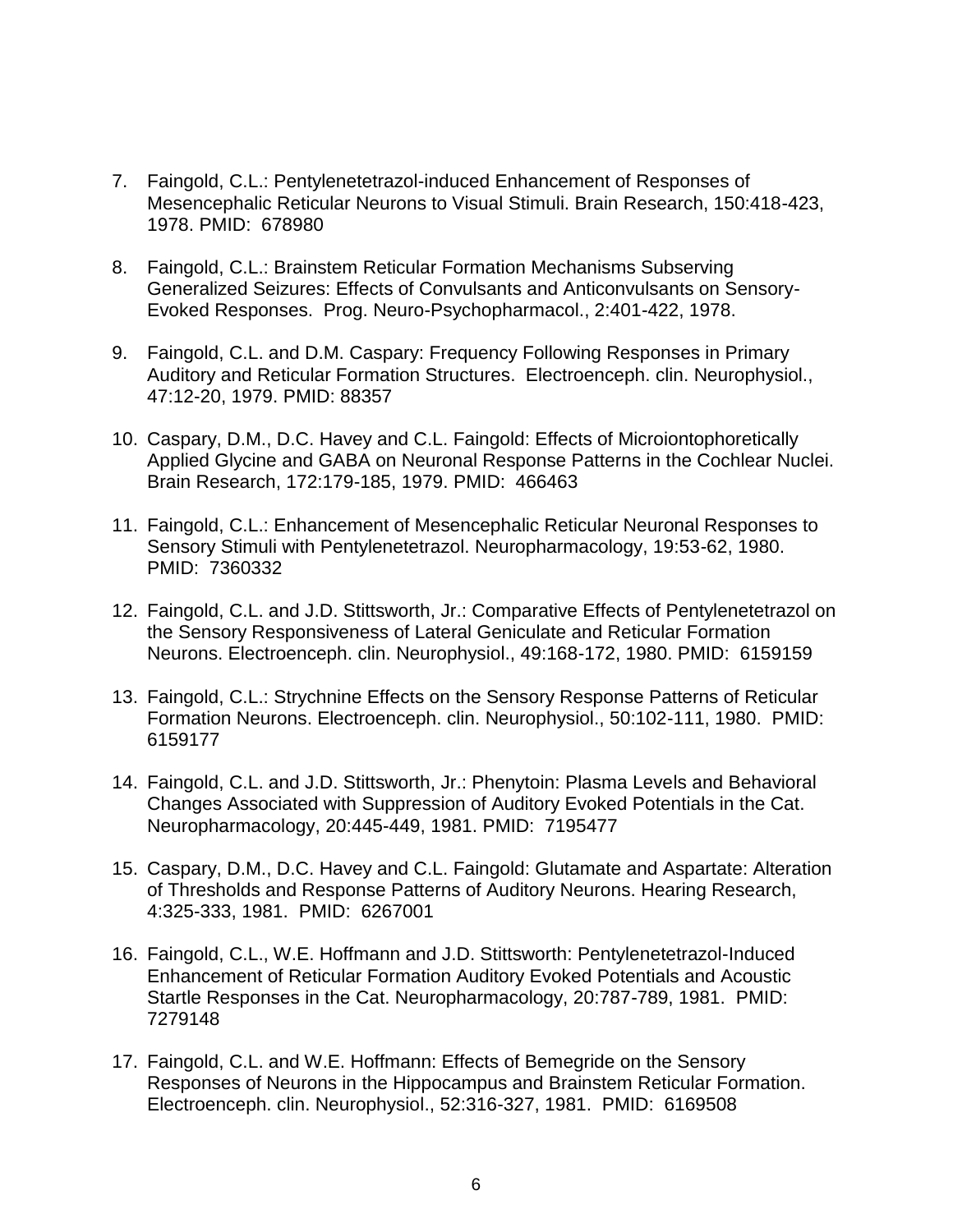7. Faingold, C.L.: Pentylenetetrazol-induced Enhancement of Responses of Mesencephalic Reticular Neurons to Visual Stimuli. Brain Research, 150:418-423, 1978. PMID: 678980

8. Faingold, C.L.: Brainstem Reticular Formation Mechanisms Subserving Generalized Seizures: Effects of Convulsants and Anticonvulsants on Sensory-Evoked Responses. Prog. Neuro-Psychopharmacol., 2:401-422, 1978.

9. Faingold, C.L. and D.M. Caspary: Frequency Following Responses in Primary Auditory and Reticular Formation Structures. Electroenceph. clin. Neurophysiol., 47:12-20, 1979. PMID: 88357

10. Caspary, D.M., D.C. Havey and C.L. Faingold: Effects of Microiontophoretically Applied Glycine and GABA on Neuronal Response Patterns in the Cochlear Nuclei. Brain Research, 172:179-185, 1979. PMID: 466463

11. Faingold, C.L.: Enhancement of Mesencephalic Reticular Neuronal Responses to Sensory Stimuli with Pentylenetetrazol. Neuropharmacology, 19:53-62, 1980. PMID: 7360332

12. Faingold, C.L. and J.D. Stittsworth, Jr.: Comparative Effects of Pentylenetetrazol on the Sensory Responsiveness of Lateral Geniculate and Reticular Formation Neurons. Electroenceph. clin. Neurophysiol., 49:168-172, 1980. PMID: 6159159

13. Faingold, C.L.: Strychnine Effects on the Sensory Response Patterns of Reticular Formation Neurons. Electroenceph. clin. Neurophysiol., 50:102-111, 1980. PMID: 6159177

14. Faingold, C.L. and J.D. Stittsworth, Jr.: Phenytoin: Plasma Levels and Behavioral Changes Associated with Suppression of Auditory Evoked Potentials in the Cat. Neuropharmacology, 20:445-449, 1981. PMID: 7195477

15. Caspary, D.M., D.C. Havey and C.L. Faingold: Glutamate and Aspartate: Alteration of Thresholds and Response Patterns of Auditory Neurons. Hearing Research, 4:325-333, 1981. PMID: 6267001

16. Faingold, C.L., W.E. Hoffmann and J.D. Stittsworth: Pentylenetetrazol-Induced Enhancement of Reticular Formation Auditory Evoked Potentials and Acoustic Startle Responses in the Cat. Neuropharmacology, 20:787-789, 1981. PMID: 7279148

17. Faingold, C.L. and W.E. Hoffmann: Effects of Bemegride on the Sensory Responses of Neurons in the Hippocampus and Brainstem Reticular Formation. Electroenceph. clin. Neurophysiol., 52:316-327, 1981. PMID: 6169508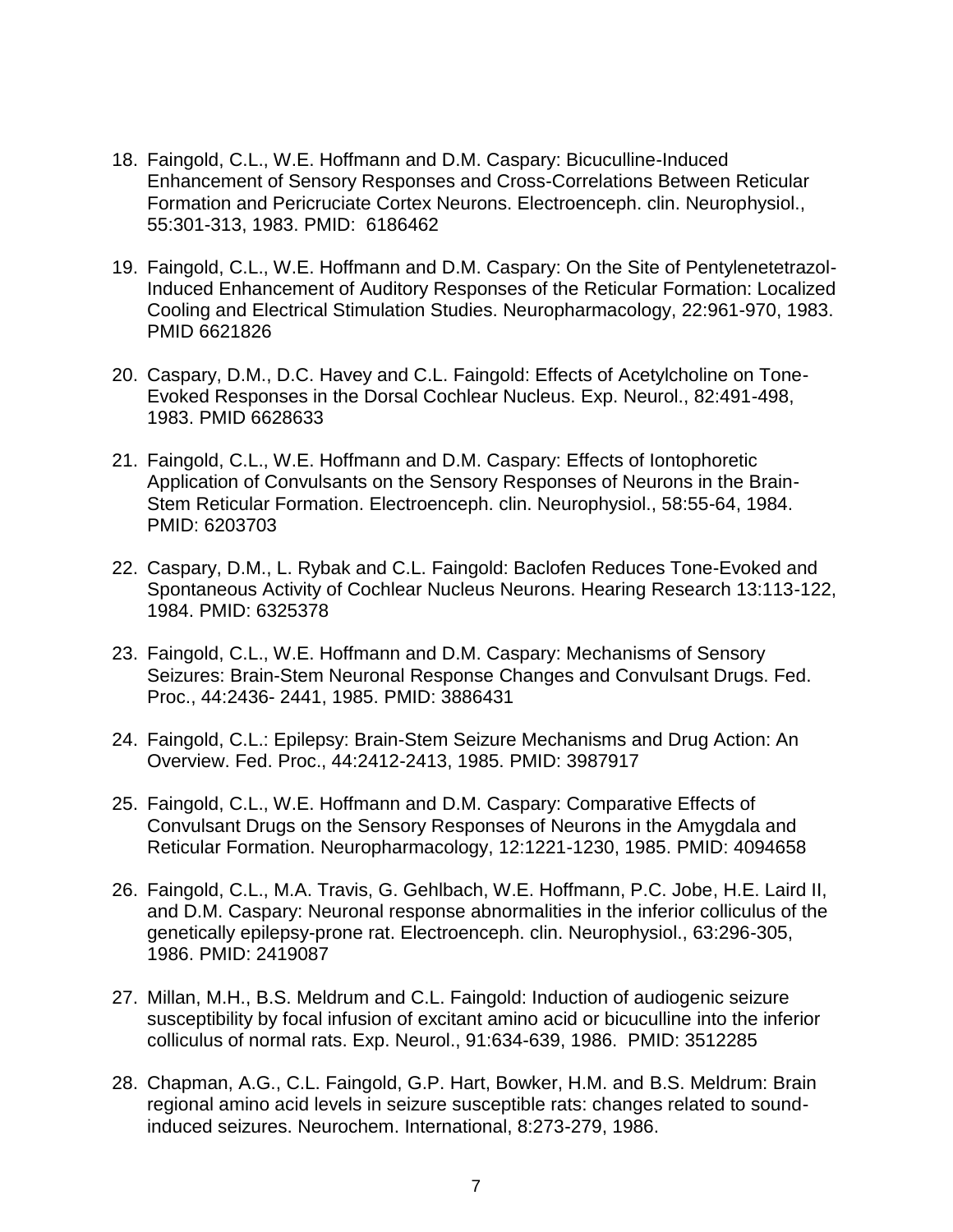18. Faingold, C.L., W.E. Hoffmann and D.M. Caspary: Bicuculline-Induced Enhancement of Sensory Responses and Cross-Correlations Between Reticular Formation and Pericruciate Cortex Neurons. Electroenceph. clin. Neurophysiol., 55:301-313, 1983. PMID: 6186462

19. Faingold, C.L., W.E. Hoffmann and D.M. Caspary: On the Site of Pentylenetetrazol-Induced Enhancement of Auditory Responses of the Reticular Formation: Localized Cooling and Electrical Stimulation Studies. Neuropharmacology, 22:961-970, 1983. PMID 6621826

20. Caspary, D.M., D.C. Havey and C.L. Faingold: Effects of Acetylcholine on Tone-Evoked Responses in the Dorsal Cochlear Nucleus. Exp. Neurol., 82:491-498, 1983. PMID 6628633

21. Faingold, C.L., W.E. Hoffmann and D.M. Caspary: Effects of Iontophoretic Application of Convulsants on the Sensory Responses of Neurons in the Brain-Stem Reticular Formation. Electroenceph. clin. Neurophysiol., 58:55-64, 1984. PMID: 6203703

22. Caspary, D.M., L. Rybak and C.L. Faingold: Baclofen Reduces Tone-Evoked and Spontaneous Activity of Cochlear Nucleus Neurons. Hearing Research 13:113-122, 1984. PMID: 6325378

23. Faingold, C.L., W.E. Hoffmann and D.M. Caspary: Mechanisms of Sensory Seizures: Brain-Stem Neuronal Response Changes and Convulsant Drugs. Fed. Proc., 44:2436- 2441, 1985. PMID: 3886431

24. Faingold, C.L.: Epilepsy: Brain-Stem Seizure Mechanisms and Drug Action: An Overview. Fed. Proc., 44:2412-2413, 1985. PMID: 3987917

25. Faingold, C.L., W.E. Hoffmann and D.M. Caspary: Comparative Effects of Convulsant Drugs on the Sensory Responses of Neurons in the Amygdala and Reticular Formation. Neuropharmacology, 12:1221-1230, 1985. PMID: 4094658

26. Faingold, C.L., M.A. Travis, G. Gehlbach, W.E. Hoffmann, P.C. Jobe, H.E. Laird II, and D.M. Caspary: Neuronal response abnormalities in the inferior colliculus of the genetically epilepsy-prone rat. Electroenceph. clin. Neurophysiol., 63:296-305, 1986. PMID: 2419087

27. Millan, M.H., B.S. Meldrum and C.L. Faingold: Induction of audiogenic seizure susceptibility by focal infusion of excitant amino acid or bicuculline into the inferior colliculus of normal rats. Exp. Neurol., 91:634-639, 1986. PMID: 3512285

28. Chapman, A.G., C.L. Faingold, G.P. Hart, Bowker, H.M. and B.S. Meldrum: Brain regional amino acid levels in seizure susceptible rats: changes related to sound-induced seizures. Neurochem. International, 8:273-279, 1986.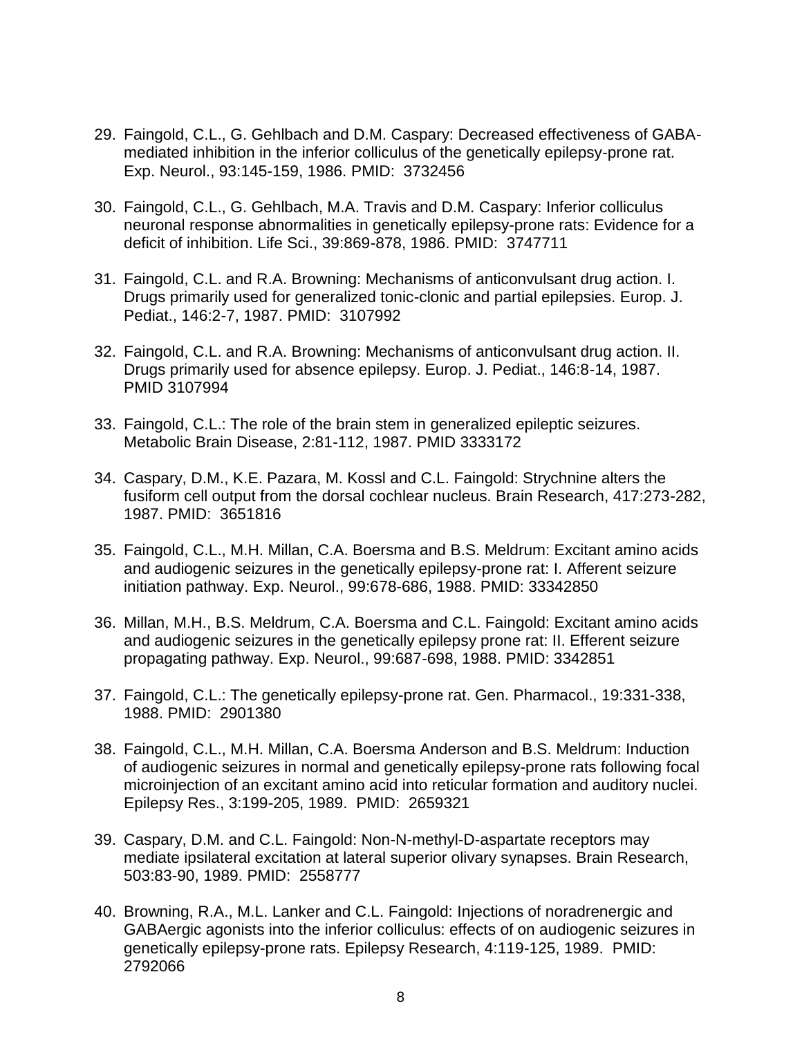29. Faingold, C.L., G. Gehlbach and D.M. Caspary: Decreased effectiveness of GABA-mediated inhibition in the inferior colliculus of the genetically epilepsy-prone rat. Exp. Neurol., 93:145-159, 1986. PMID: 3732456

30. Faingold, C.L., G. Gehlbach, M.A. Travis and D.M. Caspary: Inferior colliculus neuronal response abnormalities in genetically epilepsy-prone rats: Evidence for a deficit of inhibition. Life Sci., 39:869-878, 1986. PMID: 3747711

31. Faingold, C.L. and R.A. Browning: Mechanisms of anticonvulsant drug action. I. Drugs primarily used for generalized tonic-clonic and partial epilepsies. Europ. J. Pediat., 146:2-7, 1987. PMID: 3107992

32. Faingold, C.L. and R.A. Browning: Mechanisms of anticonvulsant drug action. II. Drugs primarily used for absence epilepsy. Europ. J. Pediat., 146:8-14, 1987. PMID 3107994

33. Faingold, C.L.: The role of the brain stem in generalized epileptic seizures. Metabolic Brain Disease, 2:81-112, 1987. PMID 3333172

34. Caspary, D.M., K.E. Pazara, M. Kossl and C.L. Faingold: Strychnine alters the fusiform cell output from the dorsal cochlear nucleus. Brain Research, 417:273-282, 1987. PMID: 3651816

35. Faingold, C.L., M.H. Millan, C.A. Boersma and B.S. Meldrum: Excitant amino acids and audiogenic seizures in the genetically epilepsy-prone rat: I. Afferent seizure initiation pathway. Exp. Neurol., 99:678-686, 1988. PMID: 33342850

36. Millan, M.H., B.S. Meldrum, C.A. Boersma and C.L. Faingold: Excitant amino acids and audiogenic seizures in the genetically epilepsy prone rat: II. Efferent seizure propagating pathway. Exp. Neurol., 99:687-698, 1988. PMID: 3342851

37. Faingold, C.L.: The genetically epilepsy-prone rat. Gen. Pharmacol., 19:331-338, 1988. PMID: 2901380

38. Faingold, C.L., M.H. Millan, C.A. Boersma Anderson and B.S. Meldrum: Induction of audiogenic seizures in normal and genetically epilepsy-prone rats following focal microinjection of an excitant amino acid into reticular formation and auditory nuclei. Epilepsy Res., 3:199-205, 1989. PMID: 2659321

39. Caspary, D.M. and C.L. Faingold: Non-N-methyl-D-aspartate receptors may mediate ipsilateral excitation at lateral superior olivary synapses. Brain Research, 503:83-90, 1989. PMID: 2558777

40. Browning, R.A., M.L. Lanker and C.L. Faingold: Injections of noradrenergic and GABAergic agonists into the inferior colliculus: effects of on audiogenic seizures in genetically epilepsy-prone rats. Epilepsy Research, 4:119-125, 1989. PMID: 2792066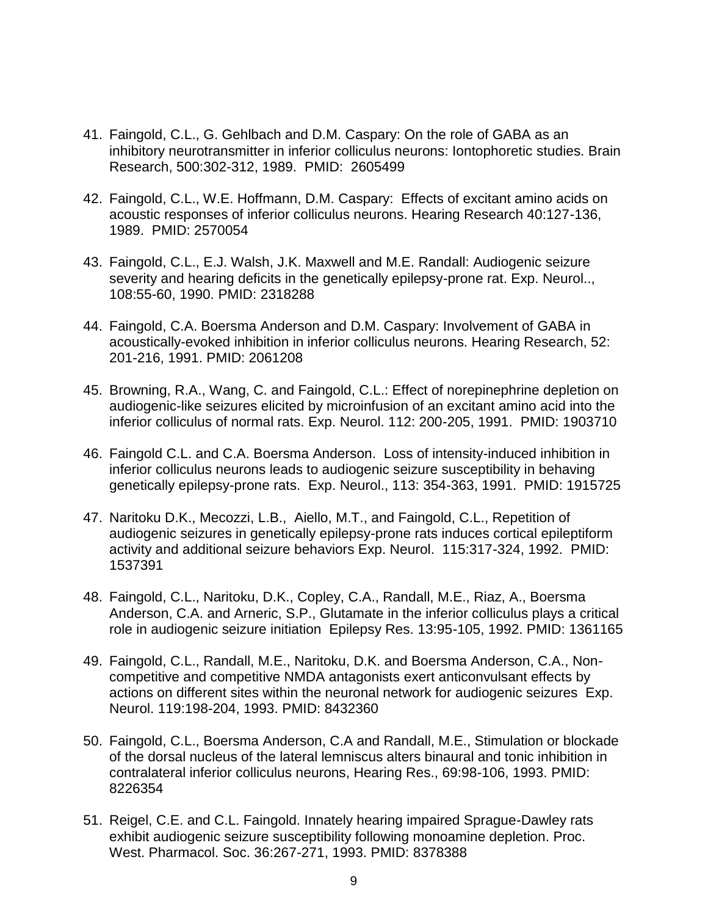41. Faingold, C.L., G. Gehlbach and D.M. Caspary: On the role of GABA as an inhibitory neurotransmitter in inferior colliculus neurons: Iontophoretic studies. Brain Research, 500:302-312, 1989. PMID: 2605499

42. Faingold, C.L., W.E. Hoffmann, D.M. Caspary: Effects of excitant amino acids on acoustic responses of inferior colliculus neurons. Hearing Research 40:127-136, 1989. PMID: 2570054

43. Faingold, C.L., E.J. Walsh, J.K. Maxwell and M.E. Randall: Audiogenic seizure severity and hearing deficits in the genetically epilepsy-prone rat. Exp. Neurol.., 108:55-60, 1990. PMID: 2318288

44. Faingold, C.A. Boersma Anderson and D.M. Caspary: Involvement of GABA in acoustically-evoked inhibition in inferior colliculus neurons. Hearing Research, 52: 201-216, 1991. PMID: 2061208

45. Browning, R.A., Wang, C. and Faingold, C.L.: Effect of norepinephrine depletion on audiogenic-like seizures elicited by microinfusion of an excitant amino acid into the inferior colliculus of normal rats. Exp. Neurol. 112: 200-205, 1991. PMID: 1903710

46. Faingold C.L. and C.A. Boersma Anderson. Loss of intensity-induced inhibition in inferior colliculus neurons leads to audiogenic seizure susceptibility in behaving genetically epilepsy-prone rats. Exp. Neurol., 113: 354-363, 1991. PMID: 1915725

47. Naritoku D.K., Mecozzi, L.B., Aiello, M.T., and Faingold, C.L., Repetition of audiogenic seizures in genetically epilepsy-prone rats induces cortical epileptiform activity and additional seizure behaviors Exp. Neurol. 115:317-324, 1992. PMID: 1537391

48. Faingold, C.L., Naritoku, D.K., Copley, C.A., Randall, M.E., Riaz, A., Boersma Anderson, C.A. and Arneric, S.P., Glutamate in the inferior colliculus plays a critical role in audiogenic seizure initiation Epilepsy Res. 13:95-105, 1992. PMID: 1361165

49. Faingold, C.L., Randall, M.E., Naritoku, D.K. and Boersma Anderson, C.A., Non-competitive and competitive NMDA antagonists exert anticonvulsant effects by actions on different sites within the neuronal network for audiogenic seizures Exp. Neurol. 119:198-204, 1993. PMID: 8432360

50. Faingold, C.L., Boersma Anderson, C.A and Randall, M.E., Stimulation or blockade of the dorsal nucleus of the lateral lemniscus alters binaural and tonic inhibition in contralateral inferior colliculus neurons, Hearing Res., 69:98-106, 1993. PMID: 8226354

51. Reigel, C.E. and C.L. Faingold. Innately hearing impaired Sprague-Dawley rats exhibit audiogenic seizure susceptibility following monoamine depletion. Proc. West. Pharmacol. Soc. 36:267-271, 1993. PMID: 8378388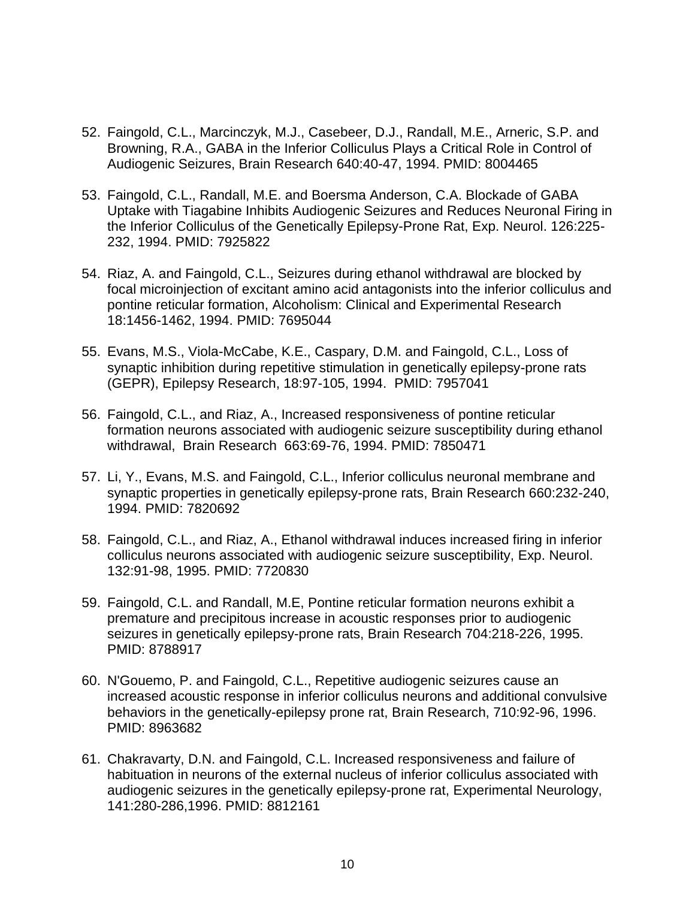52. Faingold, C.L., Marcinczyk, M.J., Casebeer, D.J., Randall, M.E., Arneric, S.P. and Browning, R.A., GABA in the Inferior Colliculus Plays a Critical Role in Control of Audiogenic Seizures, Brain Research 640:40-47, 1994. PMID: 8004465

53. Faingold, C.L., Randall, M.E. and Boersma Anderson, C.A. Blockade of GABA Uptake with Tiagabine Inhibits Audiogenic Seizures and Reduces Neuronal Firing in the Inferior Colliculus of the Genetically Epilepsy-Prone Rat, Exp. Neurol. 126:225-232, 1994. PMID: 7925822

54. Riaz, A. and Faingold, C.L., Seizures during ethanol withdrawal are blocked by focal microinjection of excitant amino acid antagonists into the inferior colliculus and pontine reticular formation, Alcoholism: Clinical and Experimental Research 18:1456-1462, 1994. PMID: 7695044

55. Evans, M.S., Viola-McCabe, K.E., Caspary, D.M. and Faingold, C.L., Loss of synaptic inhibition during repetitive stimulation in genetically epilepsy-prone rats (GEPR), Epilepsy Research, 18:97-105, 1994. PMID: 7957041

56. Faingold, C.L., and Riaz, A., Increased responsiveness of pontine reticular formation neurons associated with audiogenic seizure susceptibility during ethanol withdrawal, Brain Research 663:69-76, 1994. PMID: 7850471

57. Li, Y., Evans, M.S. and Faingold, C.L., Inferior colliculus neuronal membrane and synaptic properties in genetically epilepsy-prone rats, Brain Research 660:232-240, 1994. PMID: 7820692

58. Faingold, C.L., and Riaz, A., Ethanol withdrawal induces increased firing in inferior colliculus neurons associated with audiogenic seizure susceptibility, Exp. Neurol. 132:91-98, 1995. PMID: 7720830

59. Faingold, C.L. and Randall, M.E, Pontine reticular formation neurons exhibit a premature and precipitous increase in acoustic responses prior to audiogenic seizures in genetically epilepsy-prone rats, Brain Research 704:218-226, 1995. PMID: 8788917

60. N'Gouemo, P. and Faingold, C.L., Repetitive audiogenic seizures cause an increased acoustic response in inferior colliculus neurons and additional convulsive behaviors in the genetically-epilepsy prone rat, Brain Research, 710:92-96, 1996. PMID: 8963682

61. Chakravarty, D.N. and Faingold, C.L. Increased responsiveness and failure of habituation in neurons of the external nucleus of inferior colliculus associated with audiogenic seizures in the genetically epilepsy-prone rat, Experimental Neurology, 141:280-286,1996. PMID: 8812161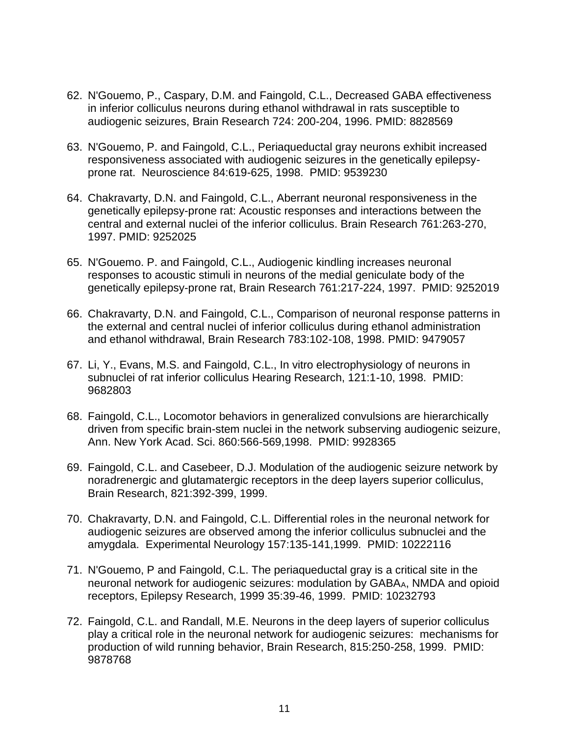62. N'Gouemo, P., Caspary, D.M. and Faingold, C.L., Decreased GABA effectiveness in inferior colliculus neurons during ethanol withdrawal in rats susceptible to audiogenic seizures, Brain Research 724: 200-204, 1996. PMID: 8828569

63. N'Gouemo, P. and Faingold, C.L., Periaqueductal gray neurons exhibit increased responsiveness associated with audiogenic seizures in the genetically epilepsy-prone rat. Neuroscience 84:619-625, 1998. PMID: 9539230

64. Chakravarty, D.N. and Faingold, C.L., Aberrant neuronal responsiveness in the genetically epilepsy-prone rat: Acoustic responses and interactions between the central and external nuclei of the inferior colliculus. Brain Research 761:263-270, 1997. PMID: 9252025

65. N'Gouemo. P. and Faingold, C.L., Audiogenic kindling increases neuronal responses to acoustic stimuli in neurons of the medial geniculate body of the genetically epilepsy-prone rat, Brain Research 761:217-224, 1997. PMID: 9252019

66. Chakravarty, D.N. and Faingold, C.L., Comparison of neuronal response patterns in the external and central nuclei of inferior colliculus during ethanol administration and ethanol withdrawal, Brain Research 783:102-108, 1998. PMID: 9479057

67. Li, Y., Evans, M.S. and Faingold, C.L., In vitro electrophysiology of neurons in subnuclei of rat inferior colliculus Hearing Research, 121:1-10, 1998. PMID: 9682803

68. Faingold, C.L., Locomotor behaviors in generalized convulsions are hierarchically driven from specific brain-stem nuclei in the network subserving audiogenic seizure, Ann. New York Acad. Sci. 860:566-569,1998. PMID: 9928365

69. Faingold, C.L. and Casebeer, D.J. Modulation of the audiogenic seizure network by noradrenergic and glutamatergic receptors in the deep layers superior colliculus, Brain Research, 821:392-399, 1999.

70. Chakravarty, D.N. and Faingold, C.L. Differential roles in the neuronal network for audiogenic seizures are observed among the inferior colliculus subnuclei and the amygdala. Experimental Neurology 157:135-141,1999. PMID: 10222116

71. N'Gouemo, P and Faingold, C.L. The periaqueductal gray is a critical site in the neuronal network for audiogenic seizures: modulation by $GABA_A$, NMDA and opioid receptors, Epilepsy Research, 1999 35:39-46, 1999. PMID: 10232793

72. Faingold, C.L. and Randall, M.E. Neurons in the deep layers of superior colliculus play a critical role in the neuronal network for audiogenic seizures: mechanisms for production of wild running behavior, Brain Research, 815:250-258, 1999. PMID: 9878768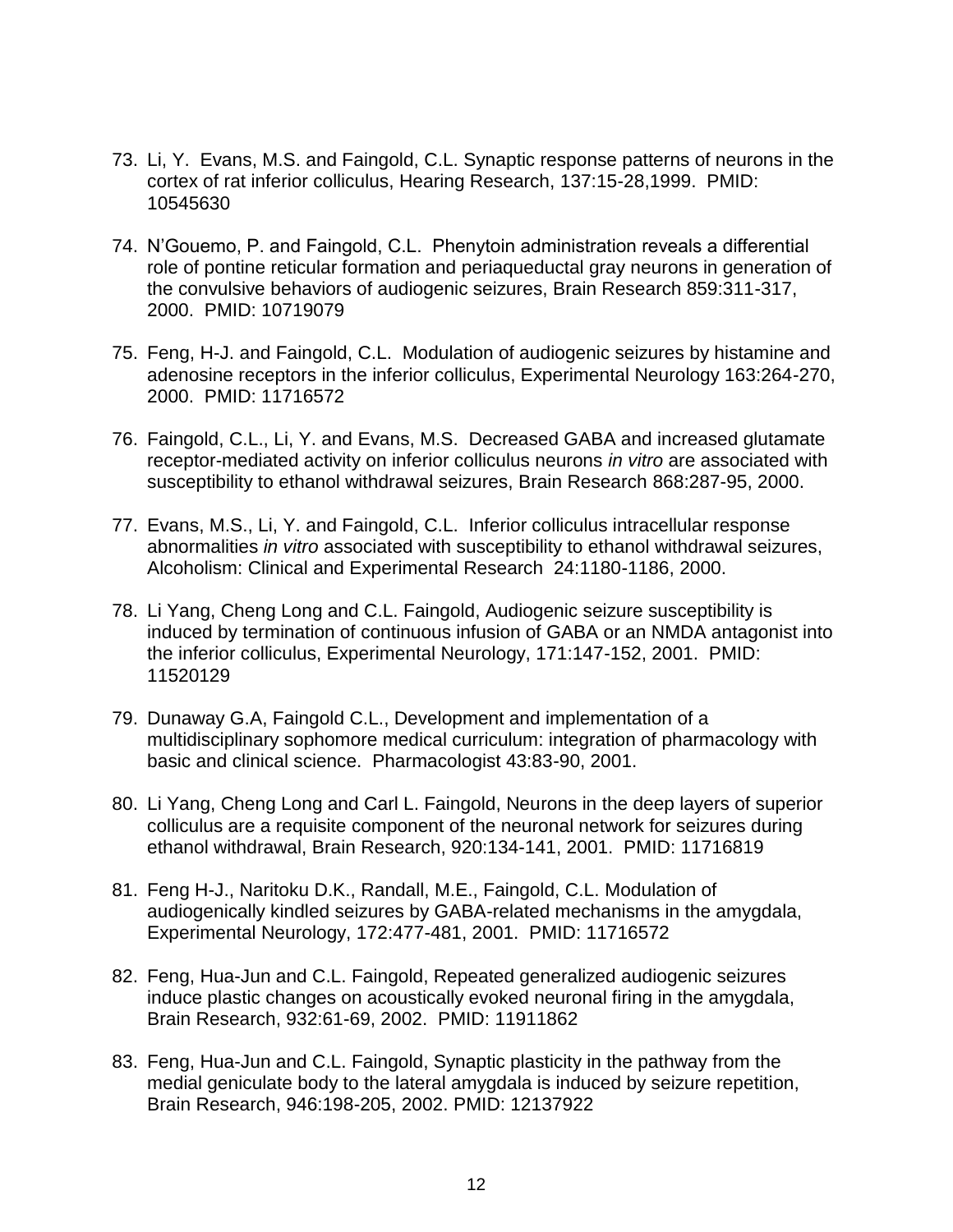73. Li, Y. Evans, M.S. and Faingold, C.L. Synaptic response patterns of neurons in the cortex of rat inferior colliculus, Hearing Research, 137:15-28,1999. PMID: 10545630

74. N'Gouemo, P. and Faingold, C.L. Phenytoin administration reveals a differential role of pontine reticular formation and periaqueductal gray neurons in generation of the convulsive behaviors of audiogenic seizures, Brain Research 859:311-317, 2000. PMID: 10719079

75. Feng, H-J. and Faingold, C.L. Modulation of audiogenic seizures by histamine and adenosine receptors in the inferior colliculus, Experimental Neurology 163:264-270, 2000. PMID: 11716572

76. Faingold, C.L., Li, Y. and Evans, M.S. Decreased GABA and increased glutamate receptor-mediated activity on inferior colliculus neurons *in vitro* are associated with susceptibility to ethanol withdrawal seizures, Brain Research 868:287-95, 2000.

77. Evans, M.S., Li, Y. and Faingold, C.L. Inferior colliculus intracellular response abnormalities *in vitro* associated with susceptibility to ethanol withdrawal seizures, Alcoholism: Clinical and Experimental Research 24:1180-1186, 2000.

78. Li Yang, Cheng Long and C.L. Faingold, Audiogenic seizure susceptibility is induced by termination of continuous infusion of GABA or an NMDA antagonist into the inferior colliculus, Experimental Neurology, 171:147-152, 2001. PMID: 11520129

79. Dunaway G.A, Faingold C.L., Development and implementation of a multidisciplinary sophomore medical curriculum: integration of pharmacology with basic and clinical science. Pharmacologist 43:83-90, 2001.

80. Li Yang, Cheng Long and Carl L. Faingold, Neurons in the deep layers of superior colliculus are a requisite component of the neuronal network for seizures during ethanol withdrawal, Brain Research, 920:134-141, 2001. PMID: 11716819

81. Feng H-J., Naritoku D.K., Randall, M.E., Faingold, C.L. Modulation of audiogenically kindled seizures by GABA-related mechanisms in the amygdala, Experimental Neurology, 172:477-481, 2001. PMID: 11716572

82. Feng, Hua-Jun and C.L. Faingold, Repeated generalized audiogenic seizures induce plastic changes on acoustically evoked neuronal firing in the amygdala, Brain Research, 932:61-69, 2002. PMID: 11911862

83. Feng, Hua-Jun and C.L. Faingold, Synaptic plasticity in the pathway from the medial geniculate body to the lateral amygdala is induced by seizure repetition, Brain Research, 946:198-205, 2002. PMID: 12137922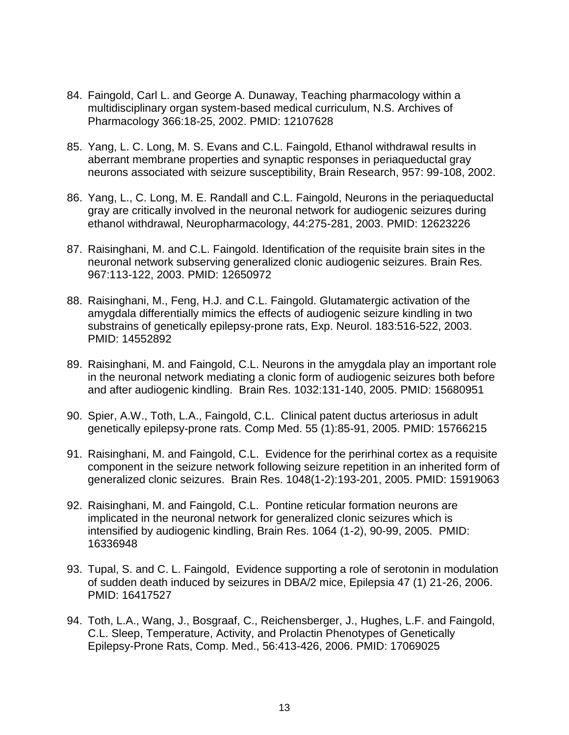84. Faingold, Carl L. and George A. Dunaway, Teaching pharmacology within a multidisciplinary organ system-based medical curriculum, N.S. Archives of Pharmacology 366:18-25, 2002. PMID: 12107628

85. Yang, L. C. Long, M. S. Evans and C.L. Faingold, Ethanol withdrawal results in aberrant membrane properties and synaptic responses in periaqueductal gray neurons associated with seizure susceptibility, Brain Research, 957: 99-108, 2002.

86. Yang, L., C. Long, M. E. Randall and C.L. Faingold, Neurons in the periaqueductal gray are critically involved in the neuronal network for audiogenic seizures during ethanol withdrawal, Neuropharmacology, 44:275-281, 2003. PMID: 12623226

87. Raisinghani, M. and C.L. Faingold. Identification of the requisite brain sites in the neuronal network subserving generalized clonic audiogenic seizures. Brain Res. 967:113-122, 2003. PMID: 12650972

88. Raisinghani, M., Feng, H.J. and C.L. Faingold. Glutamatergic activation of the amygdala differentially mimics the effects of audiogenic seizure kindling in two substrains of genetically epilepsy-prone rats, Exp. Neurol. 183:516-522, 2003. PMID: 14552892

89. Raisinghani, M. and Faingold, C.L. Neurons in the amygdala play an important role in the neuronal network mediating a clonic form of audiogenic seizures both before and after audiogenic kindling. Brain Res. 1032:131-140, 2005. PMID: 15680951

90. Spier, A.W., Toth, L.A., Faingold, C.L. Clinical patent ductus arteriosus in adult genetically epilepsy-prone rats. Comp Med. 55 (1):85-91, 2005. PMID: 15766215

91. Raisinghani, M. and Faingold, C.L. Evidence for the perirhinal cortex as a requisite component in the seizure network following seizure repetition in an inherited form of generalized clonic seizures. Brain Res. 1048(1-2):193-201, 2005. PMID: 15919063

92. Raisinghani, M. and Faingold, C.L. Pontine reticular formation neurons are implicated in the neuronal network for generalized clonic seizures which is intensified by audiogenic kindling, Brain Res. 1064 (1-2), 90-99, 2005. PMID: 16336948

93. Tupal, S. and C. L. Faingold, Evidence supporting a role of serotonin in modulation of sudden death induced by seizures in DBA/2 mice, Epilepsia 47 (1) 21-26, 2006. PMID: 16417527

94. Toth, L.A., Wang, J., Bosgraaf, C., Reichensberger, J., Hughes, L.F. and Faingold, C.L. Sleep, Temperature, Activity, and Prolactin Phenotypes of Genetically Epilepsy-Prone Rats, Comp. Med., 56:413-426, 2006. PMID: 17069025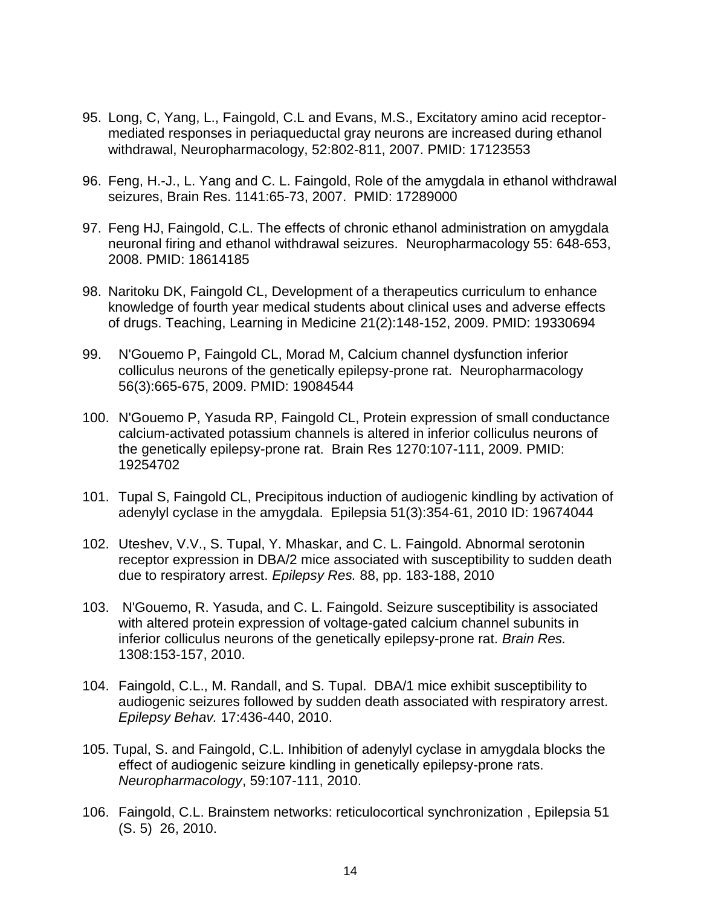95. Long, C, Yang, L., Faingold, C.L and Evans, M.S., Excitatory amino acid receptor-mediated responses in periaqueductal gray neurons are increased during ethanol withdrawal, Neuropharmacology, 52:802-811, 2007. PMID: 17123553

96. Feng, H.-J., L. Yang and C. L. Faingold, Role of the amygdala in ethanol withdrawal seizures, Brain Res. 1141:65-73, 2007. PMID: 17289000

97. Feng HJ, Faingold, C.L. The effects of chronic ethanol administration on amygdala neuronal firing and ethanol withdrawal seizures. Neuropharmacology 55: 648-653, 2008. PMID: 18614185

98. Naritoku DK, Faingold CL, Development of a therapeutics curriculum to enhance knowledge of fourth year medical students about clinical uses and adverse effects of drugs. Teaching, Learning in Medicine 21(2):148-152, 2009. PMID: 19330694

99. N'Gouemo P, Faingold CL, Morad M, Calcium channel dysfunction inferior colliculus neurons of the genetically epilepsy-prone rat. Neuropharmacology 56(3):665-675, 2009. PMID: 19084544

100. N'Gouemo P, Yasuda RP, Faingold CL, Protein expression of small conductance calcium-activated potassium channels is altered in inferior colliculus neurons of the genetically epilepsy-prone rat. Brain Res 1270:107-111, 2009. PMID: 19254702

101. Tupal S, Faingold CL, Precipitous induction of audiogenic kindling by activation of adenylyl cyclase in the amygdala. Epilepsia 51(3):354-61, 2010 ID: 19674044

102. Uteshev, V.V., S. Tupal, Y. Mhaskar, and C. L. Faingold. Abnormal serotonin receptor expression in DBA/2 mice associated with susceptibility to sudden death due to respiratory arrest. *Epilepsy Res.* 88, pp. 183-188, 2010

103. N'Gouemo, R. Yasuda, and C. L. Faingold. Seizure susceptibility is associated with altered protein expression of voltage-gated calcium channel subunits in inferior colliculus neurons of the genetically epilepsy-prone rat. *Brain Res.* 1308:153-157, 2010.

104. Faingold, C.L., M. Randall, and S. Tupal. DBA/1 mice exhibit susceptibility to audiogenic seizures followed by sudden death associated with respiratory arrest. *Epilepsy Behav.* 17:436-440, 2010.

105. Tupal, S. and Faingold, C.L. Inhibition of adenylyl cyclase in amygdala blocks the effect of audiogenic seizure kindling in genetically epilepsy-prone rats. *Neuropharmacology*, 59:107-111, 2010.

106. Faingold, C.L. Brainstem networks: reticulocortical synchronization , Epilepsia 51 (S. 5) 26, 2010.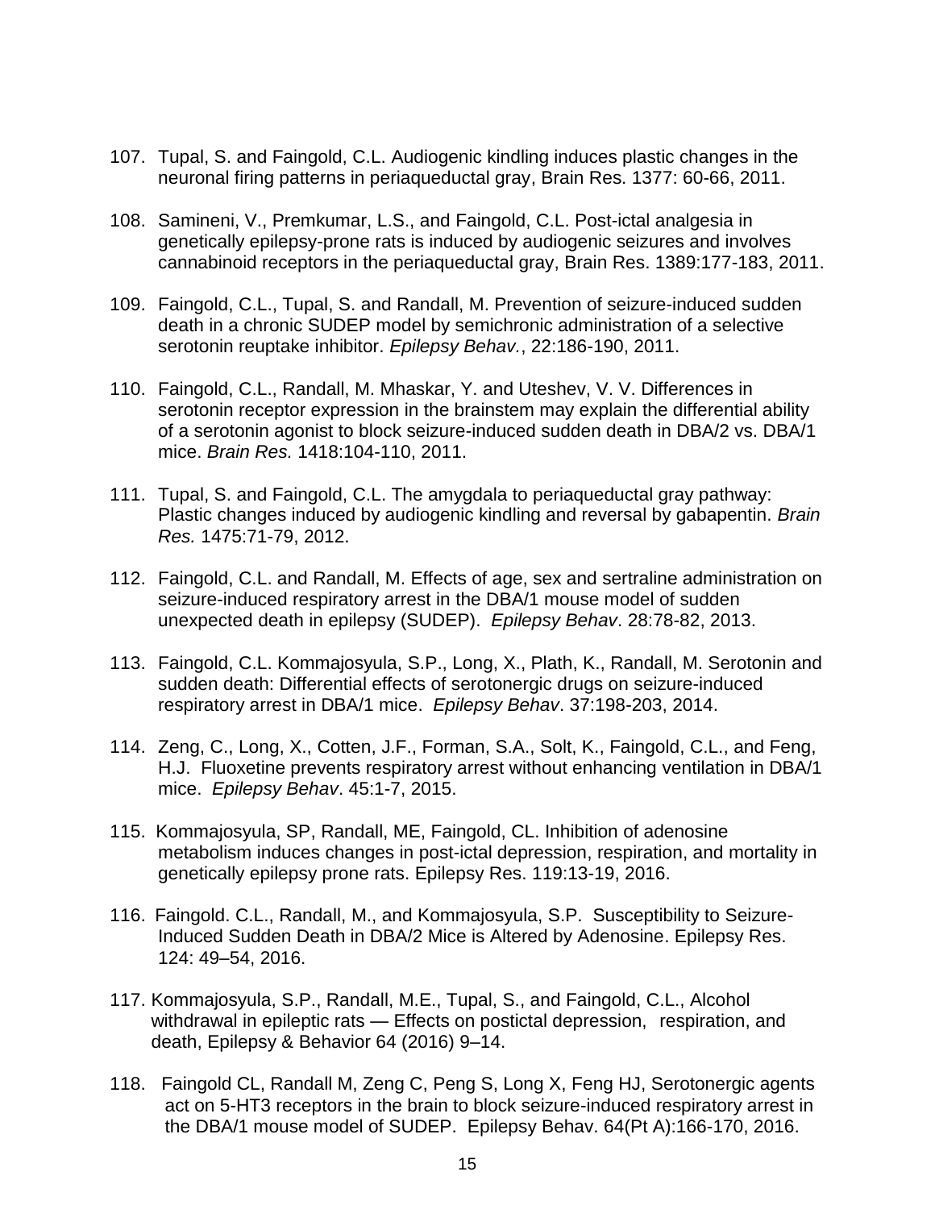107. Tupal, S. and Faingold, C.L. Audiogenic kindling induces plastic changes in the neuronal firing patterns in periaqueductal gray, Brain Res. 1377: 60-66, 2011.

108. Samineni, V., Premkumar, L.S., and Faingold, C.L. Post-ictal analgesia in genetically epilepsy-prone rats is induced by audiogenic seizures and involves cannabinoid receptors in the periaqueductal gray, Brain Res. 1389:177-183, 2011.

109. Faingold, C.L., Tupal, S. and Randall, M. Prevention of seizure-induced sudden death in a chronic SUDEP model by semichronic administration of a selective serotonin reuptake inhibitor. *Epilepsy Behav.*, 22:186-190, 2011.

110. Faingold, C.L., Randall, M. Mhaskar, Y. and Uteshev, V. V. Differences in serotonin receptor expression in the brainstem may explain the differential ability of a serotonin agonist to block seizure-induced sudden death in DBA/2 vs. DBA/1 mice. *Brain Res.* 1418:104-110, 2011.

111. Tupal, S. and Faingold, C.L. The amygdala to periaqueductal gray pathway: Plastic changes induced by audiogenic kindling and reversal by gabapentin. *Brain Res.* 1475:71-79, 2012.

112. Faingold, C.L. and Randall, M. Effects of age, sex and sertraline administration on seizure-induced respiratory arrest in the DBA/1 mouse model of sudden unexpected death in epilepsy (SUDEP). *Epilepsy Behav*. 28:78-82, 2013.

113. Faingold, C.L. Kommajosyula, S.P., Long, X., Plath, K., Randall, M. Serotonin and sudden death: Differential effects of serotonergic drugs on seizure-induced respiratory arrest in DBA/1 mice. *Epilepsy Behav*. 37:198-203, 2014.

114. Zeng, C., Long, X., Cotten, J.F., Forman, S.A., Solt, K., Faingold, C.L., and Feng, H.J. Fluoxetine prevents respiratory arrest without enhancing ventilation in DBA/1 mice. *Epilepsy Behav*. 45:1-7, 2015.

115. Kommajosyula, SP, Randall, ME, Faingold, CL. Inhibition of adenosine metabolism induces changes in post-ictal depression, respiration, and mortality in genetically epilepsy prone rats. Epilepsy Res. 119:13-19, 2016.

116. Faingold. C.L., Randall, M., and Kommajosyula, S.P. Susceptibility to Seizure-Induced Sudden Death in DBA/2 Mice is Altered by Adenosine. Epilepsy Res. 124: 49–54, 2016.

117. Kommajosyula, S.P., Randall, M.E., Tupal, S., and Faingold, C.L., Alcohol withdrawal in epileptic rats — Effects on postictal depression, respiration, and death, Epilepsy & Behavior 64 (2016) 9–14.

118. Faingold CL, Randall M, Zeng C, Peng S, Long X, Feng HJ, Serotonergic agents act on 5-HT3 receptors in the brain to block seizure-induced respiratory arrest in the DBA/1 mouse model of SUDEP. Epilepsy Behav. 64(Pt A):166-170, 2016.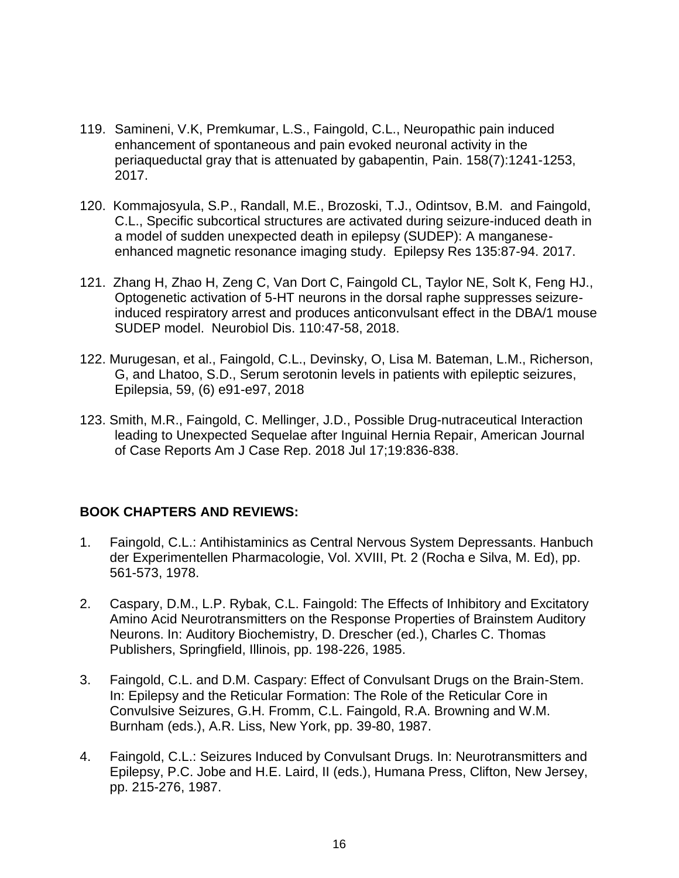119. Samineni, V.K, Premkumar, L.S., Faingold, C.L., Neuropathic pain induced enhancement of spontaneous and pain evoked neuronal activity in the periaqueductal gray that is attenuated by gabapentin, Pain. 158(7):1241-1253, 2017.

120. Kommajosyula, S.P., Randall, M.E., Brozoski, T.J., Odintsov, B.M. and Faingold, C.L., Specific subcortical structures are activated during seizure-induced death in a model of sudden unexpected death in epilepsy (SUDEP): A manganese-enhanced magnetic resonance imaging study. Epilepsy Res 135:87-94. 2017.

121. Zhang H, Zhao H, Zeng C, Van Dort C, Faingold CL, Taylor NE, Solt K, Feng HJ., Optogenetic activation of 5-HT neurons in the dorsal raphe suppresses seizure-induced respiratory arrest and produces anticonvulsant effect in the DBA/1 mouse SUDEP model. Neurobiol Dis. 110:47-58, 2018.

122. Murugesan, et al., Faingold, C.L., Devinsky, O, Lisa M. Bateman, L.M., Richerson, G, and Lhatoo, S.D., Serum serotonin levels in patients with epileptic seizures, Epilepsia, 59, (6) e91-e97, 2018

123. Smith, M.R., Faingold, C. Mellinger, J.D., Possible Drug-nutraceutical Interaction leading to Unexpected Sequelae after Inguinal Hernia Repair, American Journal of Case Reports Am J Case Rep. 2018 Jul 17;19:836-838.

**BOOK CHAPTERS AND REVIEWS:**

1. Faingold, C.L.: Antihistaminics as Central Nervous System Depressants. Hanbuch der Experimentellen Pharmacologie, Vol. XVIII, Pt. 2 (Rocha e Silva, M. Ed), pp. 561-573, 1978.

2. Caspary, D.M., L.P. Rybak, C.L. Faingold: The Effects of Inhibitory and Excitatory Amino Acid Neurotransmitters on the Response Properties of Brainstem Auditory Neurons. In: Auditory Biochemistry, D. Drescher (ed.), Charles C. Thomas Publishers, Springfield, Illinois, pp. 198-226, 1985.

3. Faingold, C.L. and D.M. Caspary: Effect of Convulsant Drugs on the Brain-Stem. In: Epilepsy and the Reticular Formation: The Role of the Reticular Core in Convulsive Seizures, G.H. Fromm, C.L. Faingold, R.A. Browning and W.M. Burnham (eds.), A.R. Liss, New York, pp. 39-80, 1987.

4. Faingold, C.L.: Seizures Induced by Convulsant Drugs. In: Neurotransmitters and Epilepsy, P.C. Jobe and H.E. Laird, II (eds.), Humana Press, Clifton, New Jersey, pp. 215-276, 1987.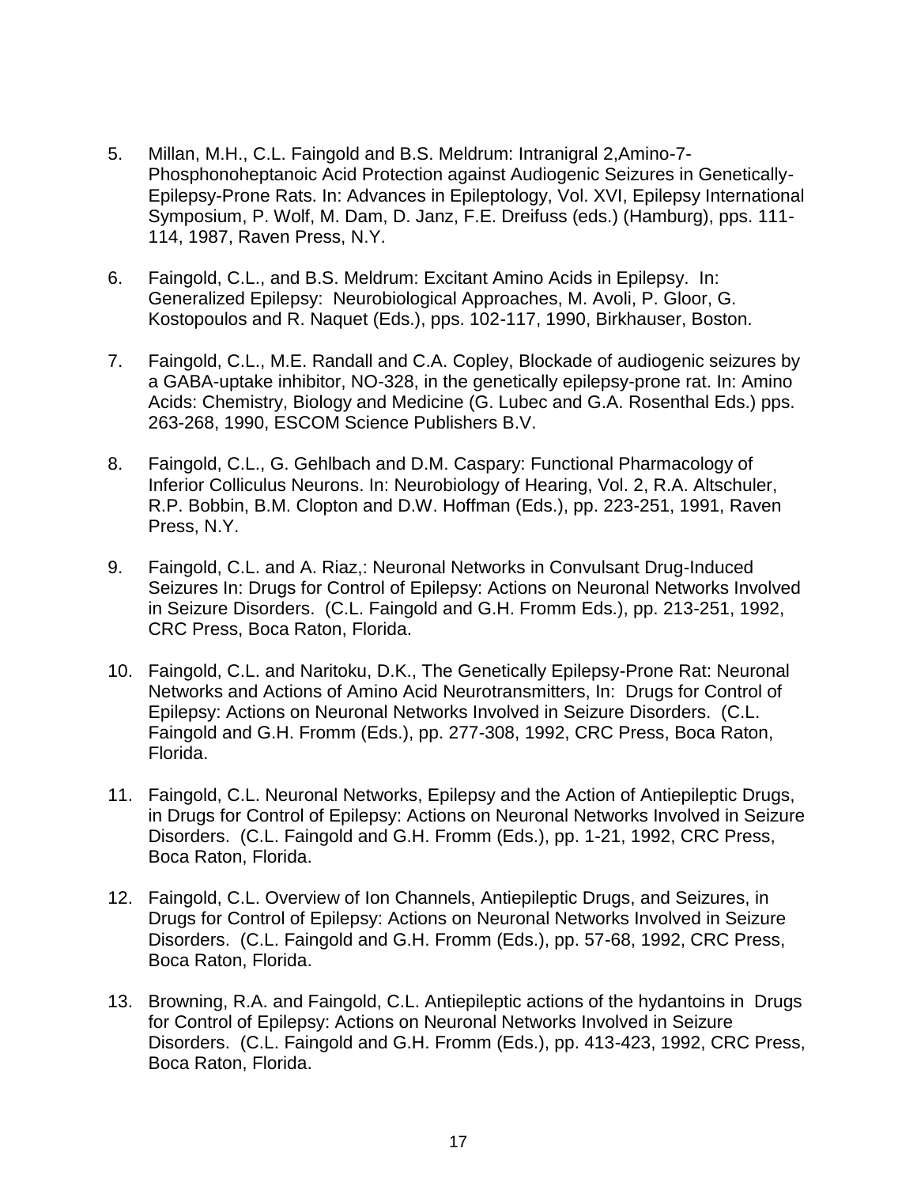5. Millan, M.H., C.L. Faingold and B.S. Meldrum: Intranigral 2,Amino-7-Phosphonoheptanoic Acid Protection against Audiogenic Seizures in Genetically-Epilepsy-Prone Rats. In: Advances in Epileptology, Vol. XVI, Epilepsy International Symposium, P. Wolf, M. Dam, D. Janz, F.E. Dreifuss (eds.) (Hamburg), pps. 111-114, 1987, Raven Press, N.Y.

6. Faingold, C.L., and B.S. Meldrum: Excitant Amino Acids in Epilepsy. In: Generalized Epilepsy: Neurobiological Approaches, M. Avoli, P. Gloor, G. Kostopoulos and R. Naquet (Eds.), pps. 102-117, 1990, Birkhauser, Boston.

7. Faingold, C.L., M.E. Randall and C.A. Copley, Blockade of audiogenic seizures by a GABA-uptake inhibitor, NO-328, in the genetically epilepsy-prone rat. In: Amino Acids: Chemistry, Biology and Medicine (G. Lubec and G.A. Rosenthal Eds.) pps. 263-268, 1990, ESCOM Science Publishers B.V.

8. Faingold, C.L., G. Gehlbach and D.M. Caspary: Functional Pharmacology of Inferior Colliculus Neurons. In: Neurobiology of Hearing, Vol. 2, R.A. Altschuler, R.P. Bobbin, B.M. Clopton and D.W. Hoffman (Eds.), pp. 223-251, 1991, Raven Press, N.Y.

9. Faingold, C.L. and A. Riaz,: Neuronal Networks in Convulsant Drug-Induced Seizures In: Drugs for Control of Epilepsy: Actions on Neuronal Networks Involved in Seizure Disorders. (C.L. Faingold and G.H. Fromm Eds.), pp. 213-251, 1992, CRC Press, Boca Raton, Florida.

10. Faingold, C.L. and Naritoku, D.K., The Genetically Epilepsy-Prone Rat: Neuronal Networks and Actions of Amino Acid Neurotransmitters, In: Drugs for Control of Epilepsy: Actions on Neuronal Networks Involved in Seizure Disorders. (C.L. Faingold and G.H. Fromm (Eds.), pp. 277-308, 1992, CRC Press, Boca Raton, Florida.

11. Faingold, C.L. Neuronal Networks, Epilepsy and the Action of Antiepileptic Drugs, in Drugs for Control of Epilepsy: Actions on Neuronal Networks Involved in Seizure Disorders. (C.L. Faingold and G.H. Fromm (Eds.), pp. 1-21, 1992, CRC Press, Boca Raton, Florida.

12. Faingold, C.L. Overview of Ion Channels, Antiepileptic Drugs, and Seizures, in Drugs for Control of Epilepsy: Actions on Neuronal Networks Involved in Seizure Disorders. (C.L. Faingold and G.H. Fromm (Eds.), pp. 57-68, 1992, CRC Press, Boca Raton, Florida.

13. Browning, R.A. and Faingold, C.L. Antiepileptic actions of the hydantoins in Drugs for Control of Epilepsy: Actions on Neuronal Networks Involved in Seizure Disorders. (C.L. Faingold and G.H. Fromm (Eds.), pp. 413-423, 1992, CRC Press, Boca Raton, Florida.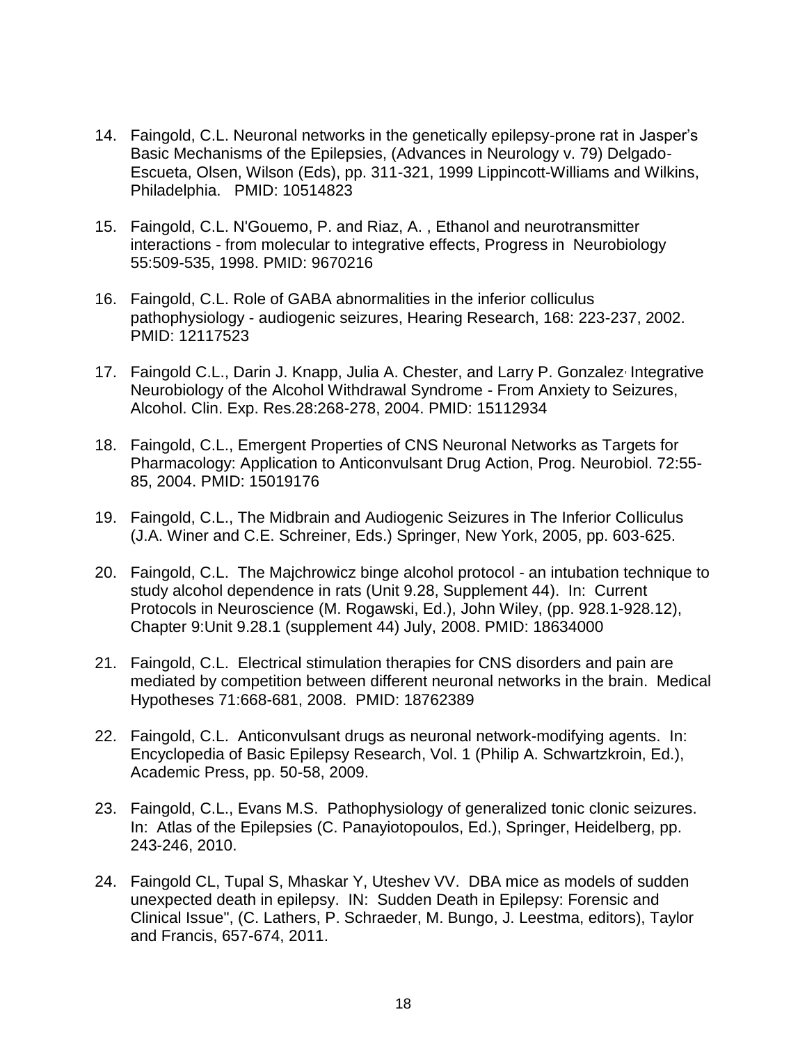14. Faingold, C.L. Neuronal networks in the genetically epilepsy-prone rat in Jasper's Basic Mechanisms of the Epilepsies, (Advances in Neurology v. 79) Delgado-Escueta, Olsen, Wilson (Eds), pp. 311-321, 1999 Lippincott-Williams and Wilkins, Philadelphia. PMID: 10514823

15. Faingold, C.L. N'Gouemo, P. and Riaz, A. , Ethanol and neurotransmitter interactions - from molecular to integrative effects, Progress in Neurobiology 55:509-535, 1998. PMID: 9670216

16. Faingold, C.L. Role of GABA abnormalities in the inferior colliculus pathophysiology - audiogenic seizures, Hearing Research, 168: 223-237, 2002. PMID: 12117523

17. Faingold C.L., Darin J. Knapp, Julia A. Chester, and Larry P. Gonzalez, Integrative Neurobiology of the Alcohol Withdrawal Syndrome - From Anxiety to Seizures, Alcohol. Clin. Exp. Res.28:268-278, 2004. PMID: 15112934

18. Faingold, C.L., Emergent Properties of CNS Neuronal Networks as Targets for Pharmacology: Application to Anticonvulsant Drug Action, Prog. Neurobiol. 72:55-85, 2004. PMID: 15019176

19. Faingold, C.L., The Midbrain and Audiogenic Seizures in The Inferior Colliculus (J.A. Winer and C.E. Schreiner, Eds.) Springer, New York, 2005, pp. 603-625.

20. Faingold, C.L. The Majchrowicz binge alcohol protocol - an intubation technique to study alcohol dependence in rats (Unit 9.28, Supplement 44). In: Current Protocols in Neuroscience (M. Rogawski, Ed.), John Wiley, (pp. 928.1-928.12), Chapter 9:Unit 9.28.1 (supplement 44) July, 2008. PMID: 18634000

21. Faingold, C.L. Electrical stimulation therapies for CNS disorders and pain are mediated by competition between different neuronal networks in the brain. Medical Hypotheses 71:668-681, 2008. PMID: 18762389

22. Faingold, C.L. Anticonvulsant drugs as neuronal network-modifying agents. In: Encyclopedia of Basic Epilepsy Research, Vol. 1 (Philip A. Schwartzkroin, Ed.), Academic Press, pp. 50-58, 2009.

23. Faingold, C.L., Evans M.S. Pathophysiology of generalized tonic clonic seizures. In: Atlas of the Epilepsies (C. Panayiotopoulos, Ed.), Springer, Heidelberg, pp. 243-246, 2010.

24. Faingold CL, Tupal S, Mhaskar Y, Uteshev VV. DBA mice as models of sudden unexpected death in epilepsy. IN: Sudden Death in Epilepsy: Forensic and Clinical Issue", (C. Lathers, P. Schraeder, M. Bungo, J. Leestma, editors), Taylor and Francis, 657-674, 2011.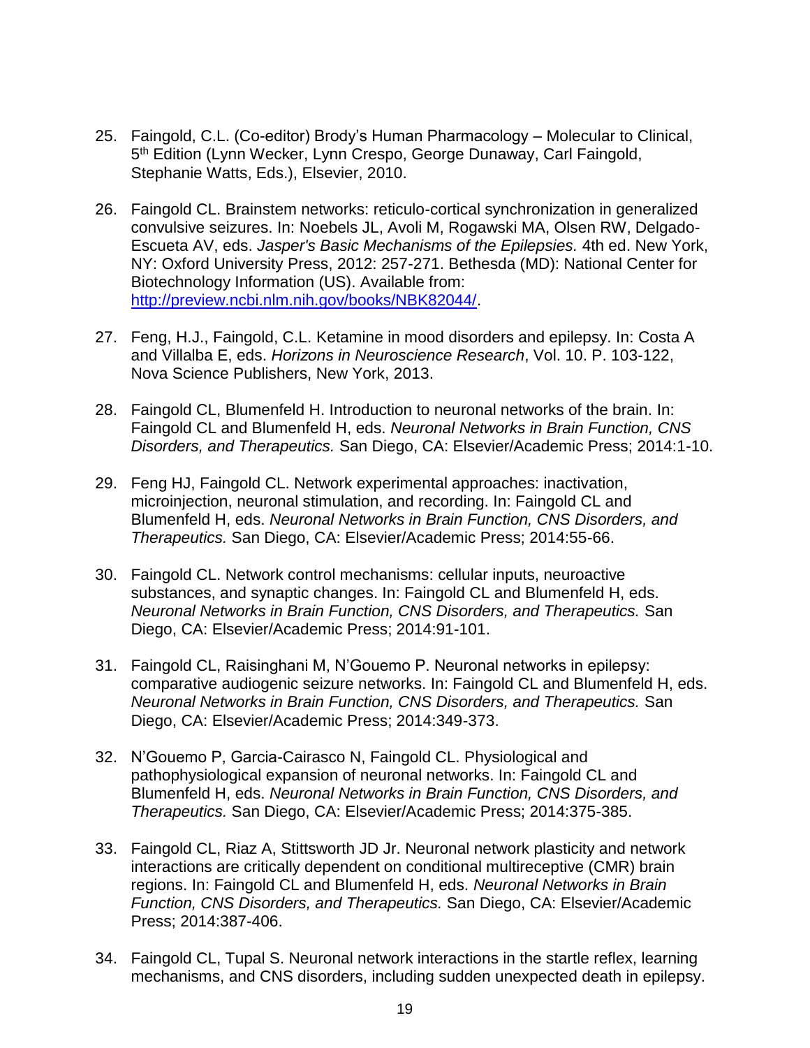25. Faingold, C.L. (Co-editor) Brody's Human Pharmacology – Molecular to Clinical, 5th Edition (Lynn Wecker, Lynn Crespo, George Dunaway, Carl Faingold, Stephanie Watts, Eds.), Elsevier, 2010.

26. Faingold CL. Brainstem networks: reticulo-cortical synchronization in generalized convulsive seizures. In: Noebels JL, Avoli M, Rogawski MA, Olsen RW, Delgado-Escueta AV, eds. *Jasper's Basic Mechanisms of the Epilepsies.* 4th ed. New York, NY: Oxford University Press, 2012: 257-271. Bethesda (MD): National Center for Biotechnology Information (US). Available from: [http://preview.ncbi.nlm.nih.gov/books/NBK82044/](http://preview.ncbi.nlm.nih.gov/books/NBK82044/).

27. Feng, H.J., Faingold, C.L. Ketamine in mood disorders and epilepsy. In: Costa A and Villalba E, eds. *Horizons in Neuroscience Research*, Vol. 10. P. 103-122, Nova Science Publishers, New York, 2013.

28. Faingold CL, Blumenfeld H. Introduction to neuronal networks of the brain. In: Faingold CL and Blumenfeld H, eds. *Neuronal Networks in Brain Function, CNS Disorders, and Therapeutics.* San Diego, CA: Elsevier/Academic Press; 2014:1-10.

29. Feng HJ, Faingold CL. Network experimental approaches: inactivation, microinjection, neuronal stimulation, and recording. In: Faingold CL and Blumenfeld H, eds. *Neuronal Networks in Brain Function, CNS Disorders, and Therapeutics.* San Diego, CA: Elsevier/Academic Press; 2014:55-66.

30. Faingold CL. Network control mechanisms: cellular inputs, neuroactive substances, and synaptic changes. In: Faingold CL and Blumenfeld H, eds. *Neuronal Networks in Brain Function, CNS Disorders, and Therapeutics.* San Diego, CA: Elsevier/Academic Press; 2014:91-101.

31. Faingold CL, Raisinghani M, N'Gouemo P. Neuronal networks in epilepsy: comparative audiogenic seizure networks. In: Faingold CL and Blumenfeld H, eds. *Neuronal Networks in Brain Function, CNS Disorders, and Therapeutics.* San Diego, CA: Elsevier/Academic Press; 2014:349-373.

32. N'Gouemo P, Garcia-Cairasco N, Faingold CL. Physiological and pathophysiological expansion of neuronal networks. In: Faingold CL and Blumenfeld H, eds. *Neuronal Networks in Brain Function, CNS Disorders, and Therapeutics.* San Diego, CA: Elsevier/Academic Press; 2014:375-385.

33. Faingold CL, Riaz A, Stittsworth JD Jr. Neuronal network plasticity and network interactions are critically dependent on conditional multireceptive (CMR) brain regions. In: Faingold CL and Blumenfeld H, eds. *Neuronal Networks in Brain Function, CNS Disorders, and Therapeutics.* San Diego, CA: Elsevier/Academic Press; 2014:387-406.

34. Faingold CL, Tupal S. Neuronal network interactions in the startle reflex, learning mechanisms, and CNS disorders, including sudden unexpected death in epilepsy.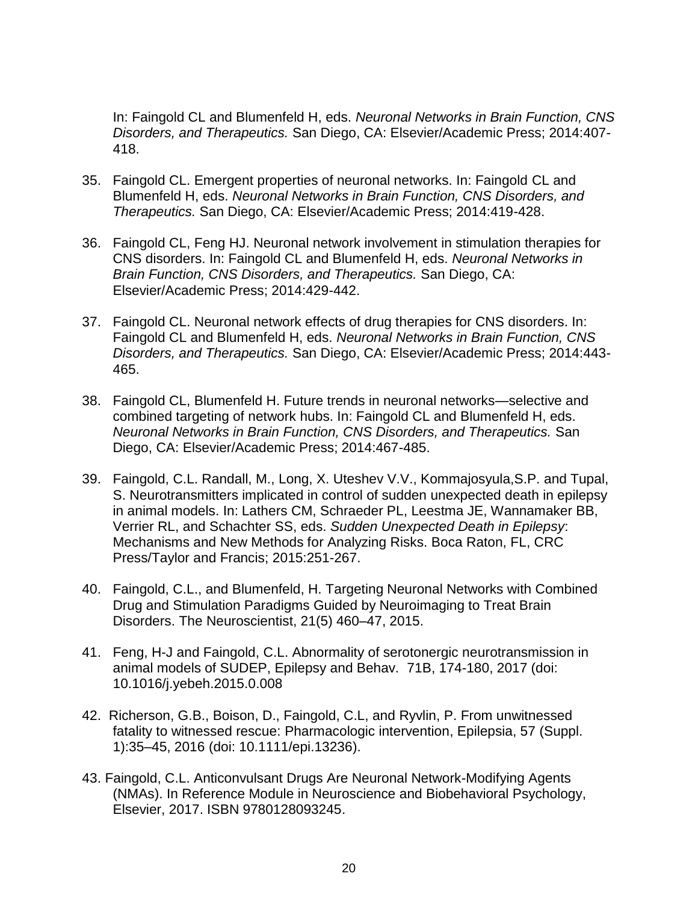In: Faingold CL and Blumenfeld H, eds. *Neuronal Networks in Brain Function, CNS Disorders, and Therapeutics.* San Diego, CA: Elsevier/Academic Press; 2014:407-418.

35. Faingold CL. Emergent properties of neuronal networks. In: Faingold CL and Blumenfeld H, eds. *Neuronal Networks in Brain Function, CNS Disorders, and Therapeutics.* San Diego, CA: Elsevier/Academic Press; 2014:419-428.

36. Faingold CL, Feng HJ. Neuronal network involvement in stimulation therapies for CNS disorders. In: Faingold CL and Blumenfeld H, eds. *Neuronal Networks in Brain Function, CNS Disorders, and Therapeutics.* San Diego, CA: Elsevier/Academic Press; 2014:429-442.

37. Faingold CL. Neuronal network effects of drug therapies for CNS disorders. In: Faingold CL and Blumenfeld H, eds. *Neuronal Networks in Brain Function, CNS Disorders, and Therapeutics.* San Diego, CA: Elsevier/Academic Press; 2014:443-465.

38. Faingold CL, Blumenfeld H. Future trends in neuronal networks—selective and combined targeting of network hubs. In: Faingold CL and Blumenfeld H, eds. *Neuronal Networks in Brain Function, CNS Disorders, and Therapeutics.* San Diego, CA: Elsevier/Academic Press; 2014:467-485.

39. Faingold, C.L. Randall, M., Long, X. Uteshev V.V., Kommajosyula,S.P. and Tupal, S. Neurotransmitters implicated in control of sudden unexpected death in epilepsy in animal models. In: Lathers CM, Schraeder PL, Leestma JE, Wannamaker BB, Verrier RL, and Schachter SS, eds. *Sudden Unexpected Death in Epilepsy*: Mechanisms and New Methods for Analyzing Risks. Boca Raton, FL, CRC Press/Taylor and Francis; 2015:251-267.

40. Faingold, C.L., and Blumenfeld, H. Targeting Neuronal Networks with Combined Drug and Stimulation Paradigms Guided by Neuroimaging to Treat Brain Disorders. The Neuroscientist, 21(5) 460–47, 2015.

41. Feng, H-J and Faingold, C.L. Abnormality of serotonergic neurotransmission in animal models of SUDEP, Epilepsy and Behav. 71B, 174-180, 2017 (doi: 10.1016/j.yebeh.2015.0.008

42. Richerson, G.B., Boison, D., Faingold, C.L, and Ryvlin, P. From unwitnessed fatality to witnessed rescue: Pharmacologic intervention, Epilepsia, 57 (Suppl. 1):35–45, 2016 (doi: 10.1111/epi.13236).

43. Faingold, C.L. Anticonvulsant Drugs Are Neuronal Network-Modifying Agents (NMAs). In Reference Module in Neuroscience and Biobehavioral Psychology, Elsevier, 2017. ISBN 9780128093245.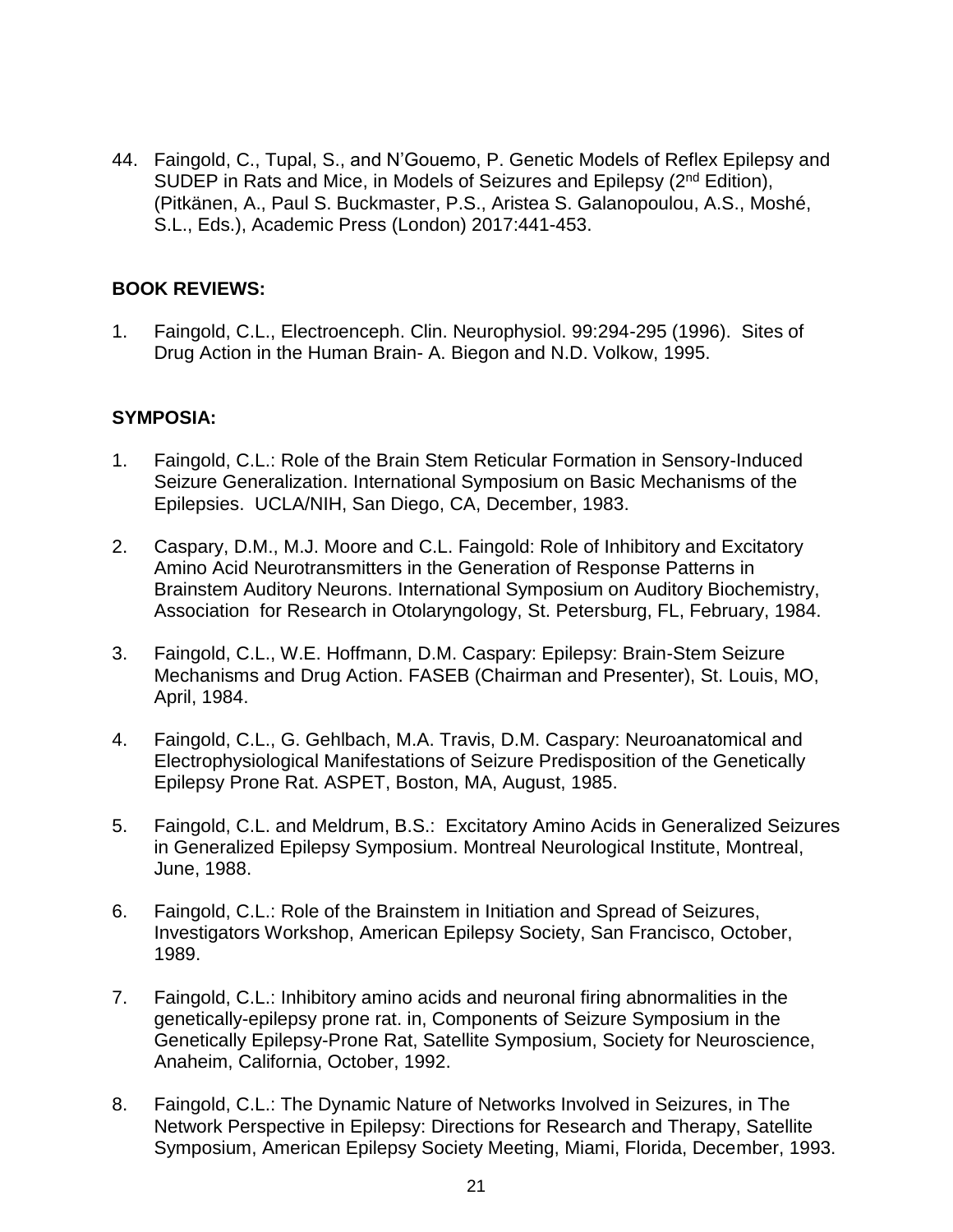44. Faingold, C., Tupal, S., and N'Gouemo, P. Genetic Models of Reflex Epilepsy and SUDEP in Rats and Mice, in Models of Seizures and Epilepsy (2nd Edition), (Pitkänen, A., Paul S. Buckmaster, P.S., Aristea S. Galanopoulou, A.S., Moshé, S.L., Eds.), Academic Press (London) 2017:441-453.

**BOOK REVIEWS:**

1. Faingold, C.L., Electroenceph. Clin. Neurophysiol. 99:294-295 (1996). Sites of Drug Action in the Human Brain- A. Biegon and N.D. Volkow, 1995.

**SYMPOSIA:**

1. Faingold, C.L.: Role of the Brain Stem Reticular Formation in Sensory-Induced Seizure Generalization. International Symposium on Basic Mechanisms of the Epilepsies. UCLA/NIH, San Diego, CA, December, 1983.

2. Caspary, D.M., M.J. Moore and C.L. Faingold: Role of Inhibitory and Excitatory Amino Acid Neurotransmitters in the Generation of Response Patterns in Brainstem Auditory Neurons. International Symposium on Auditory Biochemistry, Association for Research in Otolaryngology, St. Petersburg, FL, February, 1984.

3. Faingold, C.L., W.E. Hoffmann, D.M. Caspary: Epilepsy: Brain-Stem Seizure Mechanisms and Drug Action. FASEB (Chairman and Presenter), St. Louis, MO, April, 1984.

4. Faingold, C.L., G. Gehlbach, M.A. Travis, D.M. Caspary: Neuroanatomical and Electrophysiological Manifestations of Seizure Predisposition of the Genetically Epilepsy Prone Rat. ASPET, Boston, MA, August, 1985.

5. Faingold, C.L. and Meldrum, B.S.: Excitatory Amino Acids in Generalized Seizures in Generalized Epilepsy Symposium. Montreal Neurological Institute, Montreal, June, 1988.

6. Faingold, C.L.: Role of the Brainstem in Initiation and Spread of Seizures, Investigators Workshop, American Epilepsy Society, San Francisco, October, 1989.

7. Faingold, C.L.: Inhibitory amino acids and neuronal firing abnormalities in the genetically-epilepsy prone rat. in, Components of Seizure Symposium in the Genetically Epilepsy-Prone Rat, Satellite Symposium, Society for Neuroscience, Anaheim, California, October, 1992.

8. Faingold, C.L.: The Dynamic Nature of Networks Involved in Seizures, in The Network Perspective in Epilepsy: Directions for Research and Therapy, Satellite Symposium, American Epilepsy Society Meeting, Miami, Florida, December, 1993.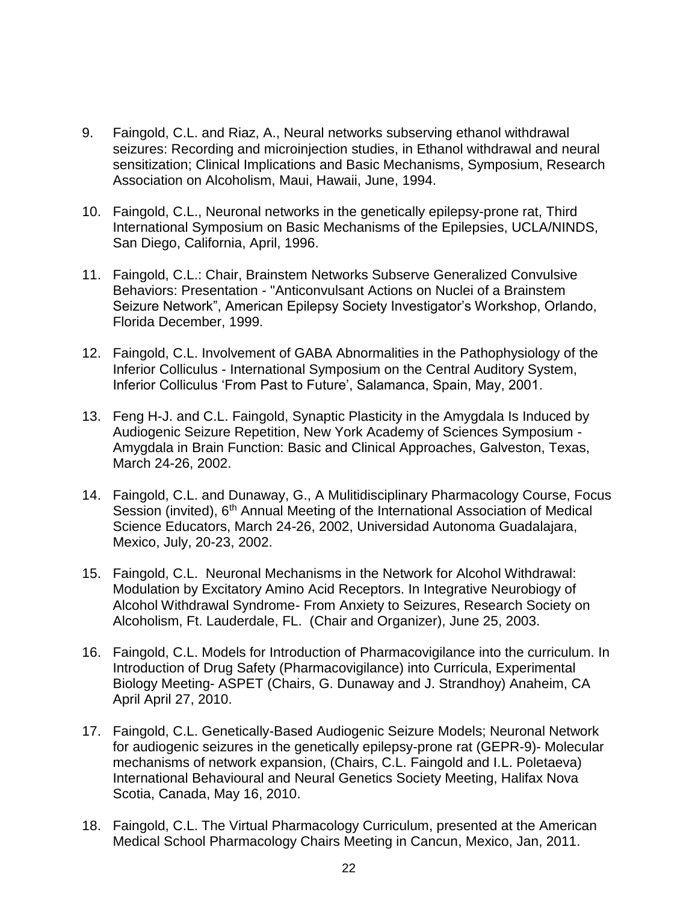9. Faingold, C.L. and Riaz, A., Neural networks subserving ethanol withdrawal seizures: Recording and microinjection studies, in Ethanol withdrawal and neural sensitization; Clinical Implications and Basic Mechanisms, Symposium, Research Association on Alcoholism, Maui, Hawaii, June, 1994.

10. Faingold, C.L., Neuronal networks in the genetically epilepsy-prone rat, Third International Symposium on Basic Mechanisms of the Epilepsies, UCLA/NINDS, San Diego, California, April, 1996.

11. Faingold, C.L.: Chair, Brainstem Networks Subserve Generalized Convulsive Behaviors: Presentation - "Anticonvulsant Actions on Nuclei of a Brainstem Seizure Network", American Epilepsy Society Investigator's Workshop, Orlando, Florida December, 1999.

12. Faingold, C.L. Involvement of GABA Abnormalities in the Pathophysiology of the Inferior Colliculus - International Symposium on the Central Auditory System, Inferior Colliculus 'From Past to Future', Salamanca, Spain, May, 2001.

13. Feng H-J. and C.L. Faingold, Synaptic Plasticity in the Amygdala Is Induced by Audiogenic Seizure Repetition, New York Academy of Sciences Symposium - Amygdala in Brain Function: Basic and Clinical Approaches, Galveston, Texas, March 24-26, 2002.

14. Faingold, C.L. and Dunaway, G., A Mulitidisciplinary Pharmacology Course, Focus Session (invited), 6th Annual Meeting of the International Association of Medical Science Educators, March 24-26, 2002, Universidad Autonoma Guadalajara, Mexico, July, 20-23, 2002.

15. Faingold, C.L. Neuronal Mechanisms in the Network for Alcohol Withdrawal: Modulation by Excitatory Amino Acid Receptors. In Integrative Neurobiogy of Alcohol Withdrawal Syndrome- From Anxiety to Seizures, Research Society on Alcoholism, Ft. Lauderdale, FL. (Chair and Organizer), June 25, 2003.

16. Faingold, C.L. Models for Introduction of Pharmacovigilance into the curriculum. In Introduction of Drug Safety (Pharmacovigilance) into Curricula, Experimental Biology Meeting- ASPET (Chairs, G. Dunaway and J. Strandhoy) Anaheim, CA April April 27, 2010.

17. Faingold, C.L. Genetically-Based Audiogenic Seizure Models; Neuronal Network for audiogenic seizures in the genetically epilepsy-prone rat (GEPR-9)- Molecular mechanisms of network expansion, (Chairs, C.L. Faingold and I.L. Poletaeva) International Behavioural and Neural Genetics Society Meeting, Halifax Nova Scotia, Canada, May 16, 2010.

18. Faingold, C.L. The Virtual Pharmacology Curriculum, presented at the American Medical School Pharmacology Chairs Meeting in Cancun, Mexico, Jan, 2011.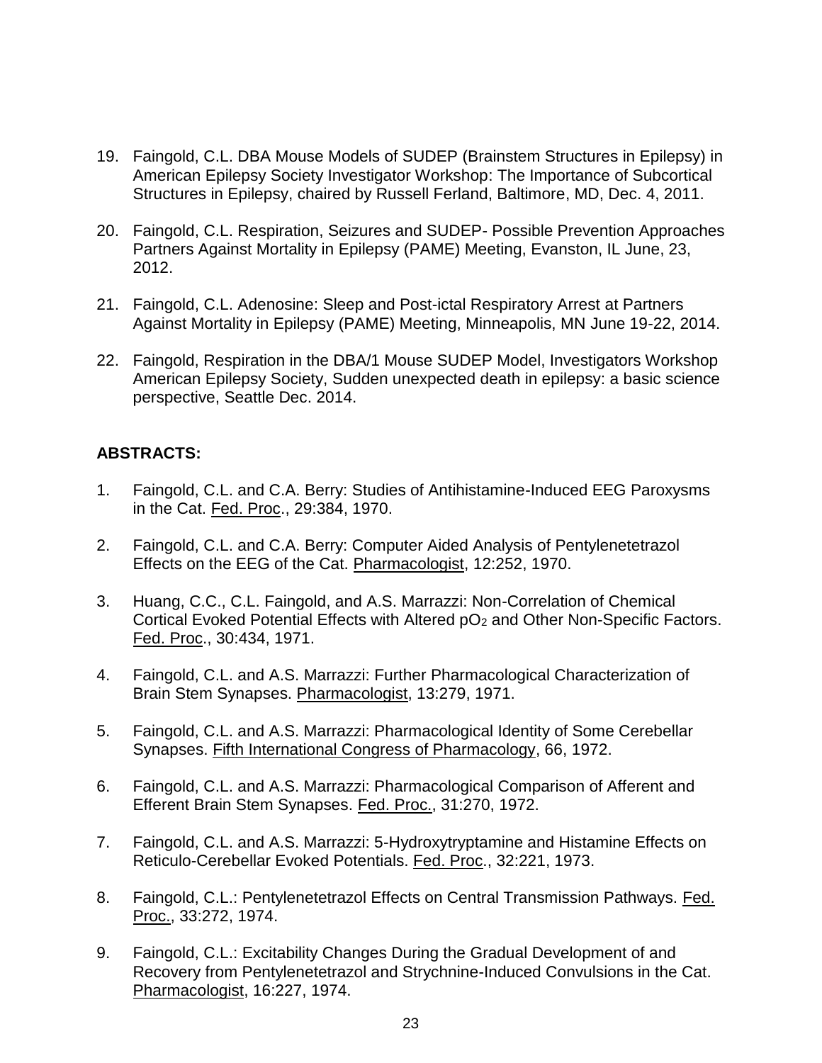19. Faingold, C.L. DBA Mouse Models of SUDEP (Brainstem Structures in Epilepsy) in American Epilepsy Society Investigator Workshop: The Importance of Subcortical Structures in Epilepsy, chaired by Russell Ferland, Baltimore, MD, Dec. 4, 2011.

20. Faingold, C.L. Respiration, Seizures and SUDEP- Possible Prevention Approaches Partners Against Mortality in Epilepsy (PAME) Meeting, Evanston, IL June, 23, 2012.

21. Faingold, C.L. Adenosine: Sleep and Post-ictal Respiratory Arrest at Partners Against Mortality in Epilepsy (PAME) Meeting, Minneapolis, MN June 19-22, 2014.

22. Faingold, Respiration in the DBA/1 Mouse SUDEP Model, Investigators Workshop American Epilepsy Society, Sudden unexpected death in epilepsy: a basic science perspective, Seattle Dec. 2014.

**ABSTRACTS:**

1. Faingold, C.L. and C.A. Berry: Studies of Antihistamine-Induced EEG Paroxysms in the Cat. Fed. Proc., 29:384, 1970.

2. Faingold, C.L. and C.A. Berry: Computer Aided Analysis of Pentylenetetrazol Effects on the EEG of the Cat. Pharmacologist, 12:252, 1970.

3. Huang, C.C., C.L. Faingold, and A.S. Marrazzi: Non-Correlation of Chemical Cortical Evoked Potential Effects with Altered $pO_2$ and Other Non-Specific Factors. Fed. Proc., 30:434, 1971.

4. Faingold, C.L. and A.S. Marrazzi: Further Pharmacological Characterization of Brain Stem Synapses. Pharmacologist, 13:279, 1971.

5. Faingold, C.L. and A.S. Marrazzi: Pharmacological Identity of Some Cerebellar Synapses. Fifth International Congress of Pharmacology, 66, 1972.

6. Faingold, C.L. and A.S. Marrazzi: Pharmacological Comparison of Afferent and Efferent Brain Stem Synapses. Fed. Proc., 31:270, 1972.

7. Faingold, C.L. and A.S. Marrazzi: 5-Hydroxytryptamine and Histamine Effects on Reticulo-Cerebellar Evoked Potentials. Fed. Proc., 32:221, 1973.

8. Faingold, C.L.: Pentylenetetrazol Effects on Central Transmission Pathways. Fed. Proc., 33:272, 1974.

9. Faingold, C.L.: Excitability Changes During the Gradual Development of and Recovery from Pentylenetetrazol and Strychnine-Induced Convulsions in the Cat. Pharmacologist, 16:227, 1974.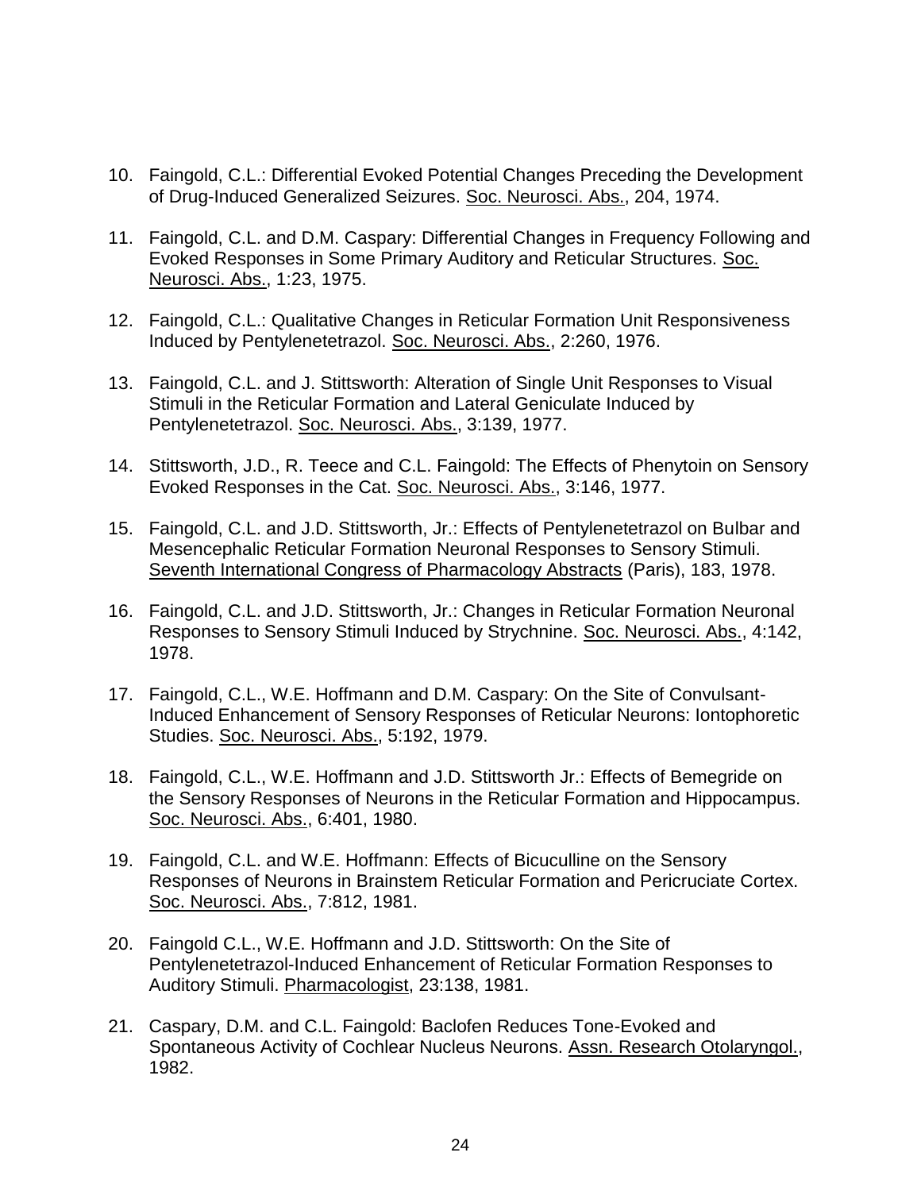10. Faingold, C.L.: Differential Evoked Potential Changes Preceding the Development of Drug-Induced Generalized Seizures. <u>Soc. Neurosci. Abs.</u>, 204, 1974.

11. Faingold, C.L. and D.M. Caspary: Differential Changes in Frequency Following and Evoked Responses in Some Primary Auditory and Reticular Structures. <u>Soc. Neurosci. Abs.</u>, 1:23, 1975.

12. Faingold, C.L.: Qualitative Changes in Reticular Formation Unit Responsiveness Induced by Pentylenetetrazol. <u>Soc. Neurosci. Abs.</u>, 2:260, 1976.

13. Faingold, C.L. and J. Stittsworth: Alteration of Single Unit Responses to Visual Stimuli in the Reticular Formation and Lateral Geniculate Induced by Pentylenetetrazol. <u>Soc. Neurosci. Abs.</u>, 3:139, 1977.

14. Stittsworth, J.D., R. Teece and C.L. Faingold: The Effects of Phenytoin on Sensory Evoked Responses in the Cat. <u>Soc. Neurosci. Abs.</u>, 3:146, 1977.

15. Faingold, C.L. and J.D. Stittsworth, Jr.: Effects of Pentylenetetrazol on Bulbar and Mesencephalic Reticular Formation Neuronal Responses to Sensory Stimuli. <u>Seventh International Congress of Pharmacology Abstracts</u> (Paris), 183, 1978.

16. Faingold, C.L. and J.D. Stittsworth, Jr.: Changes in Reticular Formation Neuronal Responses to Sensory Stimuli Induced by Strychnine. <u>Soc. Neurosci. Abs.</u>, 4:142, 1978.

17. Faingold, C.L., W.E. Hoffmann and D.M. Caspary: On the Site of Convulsant-Induced Enhancement of Sensory Responses of Reticular Neurons: Iontophoretic Studies. <u>Soc. Neurosci. Abs.</u>, 5:192, 1979.

18. Faingold, C.L., W.E. Hoffmann and J.D. Stittsworth Jr.: Effects of Bemegride on the Sensory Responses of Neurons in the Reticular Formation and Hippocampus. <u>Soc. Neurosci. Abs.</u>, 6:401, 1980.

19. Faingold, C.L. and W.E. Hoffmann: Effects of Bicuculline on the Sensory Responses of Neurons in Brainstem Reticular Formation and Pericruciate Cortex. <u>Soc. Neurosci. Abs.</u>, 7:812, 1981.

20. Faingold C.L., W.E. Hoffmann and J.D. Stittsworth: On the Site of Pentylenetetrazol-Induced Enhancement of Reticular Formation Responses to Auditory Stimuli. <u>Pharmacologist</u>, 23:138, 1981.

21. Caspary, D.M. and C.L. Faingold: Baclofen Reduces Tone-Evoked and Spontaneous Activity of Cochlear Nucleus Neurons. <u>Assn. Research Otolaryngol.</u>, 1982.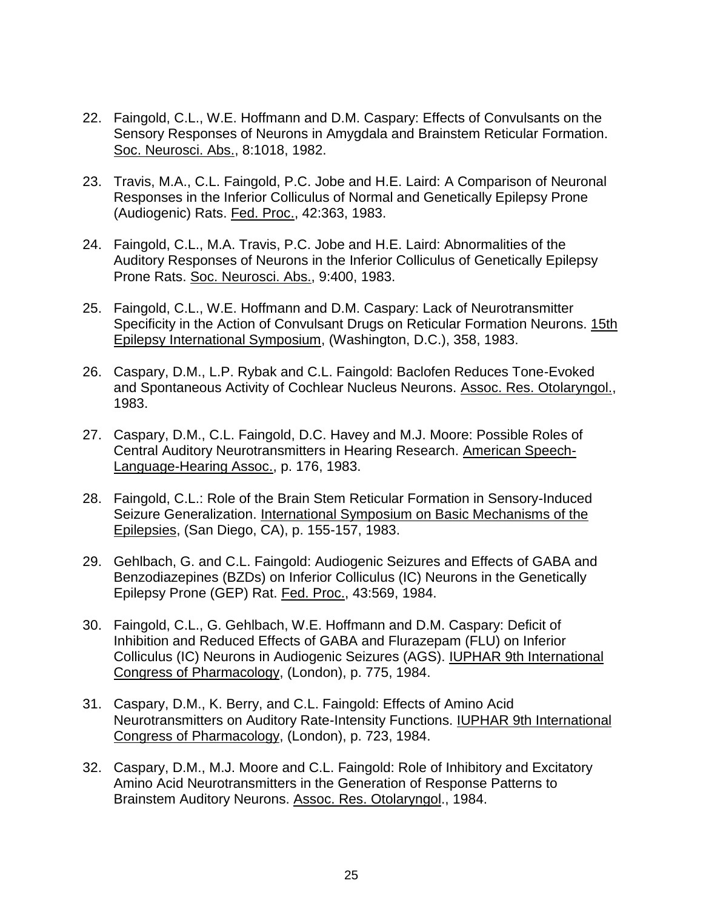22. Faingold, C.L., W.E. Hoffmann and D.M. Caspary: Effects of Convulsants on the Sensory Responses of Neurons in Amygdala and Brainstem Reticular Formation. Soc. Neurosci. Abs., 8:1018, 1982.

23. Travis, M.A., C.L. Faingold, P.C. Jobe and H.E. Laird: A Comparison of Neuronal Responses in the Inferior Colliculus of Normal and Genetically Epilepsy Prone (Audiogenic) Rats. Fed. Proc., 42:363, 1983.

24. Faingold, C.L., M.A. Travis, P.C. Jobe and H.E. Laird: Abnormalities of the Auditory Responses of Neurons in the Inferior Colliculus of Genetically Epilepsy Prone Rats. Soc. Neurosci. Abs., 9:400, 1983.

25. Faingold, C.L., W.E. Hoffmann and D.M. Caspary: Lack of Neurotransmitter Specificity in the Action of Convulsant Drugs on Reticular Formation Neurons. 15th Epilepsy International Symposium, (Washington, D.C.), 358, 1983.

26. Caspary, D.M., L.P. Rybak and C.L. Faingold: Baclofen Reduces Tone-Evoked and Spontaneous Activity of Cochlear Nucleus Neurons. Assoc. Res. Otolaryngol., 1983.

27. Caspary, D.M., C.L. Faingold, D.C. Havey and M.J. Moore: Possible Roles of Central Auditory Neurotransmitters in Hearing Research. American Speech-Language-Hearing Assoc., p. 176, 1983.

28. Faingold, C.L.: Role of the Brain Stem Reticular Formation in Sensory-Induced Seizure Generalization. International Symposium on Basic Mechanisms of the Epilepsies, (San Diego, CA), p. 155-157, 1983.

29. Gehlbach, G. and C.L. Faingold: Audiogenic Seizures and Effects of GABA and Benzodiazepines (BZDs) on Inferior Colliculus (IC) Neurons in the Genetically Epilepsy Prone (GEP) Rat. Fed. Proc., 43:569, 1984.

30. Faingold, C.L., G. Gehlbach, W.E. Hoffmann and D.M. Caspary: Deficit of Inhibition and Reduced Effects of GABA and Flurazepam (FLU) on Inferior Colliculus (IC) Neurons in Audiogenic Seizures (AGS). IUPHAR 9th International Congress of Pharmacology, (London), p. 775, 1984.

31. Caspary, D.M., K. Berry, and C.L. Faingold: Effects of Amino Acid Neurotransmitters on Auditory Rate-Intensity Functions. IUPHAR 9th International Congress of Pharmacology, (London), p. 723, 1984.

32. Caspary, D.M., M.J. Moore and C.L. Faingold: Role of Inhibitory and Excitatory Amino Acid Neurotransmitters in the Generation of Response Patterns to Brainstem Auditory Neurons. Assoc. Res. Otolaryngol., 1984.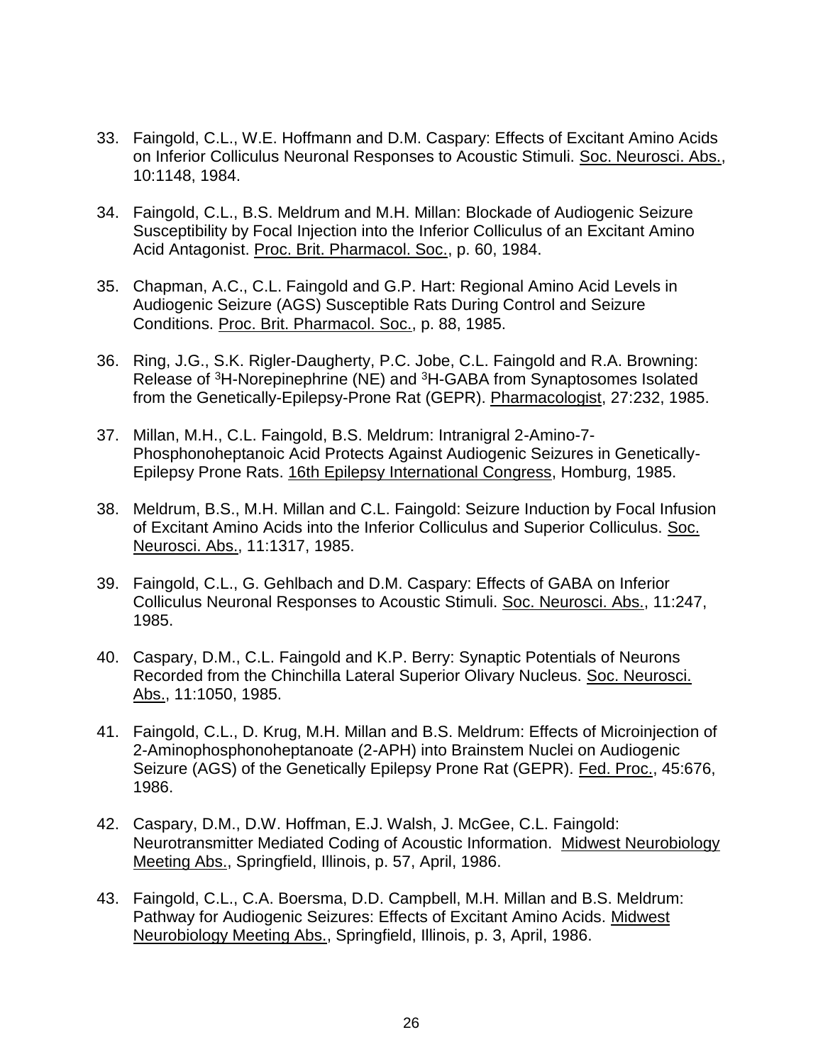33. Faingold, C.L., W.E. Hoffmann and D.M. Caspary: Effects of Excitant Amino Acids on Inferior Colliculus Neuronal Responses to Acoustic Stimuli. Soc. Neurosci. Abs., 10:1148, 1984.

34. Faingold, C.L., B.S. Meldrum and M.H. Millan: Blockade of Audiogenic Seizure Susceptibility by Focal Injection into the Inferior Colliculus of an Excitant Amino Acid Antagonist. Proc. Brit. Pharmacol. Soc., p. 60, 1984.

35. Chapman, A.C., C.L. Faingold and G.P. Hart: Regional Amino Acid Levels in Audiogenic Seizure (AGS) Susceptible Rats During Control and Seizure Conditions. Proc. Brit. Pharmacol. Soc., p. 88, 1985.

36. Ring, J.G., S.K. Rigler-Daugherty, P.C. Jobe, C.L. Faingold and R.A. Browning: Release of $^{3}$H-Norepinephrine (NE) and $^{3}$H-GABA from Synaptosomes Isolated from the Genetically-Epilepsy-Prone Rat (GEPR). Pharmacologist, 27:232, 1985.

37. Millan, M.H., C.L. Faingold, B.S. Meldrum: Intranigral 2-Amino-7-Phosphonoheptanoic Acid Protects Against Audiogenic Seizures in Genetically-Epilepsy Prone Rats. 16th Epilepsy International Congress, Homburg, 1985.

38. Meldrum, B.S., M.H. Millan and C.L. Faingold: Seizure Induction by Focal Infusion of Excitant Amino Acids into the Inferior Colliculus and Superior Colliculus. Soc. Neurosci. Abs., 11:1317, 1985.

39. Faingold, C.L., G. Gehlbach and D.M. Caspary: Effects of GABA on Inferior Colliculus Neuronal Responses to Acoustic Stimuli. Soc. Neurosci. Abs., 11:247, 1985.

40. Caspary, D.M., C.L. Faingold and K.P. Berry: Synaptic Potentials of Neurons Recorded from the Chinchilla Lateral Superior Olivary Nucleus. Soc. Neurosci. Abs., 11:1050, 1985.

41. Faingold, C.L., D. Krug, M.H. Millan and B.S. Meldrum: Effects of Microinjection of 2-Aminophosphonoheptanoate (2-APH) into Brainstem Nuclei on Audiogenic Seizure (AGS) of the Genetically Epilepsy Prone Rat (GEPR). Fed. Proc., 45:676, 1986.

42. Caspary, D.M., D.W. Hoffman, E.J. Walsh, J. McGee, C.L. Faingold: Neurotransmitter Mediated Coding of Acoustic Information. Midwest Neurobiology Meeting Abs., Springfield, Illinois, p. 57, April, 1986.

43. Faingold, C.L., C.A. Boersma, D.D. Campbell, M.H. Millan and B.S. Meldrum: Pathway for Audiogenic Seizures: Effects of Excitant Amino Acids. Midwest Neurobiology Meeting Abs., Springfield, Illinois, p. 3, April, 1986.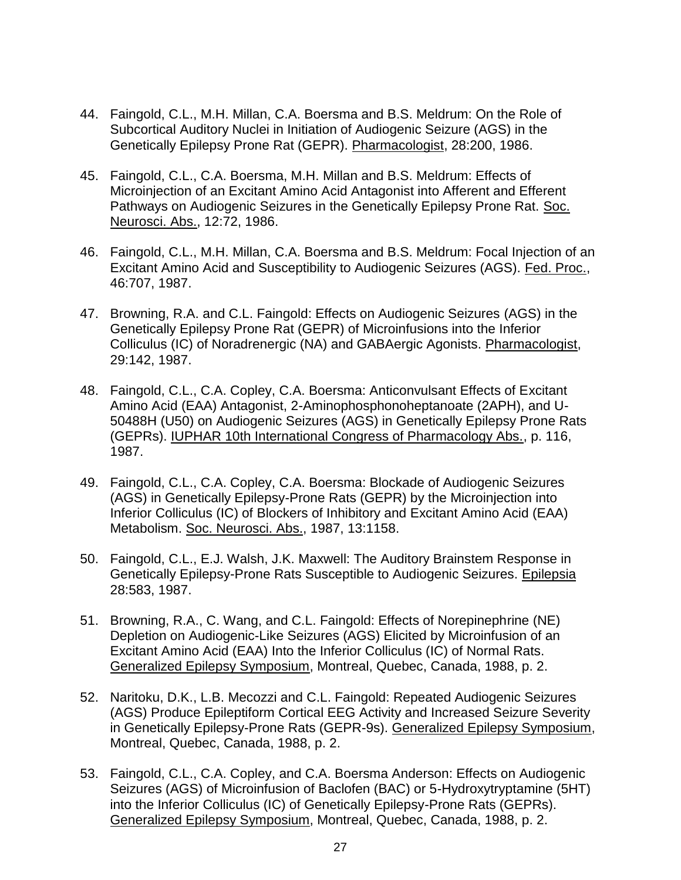44. Faingold, C.L., M.H. Millan, C.A. Boersma and B.S. Meldrum: On the Role of Subcortical Auditory Nuclei in Initiation of Audiogenic Seizure (AGS) in the Genetically Epilepsy Prone Rat (GEPR). Pharmacologist, 28:200, 1986.

45. Faingold, C.L., C.A. Boersma, M.H. Millan and B.S. Meldrum: Effects of Microinjection of an Excitant Amino Acid Antagonist into Afferent and Efferent Pathways on Audiogenic Seizures in the Genetically Epilepsy Prone Rat. Soc. Neurosci. Abs., 12:72, 1986.

46. Faingold, C.L., M.H. Millan, C.A. Boersma and B.S. Meldrum: Focal Injection of an Excitant Amino Acid and Susceptibility to Audiogenic Seizures (AGS). Fed. Proc., 46:707, 1987.

47. Browning, R.A. and C.L. Faingold: Effects on Audiogenic Seizures (AGS) in the Genetically Epilepsy Prone Rat (GEPR) of Microinfusions into the Inferior Colliculus (IC) of Noradrenergic (NA) and GABAergic Agonists. Pharmacologist, 29:142, 1987.

48. Faingold, C.L., C.A. Copley, C.A. Boersma: Anticonvulsant Effects of Excitant Amino Acid (EAA) Antagonist, 2-Aminophosphonoheptanoate (2APH), and U-50488H (U50) on Audiogenic Seizures (AGS) in Genetically Epilepsy Prone Rats (GEPRs). IUPHAR 10th International Congress of Pharmacology Abs., p. 116, 1987.

49. Faingold, C.L., C.A. Copley, C.A. Boersma: Blockade of Audiogenic Seizures (AGS) in Genetically Epilepsy-Prone Rats (GEPR) by the Microinjection into Inferior Colliculus (IC) of Blockers of Inhibitory and Excitant Amino Acid (EAA) Metabolism. Soc. Neurosci. Abs., 1987, 13:1158.

50. Faingold, C.L., E.J. Walsh, J.K. Maxwell: The Auditory Brainstem Response in Genetically Epilepsy-Prone Rats Susceptible to Audiogenic Seizures. Epilepsia 28:583, 1987.

51. Browning, R.A., C. Wang, and C.L. Faingold: Effects of Norepinephrine (NE) Depletion on Audiogenic-Like Seizures (AGS) Elicited by Microinfusion of an Excitant Amino Acid (EAA) Into the Inferior Colliculus (IC) of Normal Rats. Generalized Epilepsy Symposium, Montreal, Quebec, Canada, 1988, p. 2.

52. Naritoku, D.K., L.B. Mecozzi and C.L. Faingold: Repeated Audiogenic Seizures (AGS) Produce Epileptiform Cortical EEG Activity and Increased Seizure Severity in Genetically Epilepsy-Prone Rats (GEPR-9s). Generalized Epilepsy Symposium, Montreal, Quebec, Canada, 1988, p. 2.

53. Faingold, C.L., C.A. Copley, and C.A. Boersma Anderson: Effects on Audiogenic Seizures (AGS) of Microinfusion of Baclofen (BAC) or 5-Hydroxytryptamine (5HT) into the Inferior Colliculus (IC) of Genetically Epilepsy-Prone Rats (GEPRs). Generalized Epilepsy Symposium, Montreal, Quebec, Canada, 1988, p. 2.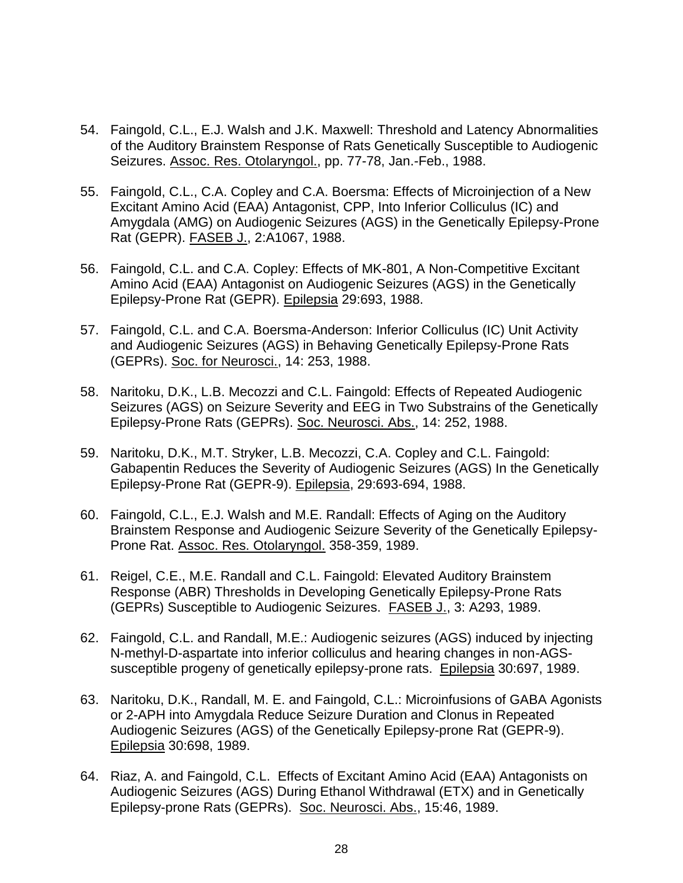54. Faingold, C.L., E.J. Walsh and J.K. Maxwell: Threshold and Latency Abnormalities of the Auditory Brainstem Response of Rats Genetically Susceptible to Audiogenic Seizures. Assoc. Res. Otolaryngol., pp. 77-78, Jan.-Feb., 1988.

55. Faingold, C.L., C.A. Copley and C.A. Boersma: Effects of Microinjection of a New Excitant Amino Acid (EAA) Antagonist, CPP, Into Inferior Colliculus (IC) and Amygdala (AMG) on Audiogenic Seizures (AGS) in the Genetically Epilepsy-Prone Rat (GEPR). FASEB J., 2:A1067, 1988.

56. Faingold, C.L. and C.A. Copley: Effects of MK-801, A Non-Competitive Excitant Amino Acid (EAA) Antagonist on Audiogenic Seizures (AGS) in the Genetically Epilepsy-Prone Rat (GEPR). Epilepsia 29:693, 1988.

57. Faingold, C.L. and C.A. Boersma-Anderson: Inferior Colliculus (IC) Unit Activity and Audiogenic Seizures (AGS) in Behaving Genetically Epilepsy-Prone Rats (GEPRs). Soc. for Neurosci., 14: 253, 1988.

58. Naritoku, D.K., L.B. Mecozzi and C.L. Faingold: Effects of Repeated Audiogenic Seizures (AGS) on Seizure Severity and EEG in Two Substrains of the Genetically Epilepsy-Prone Rats (GEPRs). Soc. Neurosci. Abs., 14: 252, 1988.

59. Naritoku, D.K., M.T. Stryker, L.B. Mecozzi, C.A. Copley and C.L. Faingold: Gabapentin Reduces the Severity of Audiogenic Seizures (AGS) In the Genetically Epilepsy-Prone Rat (GEPR-9). Epilepsia, 29:693-694, 1988.

60. Faingold, C.L., E.J. Walsh and M.E. Randall: Effects of Aging on the Auditory Brainstem Response and Audiogenic Seizure Severity of the Genetically Epilepsy-Prone Rat. Assoc. Res. Otolaryngol. 358-359, 1989.

61. Reigel, C.E., M.E. Randall and C.L. Faingold: Elevated Auditory Brainstem Response (ABR) Thresholds in Developing Genetically Epilepsy-Prone Rats (GEPRs) Susceptible to Audiogenic Seizures. FASEB J., 3: A293, 1989.

62. Faingold, C.L. and Randall, M.E.: Audiogenic seizures (AGS) induced by injecting N-methyl-D-aspartate into inferior colliculus and hearing changes in non-AGS-susceptible progeny of genetically epilepsy-prone rats. Epilepsia 30:697, 1989.

63. Naritoku, D.K., Randall, M. E. and Faingold, C.L.: Microinfusions of GABA Agonists or 2-APH into Amygdala Reduce Seizure Duration and Clonus in Repeated Audiogenic Seizures (AGS) of the Genetically Epilepsy-prone Rat (GEPR-9). Epilepsia 30:698, 1989.

64. Riaz, A. and Faingold, C.L. Effects of Excitant Amino Acid (EAA) Antagonists on Audiogenic Seizures (AGS) During Ethanol Withdrawal (ETX) and in Genetically Epilepsy-prone Rats (GEPRs). Soc. Neurosci. Abs., 15:46, 1989.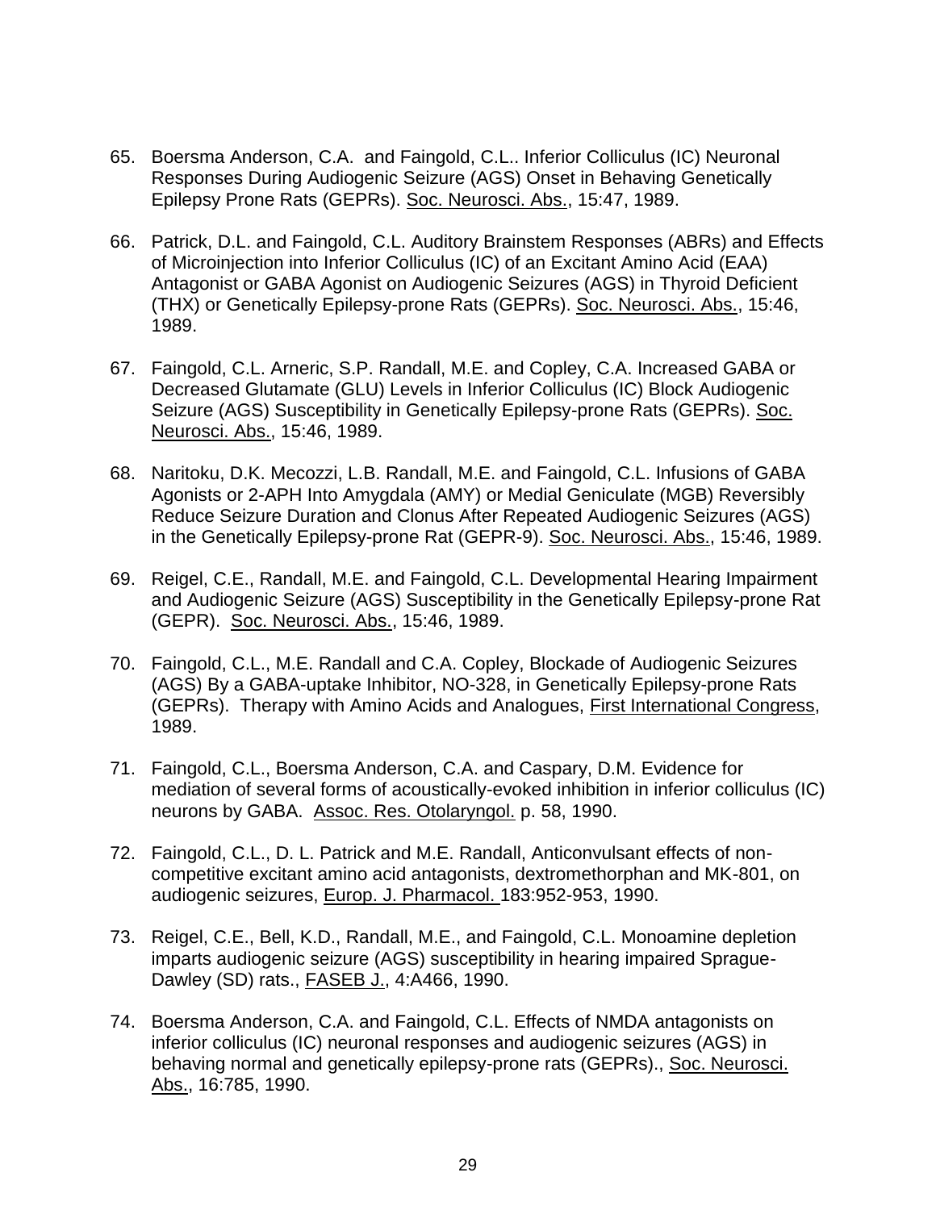65. Boersma Anderson, C.A. and Faingold, C.L.. Inferior Colliculus (IC) Neuronal Responses During Audiogenic Seizure (AGS) Onset in Behaving Genetically Epilepsy Prone Rats (GEPRs). Soc. Neurosci. Abs., 15:47, 1989.

66. Patrick, D.L. and Faingold, C.L. Auditory Brainstem Responses (ABRs) and Effects of Microinjection into Inferior Colliculus (IC) of an Excitant Amino Acid (EAA) Antagonist or GABA Agonist on Audiogenic Seizures (AGS) in Thyroid Deficient (THX) or Genetically Epilepsy-prone Rats (GEPRs). Soc. Neurosci. Abs., 15:46, 1989.

67. Faingold, C.L. Arneric, S.P. Randall, M.E. and Copley, C.A. Increased GABA or Decreased Glutamate (GLU) Levels in Inferior Colliculus (IC) Block Audiogenic Seizure (AGS) Susceptibility in Genetically Epilepsy-prone Rats (GEPRs). Soc. Neurosci. Abs., 15:46, 1989.

68. Naritoku, D.K. Mecozzi, L.B. Randall, M.E. and Faingold, C.L. Infusions of GABA Agonists or 2-APH Into Amygdala (AMY) or Medial Geniculate (MGB) Reversibly Reduce Seizure Duration and Clonus After Repeated Audiogenic Seizures (AGS) in the Genetically Epilepsy-prone Rat (GEPR-9). Soc. Neurosci. Abs., 15:46, 1989.

69. Reigel, C.E., Randall, M.E. and Faingold, C.L. Developmental Hearing Impairment and Audiogenic Seizure (AGS) Susceptibility in the Genetically Epilepsy-prone Rat (GEPR). Soc. Neurosci. Abs., 15:46, 1989.

70. Faingold, C.L., M.E. Randall and C.A. Copley, Blockade of Audiogenic Seizures (AGS) By a GABA-uptake Inhibitor, NO-328, in Genetically Epilepsy-prone Rats (GEPRs). Therapy with Amino Acids and Analogues, First International Congress, 1989.

71. Faingold, C.L., Boersma Anderson, C.A. and Caspary, D.M. Evidence for mediation of several forms of acoustically-evoked inhibition in inferior colliculus (IC) neurons by GABA. Assoc. Res. Otolaryngol. p. 58, 1990.

72. Faingold, C.L., D. L. Patrick and M.E. Randall, Anticonvulsant effects of non-competitive excitant amino acid antagonists, dextromethorphan and MK-801, on audiogenic seizures, Europ. J. Pharmacol. 183:952-953, 1990.

73. Reigel, C.E., Bell, K.D., Randall, M.E., and Faingold, C.L. Monoamine depletion imparts audiogenic seizure (AGS) susceptibility in hearing impaired Sprague-Dawley (SD) rats., FASEB J., 4:A466, 1990.

74. Boersma Anderson, C.A. and Faingold, C.L. Effects of NMDA antagonists on inferior colliculus (IC) neuronal responses and audiogenic seizures (AGS) in behaving normal and genetically epilepsy-prone rats (GEPRs)., Soc. Neurosci. Abs., 16:785, 1990.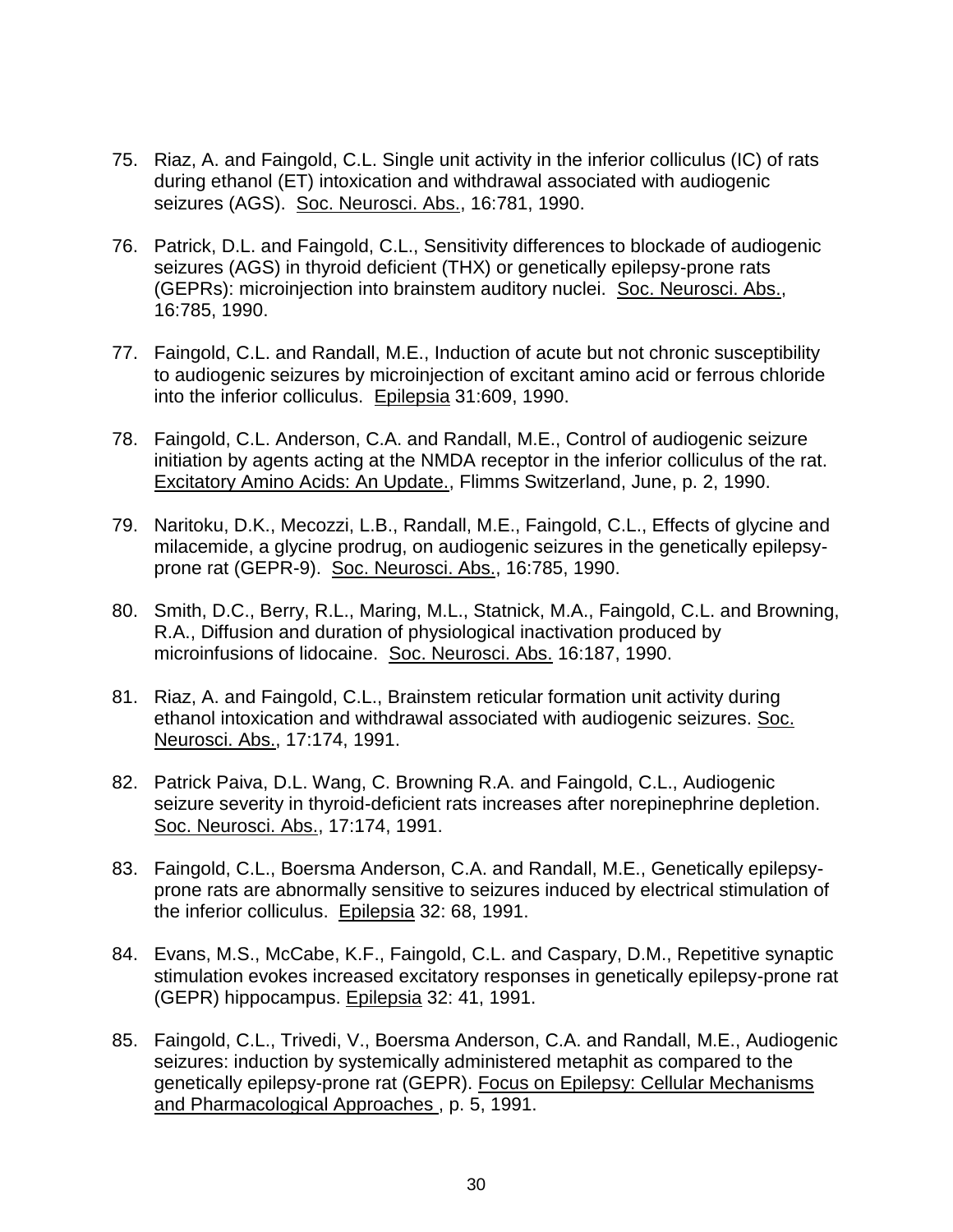75. Riaz, A. and Faingold, C.L. Single unit activity in the inferior colliculus (IC) of rats during ethanol (ET) intoxication and withdrawal associated with audiogenic seizures (AGS). Soc. Neurosci. Abs., 16:781, 1990.

76. Patrick, D.L. and Faingold, C.L., Sensitivity differences to blockade of audiogenic seizures (AGS) in thyroid deficient (THX) or genetically epilepsy-prone rats (GEPRs): microinjection into brainstem auditory nuclei. Soc. Neurosci. Abs., 16:785, 1990.

77. Faingold, C.L. and Randall, M.E., Induction of acute but not chronic susceptibility to audiogenic seizures by microinjection of excitant amino acid or ferrous chloride into the inferior colliculus. Epilepsia 31:609, 1990.

78. Faingold, C.L. Anderson, C.A. and Randall, M.E., Control of audiogenic seizure initiation by agents acting at the NMDA receptor in the inferior colliculus of the rat. Excitatory Amino Acids: An Update., Flimms Switzerland, June, p. 2, 1990.

79. Naritoku, D.K., Mecozzi, L.B., Randall, M.E., Faingold, C.L., Effects of glycine and milacemide, a glycine prodrug, on audiogenic seizures in the genetically epilepsy-prone rat (GEPR-9). Soc. Neurosci. Abs., 16:785, 1990.

80. Smith, D.C., Berry, R.L., Maring, M.L., Statnick, M.A., Faingold, C.L. and Browning, R.A., Diffusion and duration of physiological inactivation produced by microinfusions of lidocaine. Soc. Neurosci. Abs. 16:187, 1990.

81. Riaz, A. and Faingold, C.L., Brainstem reticular formation unit activity during ethanol intoxication and withdrawal associated with audiogenic seizures. Soc. Neurosci. Abs., 17:174, 1991.

82. Patrick Paiva, D.L. Wang, C. Browning R.A. and Faingold, C.L., Audiogenic seizure severity in thyroid-deficient rats increases after norepinephrine depletion. Soc. Neurosci. Abs., 17:174, 1991.

83. Faingold, C.L., Boersma Anderson, C.A. and Randall, M.E., Genetically epilepsy-prone rats are abnormally sensitive to seizures induced by electrical stimulation of the inferior colliculus. Epilepsia 32: 68, 1991.

84. Evans, M.S., McCabe, K.F., Faingold, C.L. and Caspary, D.M., Repetitive synaptic stimulation evokes increased excitatory responses in genetically epilepsy-prone rat (GEPR) hippocampus. Epilepsia 32: 41, 1991.

85. Faingold, C.L., Trivedi, V., Boersma Anderson, C.A. and Randall, M.E., Audiogenic seizures: induction by systemically administered metaphit as compared to the genetically epilepsy-prone rat (GEPR). Focus on Epilepsy: Cellular Mechanisms and Pharmacological Approaches , p. 5, 1991.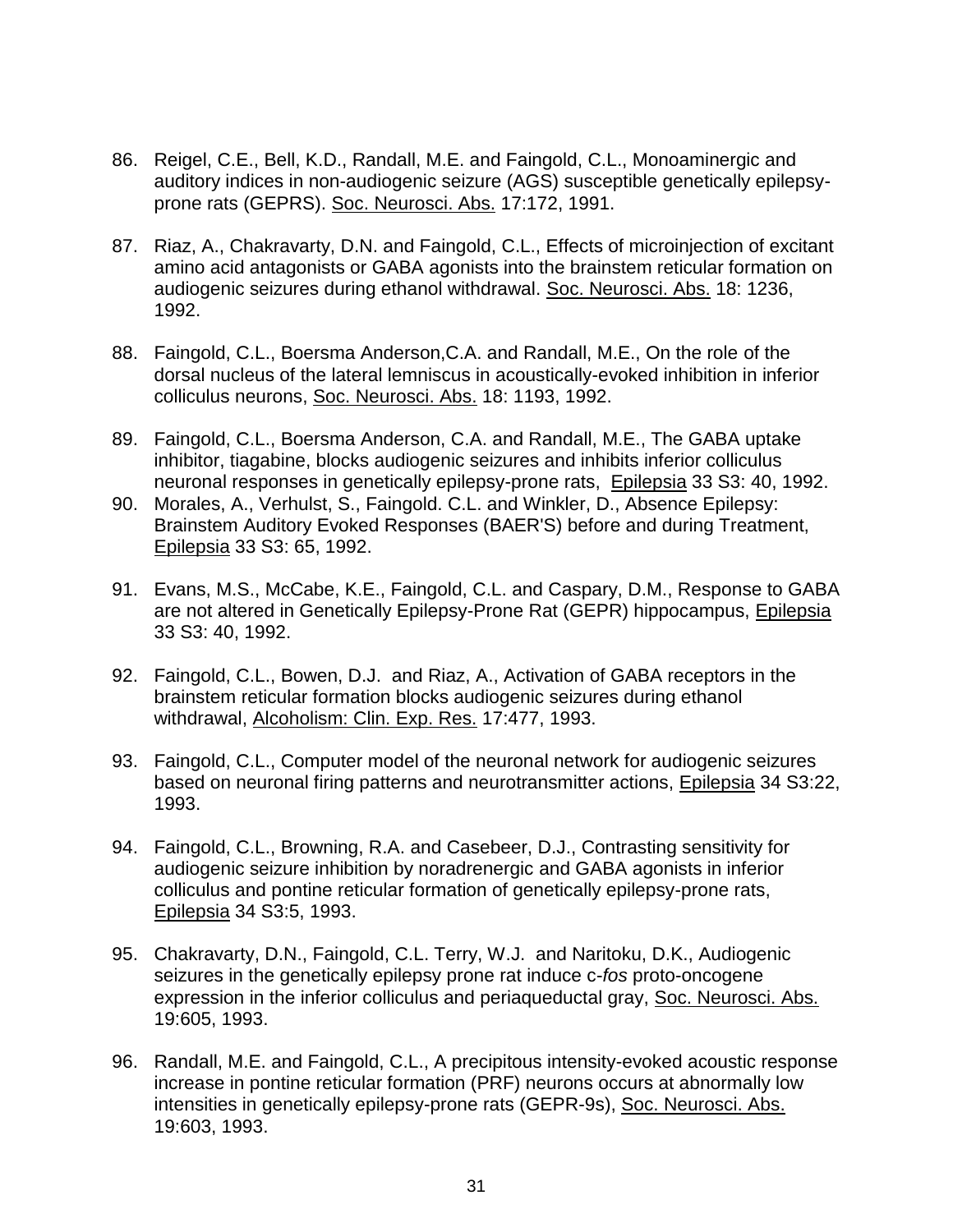86. Reigel, C.E., Bell, K.D., Randall, M.E. and Faingold, C.L., Monoaminergic and auditory indices in non-audiogenic seizure (AGS) susceptible genetically epilepsy-prone rats (GEPRS). Soc. Neurosci. Abs. 17:172, 1991.

87. Riaz, A., Chakravarty, D.N. and Faingold, C.L., Effects of microinjection of excitant amino acid antagonists or GABA agonists into the brainstem reticular formation on audiogenic seizures during ethanol withdrawal. Soc. Neurosci. Abs. 18: 1236, 1992.

88. Faingold, C.L., Boersma Anderson,C.A. and Randall, M.E., On the role of the dorsal nucleus of the lateral lemniscus in acoustically-evoked inhibition in inferior colliculus neurons, Soc. Neurosci. Abs. 18: 1193, 1992.

89. Faingold, C.L., Boersma Anderson, C.A. and Randall, M.E., The GABA uptake inhibitor, tiagabine, blocks audiogenic seizures and inhibits inferior colliculus neuronal responses in genetically epilepsy-prone rats, Epilepsia 33 S3: 40, 1992.

90. Morales, A., Verhulst, S., Faingold. C.L. and Winkler, D., Absence Epilepsy: Brainstem Auditory Evoked Responses (BAER'S) before and during Treatment, Epilepsia 33 S3: 65, 1992.

91. Evans, M.S., McCabe, K.E., Faingold, C.L. and Caspary, D.M., Response to GABA are not altered in Genetically Epilepsy-Prone Rat (GEPR) hippocampus, Epilepsia 33 S3: 40, 1992.

92. Faingold, C.L., Bowen, D.J. and Riaz, A., Activation of GABA receptors in the brainstem reticular formation blocks audiogenic seizures during ethanol withdrawal, Alcoholism: Clin. Exp. Res. 17:477, 1993.

93. Faingold, C.L., Computer model of the neuronal network for audiogenic seizures based on neuronal firing patterns and neurotransmitter actions, Epilepsia 34 S3:22, 1993.

94. Faingold, C.L., Browning, R.A. and Casebeer, D.J., Contrasting sensitivity for audiogenic seizure inhibition by noradrenergic and GABA agonists in inferior colliculus and pontine reticular formation of genetically epilepsy-prone rats, Epilepsia 34 S3:5, 1993.

95. Chakravarty, D.N., Faingold, C.L. Terry, W.J. and Naritoku, D.K., Audiogenic seizures in the genetically epilepsy prone rat induce c-*fos* proto-oncogene expression in the inferior colliculus and periaqueductal gray, Soc. Neurosci. Abs. 19:605, 1993.

96. Randall, M.E. and Faingold, C.L., A precipitous intensity-evoked acoustic response increase in pontine reticular formation (PRF) neurons occurs at abnormally low intensities in genetically epilepsy-prone rats (GEPR-9s), Soc. Neurosci. Abs. 19:603, 1993.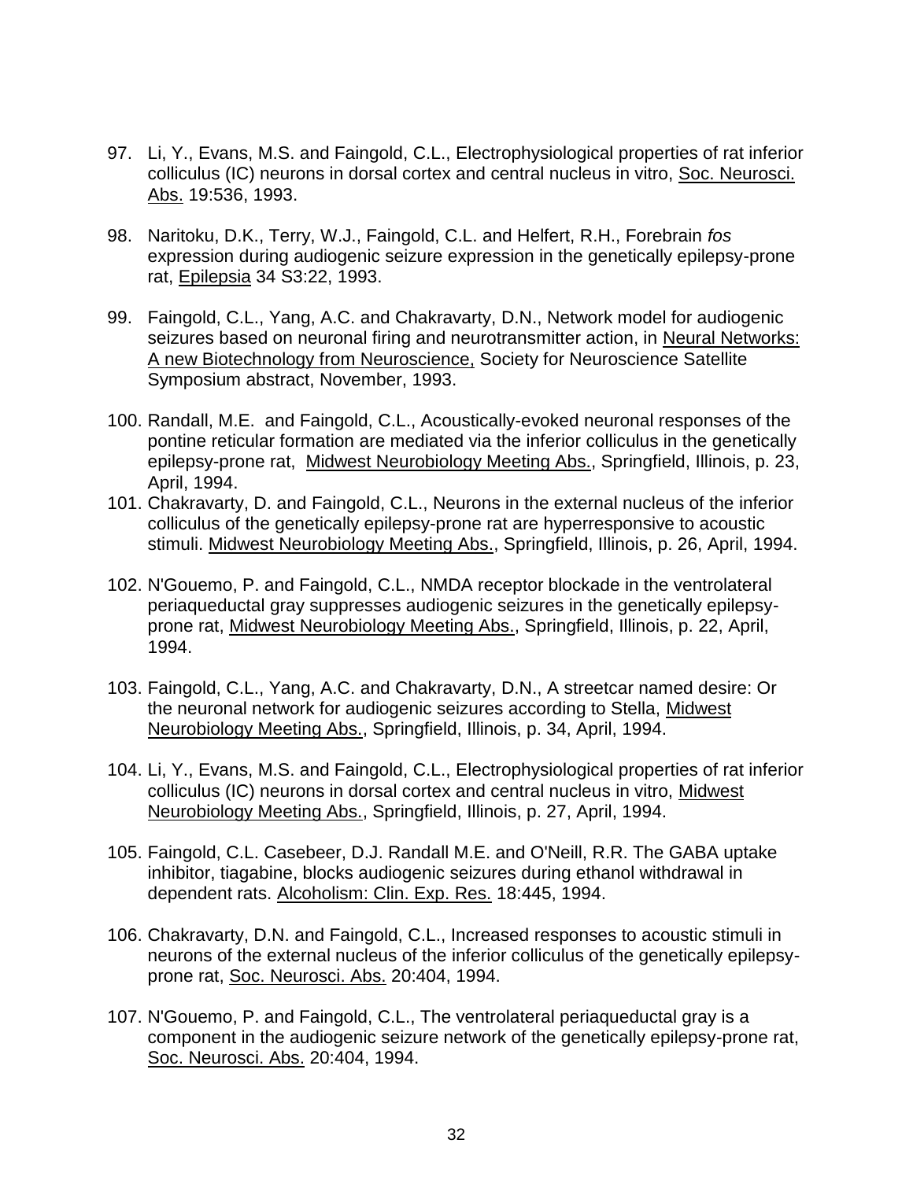97. Li, Y., Evans, M.S. and Faingold, C.L., Electrophysiological properties of rat inferior colliculus (IC) neurons in dorsal cortex and central nucleus in vitro, Soc. Neurosci. Abs. 19:536, 1993.

98. Naritoku, D.K., Terry, W.J., Faingold, C.L. and Helfert, R.H., Forebrain *fos* expression during audiogenic seizure expression in the genetically epilepsy-prone rat, Epilepsia 34 S3:22, 1993.

99. Faingold, C.L., Yang, A.C. and Chakravarty, D.N., Network model for audiogenic seizures based on neuronal firing and neurotransmitter action, in Neural Networks: A new Biotechnology from Neuroscience, Society for Neuroscience Satellite Symposium abstract, November, 1993.

100. Randall, M.E. and Faingold, C.L., Acoustically-evoked neuronal responses of the pontine reticular formation are mediated via the inferior colliculus in the genetically epilepsy-prone rat, Midwest Neurobiology Meeting Abs., Springfield, Illinois, p. 23, April, 1994.

101. Chakravarty, D. and Faingold, C.L., Neurons in the external nucleus of the inferior colliculus of the genetically epilepsy-prone rat are hyperresponsive to acoustic stimuli. Midwest Neurobiology Meeting Abs., Springfield, Illinois, p. 26, April, 1994.

102. N'Gouemo, P. and Faingold, C.L., NMDA receptor blockade in the ventrolateral periaqueductal gray suppresses audiogenic seizures in the genetically epilepsy-prone rat, Midwest Neurobiology Meeting Abs., Springfield, Illinois, p. 22, April, 1994.

103. Faingold, C.L., Yang, A.C. and Chakravarty, D.N., A streetcar named desire: Or the neuronal network for audiogenic seizures according to Stella, Midwest Neurobiology Meeting Abs., Springfield, Illinois, p. 34, April, 1994.

104. Li, Y., Evans, M.S. and Faingold, C.L., Electrophysiological properties of rat inferior colliculus (IC) neurons in dorsal cortex and central nucleus in vitro, Midwest Neurobiology Meeting Abs., Springfield, Illinois, p. 27, April, 1994.

105. Faingold, C.L. Casebeer, D.J. Randall M.E. and O'Neill, R.R. The GABA uptake inhibitor, tiagabine, blocks audiogenic seizures during ethanol withdrawal in dependent rats. Alcoholism: Clin. Exp. Res. 18:445, 1994.

106. Chakravarty, D.N. and Faingold, C.L., Increased responses to acoustic stimuli in neurons of the external nucleus of the inferior colliculus of the genetically epilepsy-prone rat, Soc. Neurosci. Abs. 20:404, 1994.

107. N'Gouemo, P. and Faingold, C.L., The ventrolateral periaqueductal gray is a component in the audiogenic seizure network of the genetically epilepsy-prone rat, Soc. Neurosci. Abs. 20:404, 1994.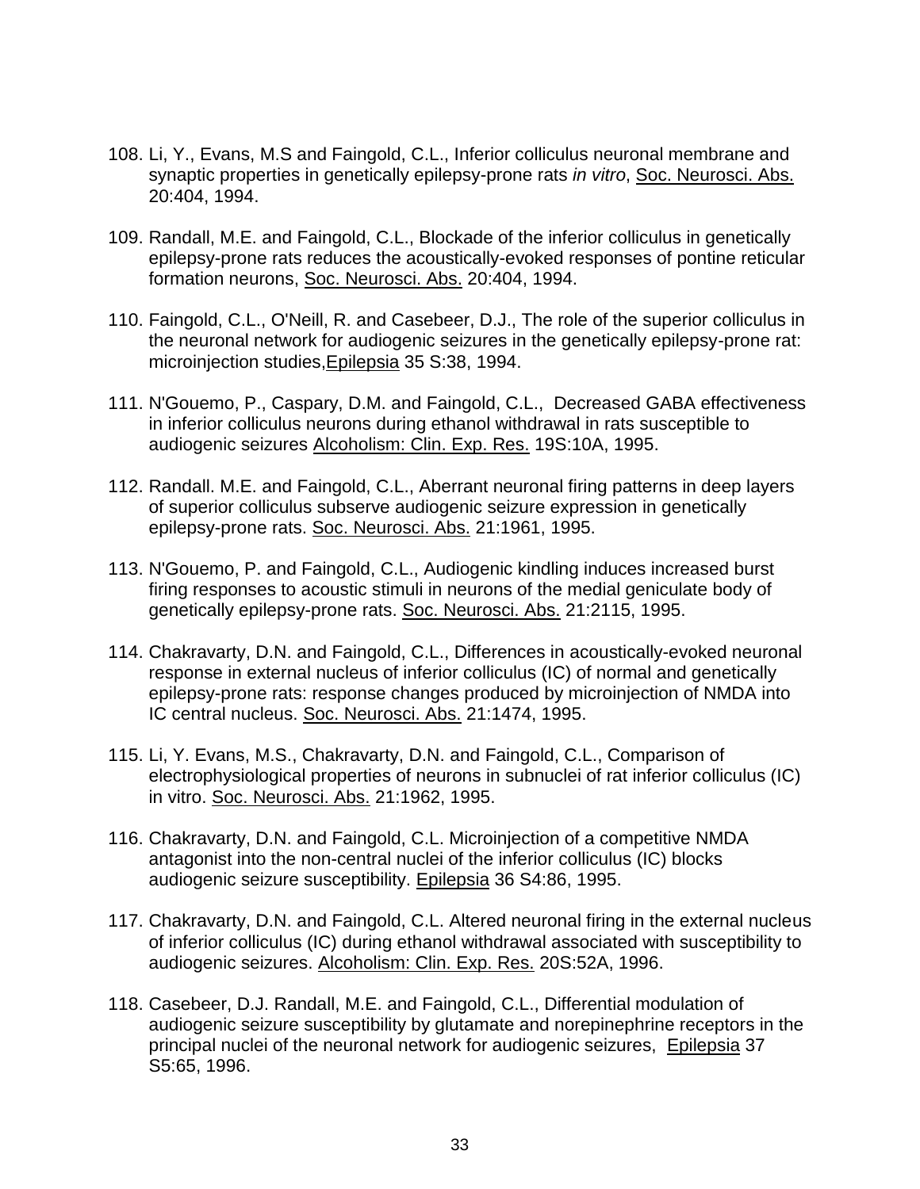108. Li, Y., Evans, M.S and Faingold, C.L., Inferior colliculus neuronal membrane and synaptic properties in genetically epilepsy-prone rats *in vitro*, Soc. Neurosci. Abs. 20:404, 1994.

109. Randall, M.E. and Faingold, C.L., Blockade of the inferior colliculus in genetically epilepsy-prone rats reduces the acoustically-evoked responses of pontine reticular formation neurons, Soc. Neurosci. Abs. 20:404, 1994.

110. Faingold, C.L., O'Neill, R. and Casebeer, D.J., The role of the superior colliculus in the neuronal network for audiogenic seizures in the genetically epilepsy-prone rat: microinjection studies,Epilepsia 35 S:38, 1994.

111. N'Gouemo, P., Caspary, D.M. and Faingold, C.L., Decreased GABA effectiveness in inferior colliculus neurons during ethanol withdrawal in rats susceptible to audiogenic seizures Alcoholism: Clin. Exp. Res. 19S:10A, 1995.

112. Randall. M.E. and Faingold, C.L., Aberrant neuronal firing patterns in deep layers of superior colliculus subserve audiogenic seizure expression in genetically epilepsy-prone rats. Soc. Neurosci. Abs. 21:1961, 1995.

113. N'Gouemo, P. and Faingold, C.L., Audiogenic kindling induces increased burst firing responses to acoustic stimuli in neurons of the medial geniculate body of genetically epilepsy-prone rats. Soc. Neurosci. Abs. 21:2115, 1995.

114. Chakravarty, D.N. and Faingold, C.L., Differences in acoustically-evoked neuronal response in external nucleus of inferior colliculus (IC) of normal and genetically epilepsy-prone rats: response changes produced by microinjection of NMDA into IC central nucleus. Soc. Neurosci. Abs. 21:1474, 1995.

115. Li, Y. Evans, M.S., Chakravarty, D.N. and Faingold, C.L., Comparison of electrophysiological properties of neurons in subnuclei of rat inferior colliculus (IC) in vitro. Soc. Neurosci. Abs. 21:1962, 1995.

116. Chakravarty, D.N. and Faingold, C.L. Microinjection of a competitive NMDA antagonist into the non-central nuclei of the inferior colliculus (IC) blocks audiogenic seizure susceptibility. Epilepsia 36 S4:86, 1995.

117. Chakravarty, D.N. and Faingold, C.L. Altered neuronal firing in the external nucleus of inferior colliculus (IC) during ethanol withdrawal associated with susceptibility to audiogenic seizures. Alcoholism: Clin. Exp. Res. 20S:52A, 1996.

118. Casebeer, D.J. Randall, M.E. and Faingold, C.L., Differential modulation of audiogenic seizure susceptibility by glutamate and norepinephrine receptors in the principal nuclei of the neuronal network for audiogenic seizures, Epilepsia 37 S5:65, 1996.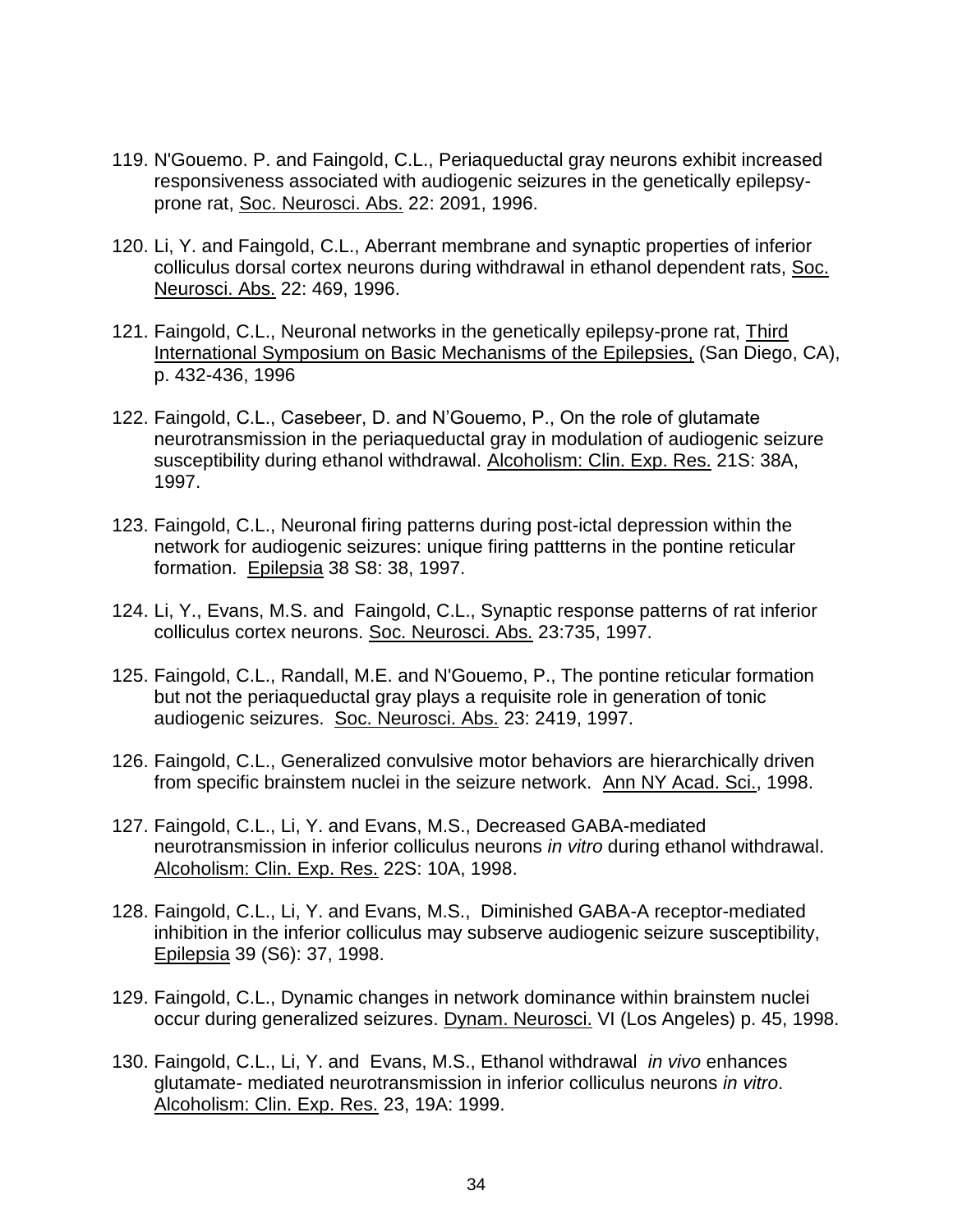119. N'Gouemo. P. and Faingold, C.L., Periaqueductal gray neurons exhibit increased responsiveness associated with audiogenic seizures in the genetically epilepsy-prone rat, Soc. Neurosci. Abs. 22: 2091, 1996.

120. Li, Y. and Faingold, C.L., Aberrant membrane and synaptic properties of inferior colliculus dorsal cortex neurons during withdrawal in ethanol dependent rats, Soc. Neurosci. Abs. 22: 469, 1996.

121. Faingold, C.L., Neuronal networks in the genetically epilepsy-prone rat, Third International Symposium on Basic Mechanisms of the Epilepsies, (San Diego, CA), p. 432-436, 1996

122. Faingold, C.L., Casebeer, D. and N'Gouemo, P., On the role of glutamate neurotransmission in the periaqueductal gray in modulation of audiogenic seizure susceptibility during ethanol withdrawal. Alcoholism: Clin. Exp. Res. 21S: 38A, 1997.

123. Faingold, C.L., Neuronal firing patterns during post-ictal depression within the network for audiogenic seizures: unique firing pattterns in the pontine reticular formation. Epilepsia 38 S8: 38, 1997.

124. Li, Y., Evans, M.S. and Faingold, C.L., Synaptic response patterns of rat inferior colliculus cortex neurons. Soc. Neurosci. Abs. 23:735, 1997.

125. Faingold, C.L., Randall, M.E. and N'Gouemo, P., The pontine reticular formation but not the periaqueductal gray plays a requisite role in generation of tonic audiogenic seizures. Soc. Neurosci. Abs. 23: 2419, 1997.

126. Faingold, C.L., Generalized convulsive motor behaviors are hierarchically driven from specific brainstem nuclei in the seizure network. Ann NY Acad. Sci., 1998.

127. Faingold, C.L., Li, Y. and Evans, M.S., Decreased GABA-mediated neurotransmission in inferior colliculus neurons *in vitro* during ethanol withdrawal. Alcoholism: Clin. Exp. Res. 22S: 10A, 1998.

128. Faingold, C.L., Li, Y. and Evans, M.S., Diminished GABA-A receptor-mediated inhibition in the inferior colliculus may subserve audiogenic seizure susceptibility, Epilepsia 39 (S6): 37, 1998.

129. Faingold, C.L., Dynamic changes in network dominance within brainstem nuclei occur during generalized seizures. Dynam. Neurosci. VI (Los Angeles) p. 45, 1998.

130. Faingold, C.L., Li, Y. and Evans, M.S., Ethanol withdrawal *in vivo* enhances glutamate- mediated neurotransmission in inferior colliculus neurons *in vitro*. Alcoholism: Clin. Exp. Res. 23, 19A: 1999.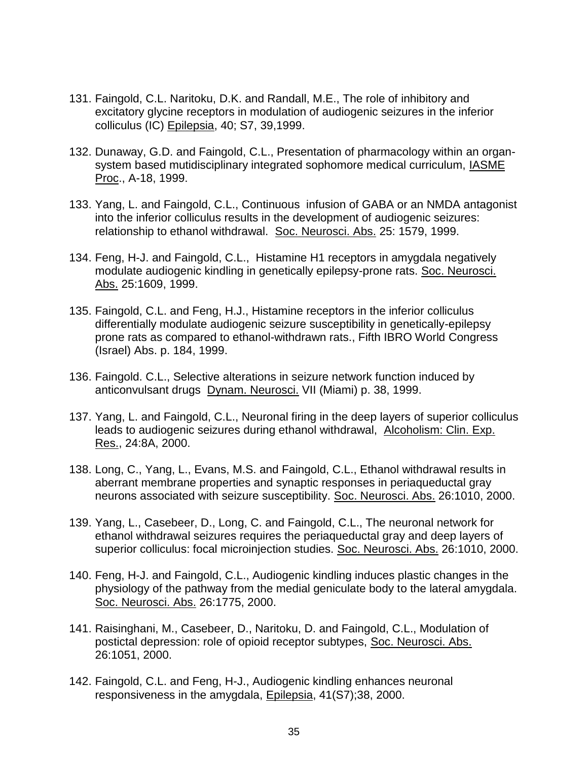131. Faingold, C.L. Naritoku, D.K. and Randall, M.E., The role of inhibitory and excitatory glycine receptors in modulation of audiogenic seizures in the inferior colliculus (IC) Epilepsia, 40; S7, 39,1999.

132. Dunaway, G.D. and Faingold, C.L., Presentation of pharmacology within an organ-system based mutidisciplinary integrated sophomore medical curriculum, IASME Proc., A-18, 1999.

133. Yang, L. and Faingold, C.L., Continuous infusion of GABA or an NMDA antagonist into the inferior colliculus results in the development of audiogenic seizures: relationship to ethanol withdrawal. Soc. Neurosci. Abs. 25: 1579, 1999.

134. Feng, H-J. and Faingold, C.L., Histamine H1 receptors in amygdala negatively modulate audiogenic kindling in genetically epilepsy-prone rats. Soc. Neurosci. Abs. 25:1609, 1999.

135. Faingold, C.L. and Feng, H.J., Histamine receptors in the inferior colliculus differentially modulate audiogenic seizure susceptibility in genetically-epilepsy prone rats as compared to ethanol-withdrawn rats., Fifth IBRO World Congress (Israel) Abs. p. 184, 1999.

136. Faingold. C.L., Selective alterations in seizure network function induced by anticonvulsant drugs Dynam. Neurosci. VII (Miami) p. 38, 1999.

137. Yang, L. and Faingold, C.L., Neuronal firing in the deep layers of superior colliculus leads to audiogenic seizures during ethanol withdrawal, Alcoholism: Clin. Exp. Res., 24:8A, 2000.

138. Long, C., Yang, L., Evans, M.S. and Faingold, C.L., Ethanol withdrawal results in aberrant membrane properties and synaptic responses in periaqueductal gray neurons associated with seizure susceptibility. Soc. Neurosci. Abs. 26:1010, 2000.

139. Yang, L., Casebeer, D., Long, C. and Faingold, C.L., The neuronal network for ethanol withdrawal seizures requires the periaqueductal gray and deep layers of superior colliculus: focal microinjection studies. Soc. Neurosci. Abs. 26:1010, 2000.

140. Feng, H-J. and Faingold, C.L., Audiogenic kindling induces plastic changes in the physiology of the pathway from the medial geniculate body to the lateral amygdala. Soc. Neurosci. Abs. 26:1775, 2000.

141. Raisinghani, M., Casebeer, D., Naritoku, D. and Faingold, C.L., Modulation of postictal depression: role of opioid receptor subtypes, Soc. Neurosci. Abs. 26:1051, 2000.

142. Faingold, C.L. and Feng, H-J., Audiogenic kindling enhances neuronal responsiveness in the amygdala, Epilepsia, 41(S7);38, 2000.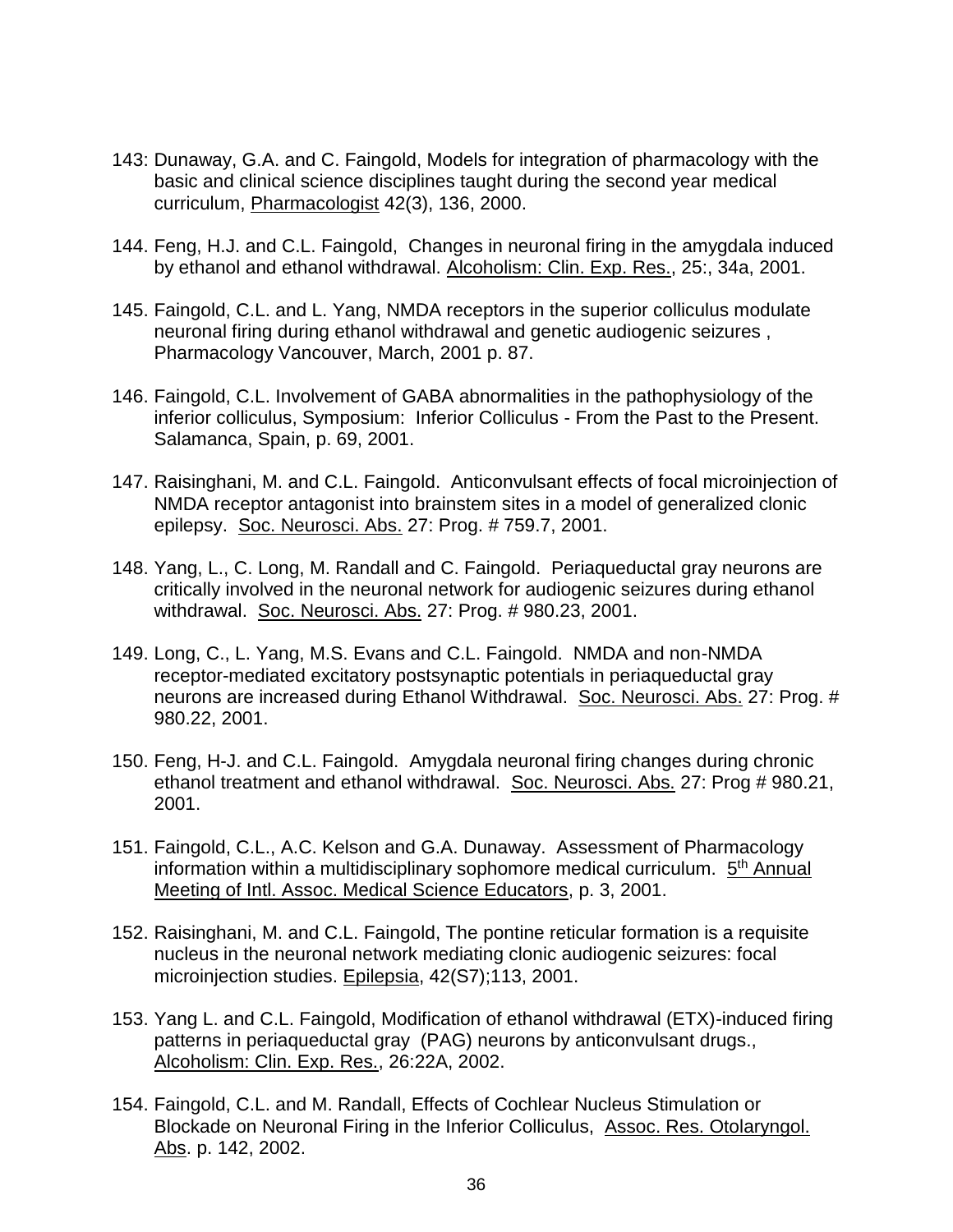143: Dunaway, G.A. and C. Faingold, Models for integration of pharmacology with the basic and clinical science disciplines taught during the second year medical curriculum, Pharmacologist 42(3), 136, 2000.

144. Feng, H.J. and C.L. Faingold, Changes in neuronal firing in the amygdala induced by ethanol and ethanol withdrawal. Alcoholism: Clin. Exp. Res., 25:, 34a, 2001.

145. Faingold, C.L. and L. Yang, NMDA receptors in the superior colliculus modulate neuronal firing during ethanol withdrawal and genetic audiogenic seizures , Pharmacology Vancouver, March, 2001 p. 87.

146. Faingold, C.L. Involvement of GABA abnormalities in the pathophysiology of the inferior colliculus, Symposium: Inferior Colliculus - From the Past to the Present. Salamanca, Spain, p. 69, 2001.

147. Raisinghani, M. and C.L. Faingold. Anticonvulsant effects of focal microinjection of NMDA receptor antagonist into brainstem sites in a model of generalized clonic epilepsy. Soc. Neurosci. Abs. 27: Prog. # 759.7, 2001.

148. Yang, L., C. Long, M. Randall and C. Faingold. Periaqueductal gray neurons are critically involved in the neuronal network for audiogenic seizures during ethanol withdrawal. Soc. Neurosci. Abs. 27: Prog. # 980.23, 2001.

149. Long, C., L. Yang, M.S. Evans and C.L. Faingold. NMDA and non-NMDA receptor-mediated excitatory postsynaptic potentials in periaqueductal gray neurons are increased during Ethanol Withdrawal. Soc. Neurosci. Abs. 27: Prog. # 980.22, 2001.

150. Feng, H-J. and C.L. Faingold. Amygdala neuronal firing changes during chronic ethanol treatment and ethanol withdrawal. Soc. Neurosci. Abs. 27: Prog # 980.21, 2001.

151. Faingold, C.L., A.C. Kelson and G.A. Dunaway. Assessment of Pharmacology information within a multidisciplinary sophomore medical curriculum. 5th Annual Meeting of Intl. Assoc. Medical Science Educators, p. 3, 2001.

152. Raisinghani, M. and C.L. Faingold, The pontine reticular formation is a requisite nucleus in the neuronal network mediating clonic audiogenic seizures: focal microinjection studies. Epilepsia, 42(S7);113, 2001.

153. Yang L. and C.L. Faingold, Modification of ethanol withdrawal (ETX)-induced firing patterns in periaqueductal gray (PAG) neurons by anticonvulsant drugs., Alcoholism: Clin. Exp. Res., 26:22A, 2002.

154. Faingold, C.L. and M. Randall, Effects of Cochlear Nucleus Stimulation or Blockade on Neuronal Firing in the Inferior Colliculus, Assoc. Res. Otolaryngol. Abs. p. 142, 2002.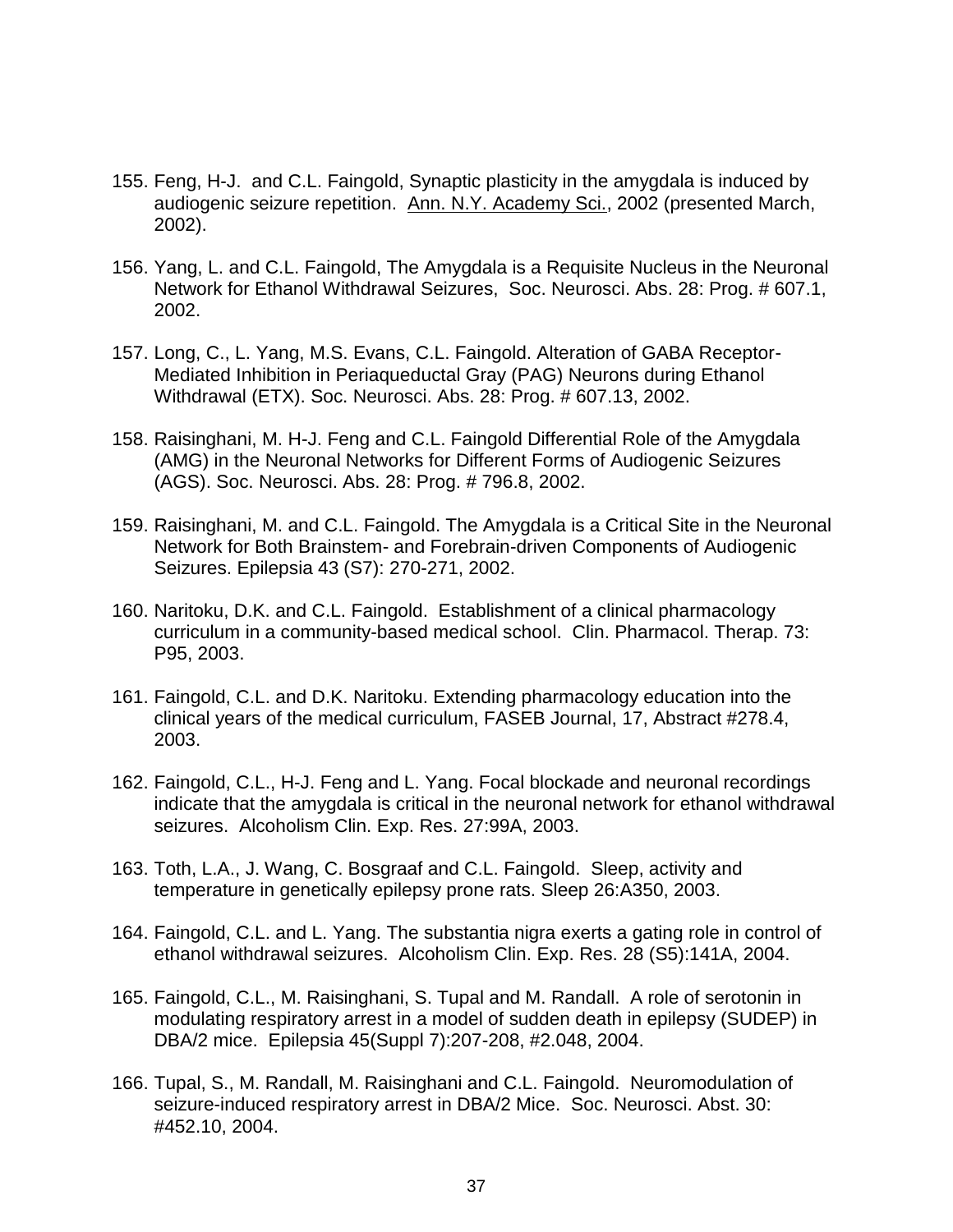155. Feng, H-J. and C.L. Faingold, Synaptic plasticity in the amygdala is induced by audiogenic seizure repetition. Ann. N.Y. Academy Sci., 2002 (presented March, 2002).

156. Yang, L. and C.L. Faingold, The Amygdala is a Requisite Nucleus in the Neuronal Network for Ethanol Withdrawal Seizures, Soc. Neurosci. Abs. 28: Prog. # 607.1, 2002.

157. Long, C., L. Yang, M.S. Evans, C.L. Faingold. Alteration of GABA Receptor-Mediated Inhibition in Periaqueductal Gray (PAG) Neurons during Ethanol Withdrawal (ETX). Soc. Neurosci. Abs. 28: Prog. # 607.13, 2002.

158. Raisinghani, M. H-J. Feng and C.L. Faingold Differential Role of the Amygdala (AMG) in the Neuronal Networks for Different Forms of Audiogenic Seizures (AGS). Soc. Neurosci. Abs. 28: Prog. # 796.8, 2002.

159. Raisinghani, M. and C.L. Faingold. The Amygdala is a Critical Site in the Neuronal Network for Both Brainstem- and Forebrain-driven Components of Audiogenic Seizures. Epilepsia 43 (S7): 270-271, 2002.

160. Naritoku, D.K. and C.L. Faingold. Establishment of a clinical pharmacology curriculum in a community-based medical school. Clin. Pharmacol. Therap. 73: P95, 2003.

161. Faingold, C.L. and D.K. Naritoku. Extending pharmacology education into the clinical years of the medical curriculum, FASEB Journal, 17, Abstract #278.4, 2003.

162. Faingold, C.L., H-J. Feng and L. Yang. Focal blockade and neuronal recordings indicate that the amygdala is critical in the neuronal network for ethanol withdrawal seizures. Alcoholism Clin. Exp. Res. 27:99A, 2003.

163. Toth, L.A., J. Wang, C. Bosgraaf and C.L. Faingold. Sleep, activity and temperature in genetically epilepsy prone rats. Sleep 26:A350, 2003.

164. Faingold, C.L. and L. Yang. The substantia nigra exerts a gating role in control of ethanol withdrawal seizures. Alcoholism Clin. Exp. Res. 28 (S5):141A, 2004.

165. Faingold, C.L., M. Raisinghani, S. Tupal and M. Randall. A role of serotonin in modulating respiratory arrest in a model of sudden death in epilepsy (SUDEP) in DBA/2 mice. Epilepsia 45(Suppl 7):207-208, #2.048, 2004.

166. Tupal, S., M. Randall, M. Raisinghani and C.L. Faingold. Neuromodulation of seizure-induced respiratory arrest in DBA/2 Mice. Soc. Neurosci. Abst. 30: #452.10, 2004.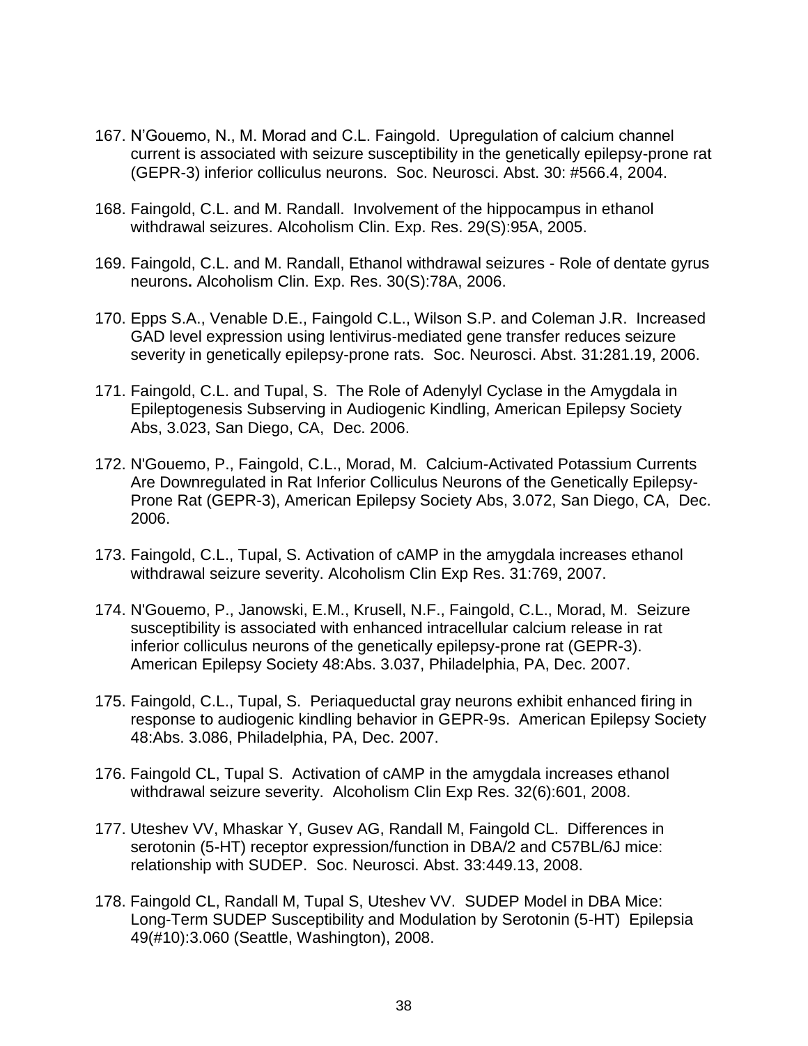167. N'Gouemo, N., M. Morad and C.L. Faingold. Upregulation of calcium channel current is associated with seizure susceptibility in the genetically epilepsy-prone rat (GEPR-3) inferior colliculus neurons. Soc. Neurosci. Abst. 30: #566.4, 2004.

168. Faingold, C.L. and M. Randall. Involvement of the hippocampus in ethanol withdrawal seizures. Alcoholism Clin. Exp. Res. 29(S):95A, 2005.

169. Faingold, C.L. and M. Randall, Ethanol withdrawal seizures - Role of dentate gyrus neurons**.** Alcoholism Clin. Exp. Res. 30(S):78A, 2006.

170. Epps S.A., Venable D.E., Faingold C.L., Wilson S.P. and Coleman J.R. Increased GAD level expression using lentivirus-mediated gene transfer reduces seizure severity in genetically epilepsy-prone rats. Soc. Neurosci. Abst. 31:281.19, 2006.

171. Faingold, C.L. and Tupal, S. The Role of Adenylyl Cyclase in the Amygdala in Epileptogenesis Subserving in Audiogenic Kindling, American Epilepsy Society Abs, 3.023, San Diego, CA, Dec. 2006.

172. N'Gouemo, P., Faingold, C.L., Morad, M. Calcium-Activated Potassium Currents Are Downregulated in Rat Inferior Colliculus Neurons of the Genetically Epilepsy-Prone Rat (GEPR-3), American Epilepsy Society Abs, 3.072, San Diego, CA, Dec. 2006.

173. Faingold, C.L., Tupal, S. Activation of cAMP in the amygdala increases ethanol withdrawal seizure severity. Alcoholism Clin Exp Res. 31:769, 2007.

174. N'Gouemo, P., Janowski, E.M., Krusell, N.F., Faingold, C.L., Morad, M. Seizure susceptibility is associated with enhanced intracellular calcium release in rat inferior colliculus neurons of the genetically epilepsy-prone rat (GEPR-3). American Epilepsy Society 48:Abs. 3.037, Philadelphia, PA, Dec. 2007.

175. Faingold, C.L., Tupal, S. Periaqueductal gray neurons exhibit enhanced firing in response to audiogenic kindling behavior in GEPR-9s. American Epilepsy Society 48:Abs. 3.086, Philadelphia, PA, Dec. 2007.

176. Faingold CL, Tupal S. Activation of cAMP in the amygdala increases ethanol withdrawal seizure severity. Alcoholism Clin Exp Res. 32(6):601, 2008.

177. Uteshev VV, Mhaskar Y, Gusev AG, Randall M, Faingold CL. Differences in serotonin (5-HT) receptor expression/function in DBA/2 and C57BL/6J mice: relationship with SUDEP. Soc. Neurosci. Abst. 33:449.13, 2008.

178. Faingold CL, Randall M, Tupal S, Uteshev VV. SUDEP Model in DBA Mice: Long-Term SUDEP Susceptibility and Modulation by Serotonin (5-HT) Epilepsia 49(#10):3.060 (Seattle, Washington), 2008.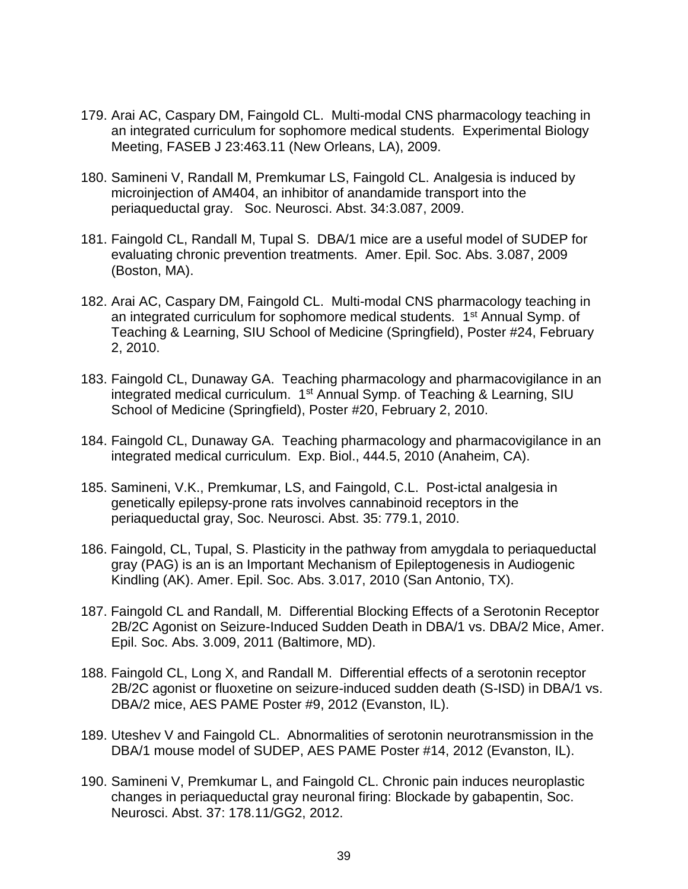179. Arai AC, Caspary DM, Faingold CL. Multi-modal CNS pharmacology teaching in an integrated curriculum for sophomore medical students. Experimental Biology Meeting, FASEB J 23:463.11 (New Orleans, LA), 2009.

180. Samineni V, Randall M, Premkumar LS, Faingold CL. Analgesia is induced by microinjection of AM404, an inhibitor of anandamide transport into the periaqueductal gray. Soc. Neurosci. Abst. 34:3.087, 2009.

181. Faingold CL, Randall M, Tupal S. DBA/1 mice are a useful model of SUDEP for evaluating chronic prevention treatments. Amer. Epil. Soc. Abs. 3.087, 2009 (Boston, MA).

182. Arai AC, Caspary DM, Faingold CL. Multi-modal CNS pharmacology teaching in an integrated curriculum for sophomore medical students. 1st Annual Symp. of Teaching & Learning, SIU School of Medicine (Springfield), Poster #24, February 2, 2010.

183. Faingold CL, Dunaway GA. Teaching pharmacology and pharmacovigilance in an integrated medical curriculum. 1st Annual Symp. of Teaching & Learning, SIU School of Medicine (Springfield), Poster #20, February 2, 2010.

184. Faingold CL, Dunaway GA. Teaching pharmacology and pharmacovigilance in an integrated medical curriculum. Exp. Biol., 444.5, 2010 (Anaheim, CA).

185. Samineni, V.K., Premkumar, LS, and Faingold, C.L. Post-ictal analgesia in genetically epilepsy-prone rats involves cannabinoid receptors in the periaqueductal gray, Soc. Neurosci. Abst. 35: 779.1, 2010.

186. Faingold, CL, Tupal, S. Plasticity in the pathway from amygdala to periaqueductal gray (PAG) is an is an Important Mechanism of Epileptogenesis in Audiogenic Kindling (AK). Amer. Epil. Soc. Abs. 3.017, 2010 (San Antonio, TX).

187. Faingold CL and Randall, M. Differential Blocking Effects of a Serotonin Receptor 2B/2C Agonist on Seizure-Induced Sudden Death in DBA/1 vs. DBA/2 Mice, Amer. Epil. Soc. Abs. 3.009, 2011 (Baltimore, MD).

188. Faingold CL, Long X, and Randall M. Differential effects of a serotonin receptor 2B/2C agonist or fluoxetine on seizure-induced sudden death (S-ISD) in DBA/1 vs. DBA/2 mice, AES PAME Poster #9, 2012 (Evanston, IL).

189. Uteshev V and Faingold CL. Abnormalities of serotonin neurotransmission in the DBA/1 mouse model of SUDEP, AES PAME Poster #14, 2012 (Evanston, IL).

190. Samineni V, Premkumar L, and Faingold CL. Chronic pain induces neuroplastic changes in periaqueductal gray neuronal firing: Blockade by gabapentin, Soc. Neurosci. Abst. 37: 178.11/GG2, 2012.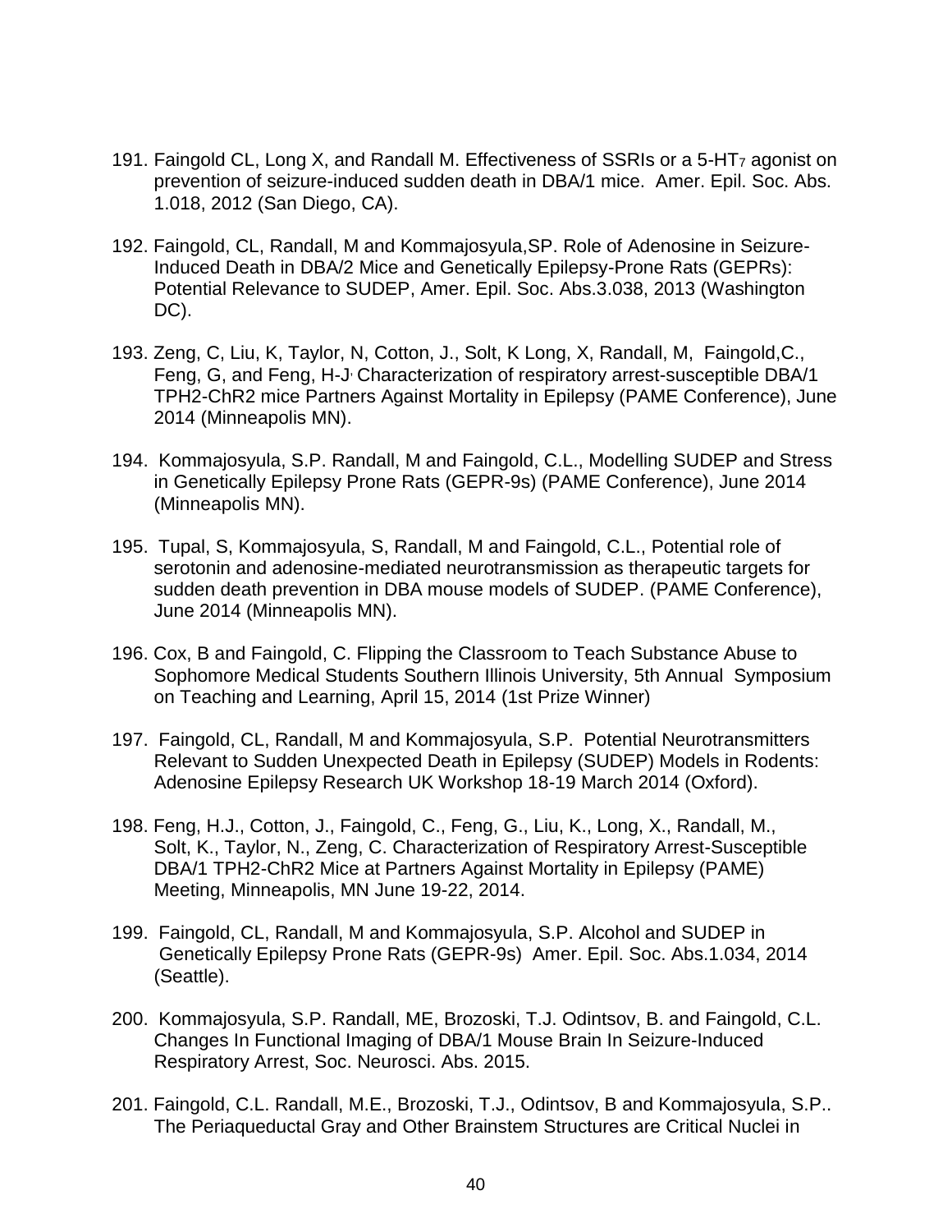191. Faingold CL, Long X, and Randall M. Effectiveness of SSRIs or a 5-HT$_7$ agonist on prevention of seizure-induced sudden death in DBA/1 mice. Amer. Epil. Soc. Abs. 1.018, 2012 (San Diego, CA).

192. Faingold, CL, Randall, M and Kommajosyula,SP. Role of Adenosine in Seizure-Induced Death in DBA/2 Mice and Genetically Epilepsy-Prone Rats (GEPRs): Potential Relevance to SUDEP, Amer. Epil. Soc. Abs.3.038, 2013 (Washington DC).

193. Zeng, C, Liu, K, Taylor, N, Cotton, J., Solt, K Long, X, Randall, M, Faingold,C., Feng, G, and Feng, H-J, Characterization of respiratory arrest-susceptible DBA/1 TPH2-ChR2 mice Partners Against Mortality in Epilepsy (PAME Conference), June 2014 (Minneapolis MN).

194. Kommajosyula, S.P. Randall, M and Faingold, C.L., Modelling SUDEP and Stress in Genetically Epilepsy Prone Rats (GEPR-9s) (PAME Conference), June 2014 (Minneapolis MN).

195. Tupal, S, Kommajosyula, S, Randall, M and Faingold, C.L., Potential role of serotonin and adenosine-mediated neurotransmission as therapeutic targets for sudden death prevention in DBA mouse models of SUDEP. (PAME Conference), June 2014 (Minneapolis MN).

196. Cox, B and Faingold, C. Flipping the Classroom to Teach Substance Abuse to Sophomore Medical Students Southern Illinois University, 5th Annual Symposium on Teaching and Learning, April 15, 2014 (1st Prize Winner)

197. Faingold, CL, Randall, M and Kommajosyula, S.P. Potential Neurotransmitters Relevant to Sudden Unexpected Death in Epilepsy (SUDEP) Models in Rodents: Adenosine Epilepsy Research UK Workshop 18-19 March 2014 (Oxford).

198. Feng, H.J., Cotton, J., Faingold, C., Feng, G., Liu, K., Long, X., Randall, M., Solt, K., Taylor, N., Zeng, C. Characterization of Respiratory Arrest-Susceptible DBA/1 TPH2-ChR2 Mice at Partners Against Mortality in Epilepsy (PAME) Meeting, Minneapolis, MN June 19-22, 2014.

199. Faingold, CL, Randall, M and Kommajosyula, S.P. Alcohol and SUDEP in Genetically Epilepsy Prone Rats (GEPR-9s) Amer. Epil. Soc. Abs.1.034, 2014 (Seattle).

200. Kommajosyula, S.P. Randall, ME, Brozoski, T.J. Odintsov, B. and Faingold, C.L. Changes In Functional Imaging of DBA/1 Mouse Brain In Seizure-Induced Respiratory Arrest, Soc. Neurosci. Abs. 2015.

201. Faingold, C.L. Randall, M.E., Brozoski, T.J., Odintsov, B and Kommajosyula, S.P.. The Periaqueductal Gray and Other Brainstem Structures are Critical Nuclei in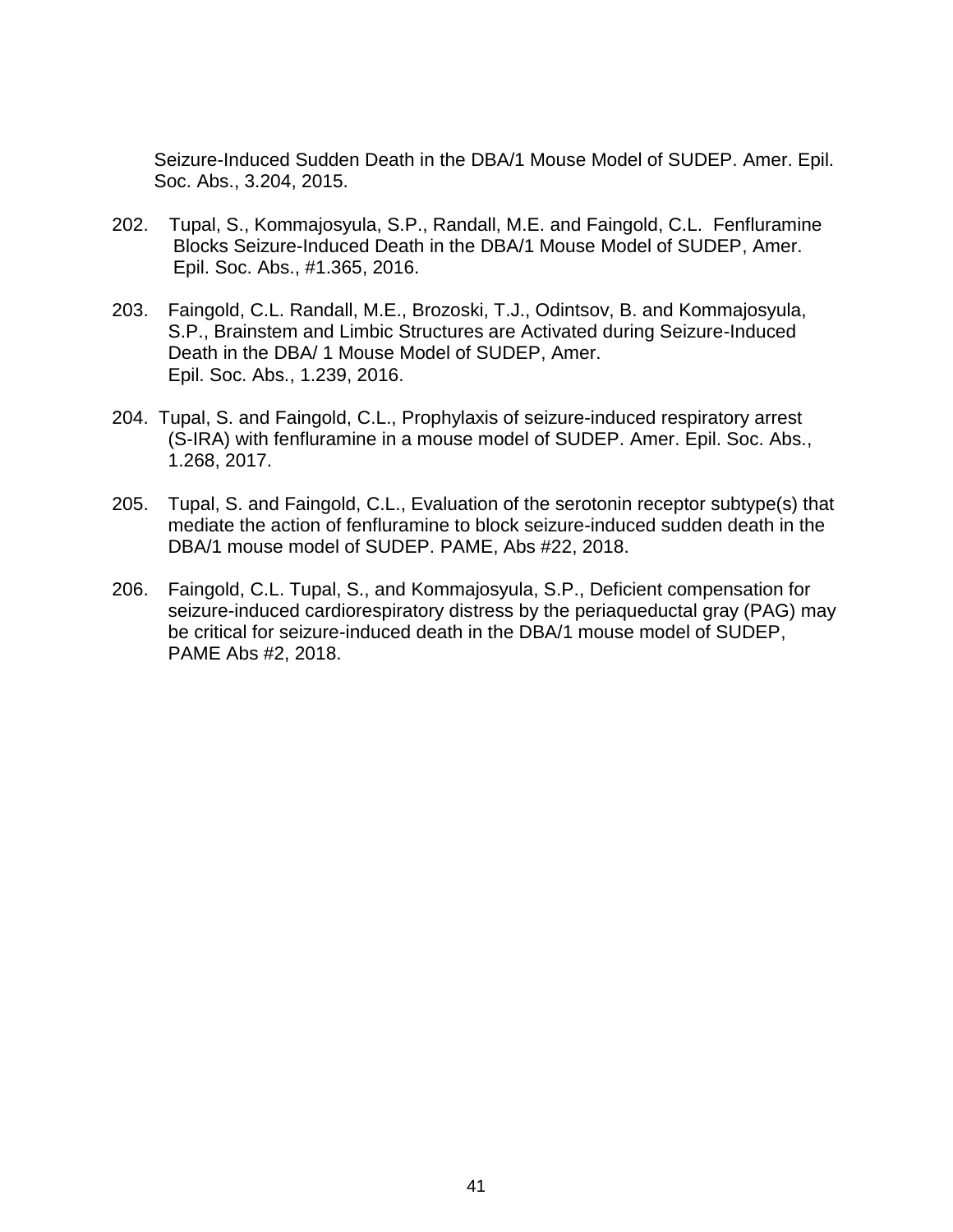Seizure-Induced Sudden Death in the DBA/1 Mouse Model of SUDEP. Amer. Epil. Soc. Abs., 3.204, 2015.

202. Tupal, S., Kommajosyula, S.P., Randall, M.E. and Faingold, C.L. Fenfluramine Blocks Seizure-Induced Death in the DBA/1 Mouse Model of SUDEP, Amer. Epil. Soc. Abs., #1.365, 2016.

203. Faingold, C.L. Randall, M.E., Brozoski, T.J., Odintsov, B. and Kommajosyula, S.P., Brainstem and Limbic Structures are Activated during Seizure-Induced Death in the DBA/ 1 Mouse Model of SUDEP, Amer. Epil. Soc. Abs., 1.239, 2016.

204. Tupal, S. and Faingold, C.L., Prophylaxis of seizure-induced respiratory arrest (S-IRA) with fenfluramine in a mouse model of SUDEP. Amer. Epil. Soc. Abs., 1.268, 2017.

205. Tupal, S. and Faingold, C.L., Evaluation of the serotonin receptor subtype(s) that mediate the action of fenfluramine to block seizure-induced sudden death in the DBA/1 mouse model of SUDEP. PAME, Abs #22, 2018.

206. Faingold, C.L. Tupal, S., and Kommajosyula, S.P., Deficient compensation for seizure-induced cardiorespiratory distress by the periaqueductal gray (PAG) may be critical for seizure-induced death in the DBA/1 mouse model of SUDEP, PAME Abs #2, 2018.